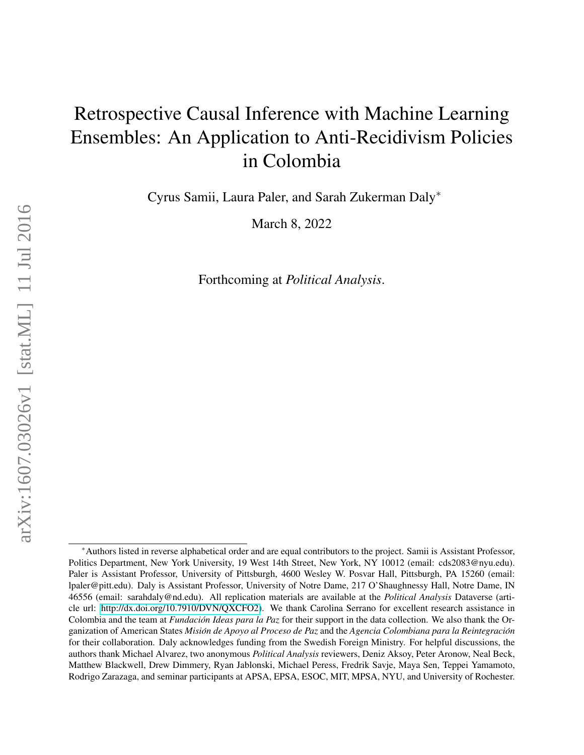# Retrospective Causal Inference with Machine Learning Ensembles: An Application to Anti-Recidivism Policies in Colombia

Cyrus Samii, Laura Paler, and Sarah Zukerman Daly*

March 8, 2022

Forthcoming at *Political Analysis*.

---

*Authors listed in reverse alphabetical order and are equal contributors to the project. Samii is Assistant Professor, Politics Department, New York University, 19 West 14th Street, New York, NY 10012 (email: cds2083@nyu.edu). Paler is Assistant Professor, University of Pittsburgh, 4600 Wesley W. Posvar Hall, Pittsburgh, PA 15260 (email: lpaler@pitt.edu). Daly is Assistant Professor, University of Notre Dame, 217 O'Shaughnessy Hall, Notre Dame, IN 46556 (email: sarahdaly@nd.edu). All replication materials are available at the *Political Analysis* Dataverse (article url: http://dx.doi.org/10.7910/DVN/QXCFO2). We thank Carolina Serrano for excellent research assistance in Colombia and the team at *Fundación Ideas para la Paz* for their support in the data collection. We also thank the Organization of American States *Misión de Apoyo al Proceso de Paz* and the *Agencia Colombiana para la Reintegración* for their collaboration. Daly acknowledges funding from the Swedish Foreign Ministry. For helpful discussions, the authors thank Michael Alvarez, two anonymous *Political Analysis* reviewers, Deniz Aksoy, Peter Aronow, Neal Beck, Matthew Blackwell, Drew Dimmery, Ryan Jablonski, Michael Peress, Fredrik Savje, Maya Sen, Teppei Yamamoto, Rodrigo Zarazaga, and seminar participants at APSA, EPSA, ESOC, MIT, MPSA, NYU, and University of Rochester.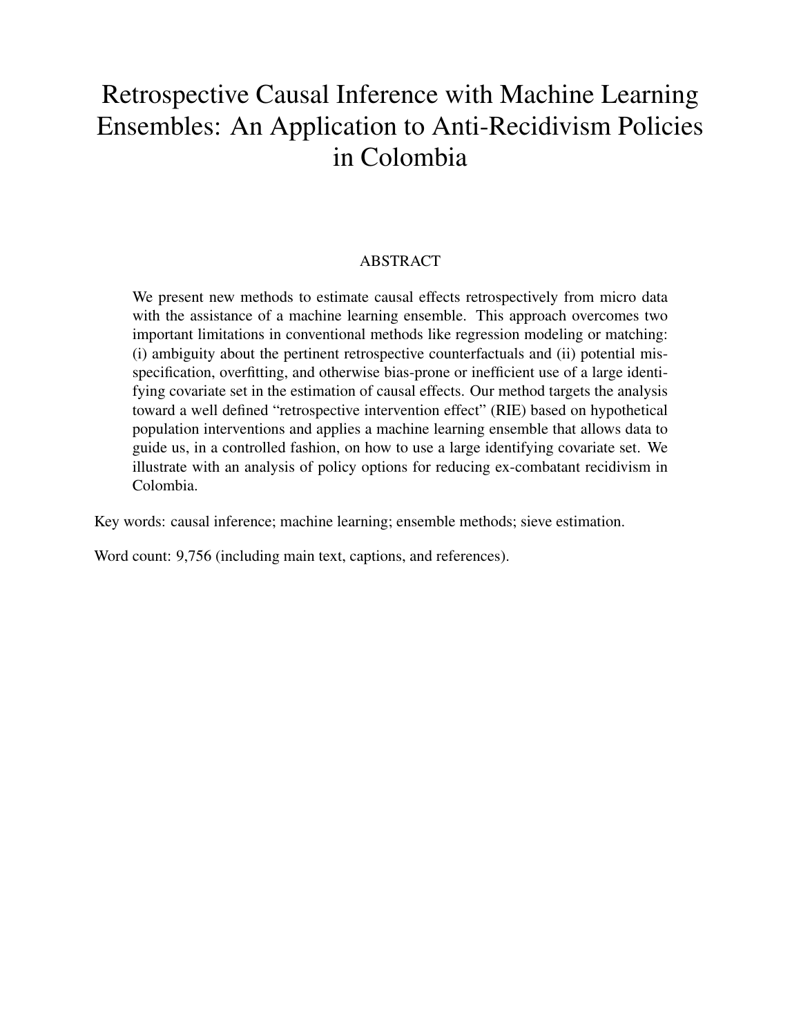# Retrospective Causal Inference with Machine Learning Ensembles: An Application to Anti-Recidivism Policies in Colombia

## ABSTRACT

We present new methods to estimate causal effects retrospectively from micro data with the assistance of a machine learning ensemble. This approach overcomes two important limitations in conventional methods like regression modeling or matching: (i) ambiguity about the pertinent retrospective counterfactuals and (ii) potential misspecification, overfitting, and otherwise bias-prone or inefficient use of a large identifying covariate set in the estimation of causal effects. Our method targets the analysis toward a well defined "retrospective intervention effect" (RIE) based on hypothetical population interventions and applies a machine learning ensemble that allows data to guide us, in a controlled fashion, on how to use a large identifying covariate set. We illustrate with an analysis of policy options for reducing ex-combatant recidivism in Colombia.

Key words: causal inference; machine learning; ensemble methods; sieve estimation.

Word count: 9,756 (including main text, captions, and references).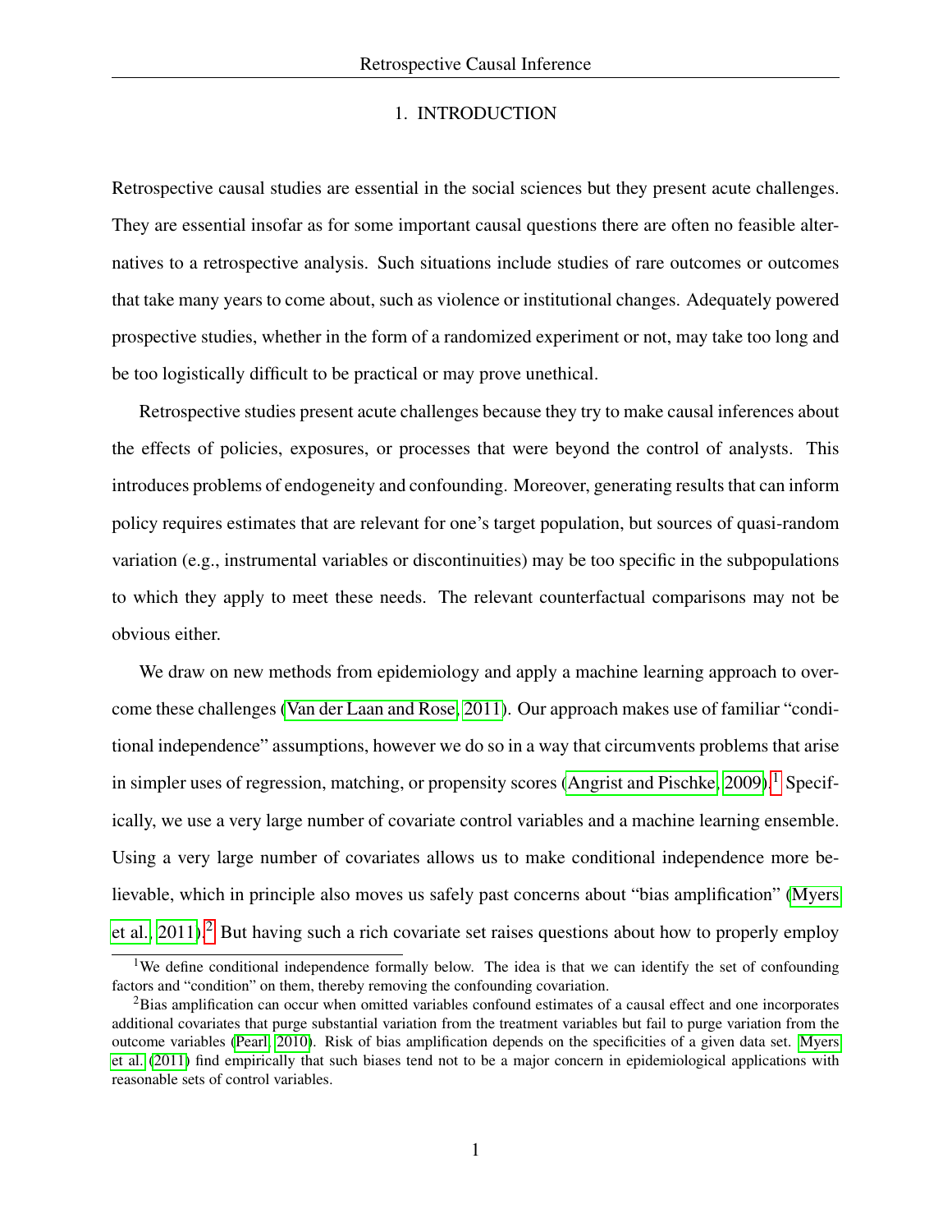# 1. INTRODUCTION

Retrospective causal studies are essential in the social sciences but they present acute challenges. They are essential insofar as for some important causal questions there are often no feasible alternatives to a retrospective analysis. Such situations include studies of rare outcomes or outcomes that take many years to come about, such as violence or institutional changes. Adequately powered prospective studies, whether in the form of a randomized experiment or not, may take too long and be too logistically difficult to be practical or may prove unethical.

Retrospective studies present acute challenges because they try to make causal inferences about the effects of policies, exposures, or processes that were beyond the control of analysts. This introduces problems of endogeneity and confounding. Moreover, generating results that can inform policy requires estimates that are relevant for one's target population, but sources of quasi-random variation (e.g., instrumental variables or discontinuities) may be too specific in the subpopulations to which they apply to meet these needs. The relevant counterfactual comparisons may not be obvious either.

We draw on new methods from epidemiology and apply a machine learning approach to overcome these challenges (Van der Laan and Rose, 2011). Our approach makes use of familiar "conditional independence" assumptions, however we do so in a way that circumvents problems that arise in simpler uses of regression, matching, or propensity scores (Angrist and Pischke, 2009).[1] Specifically, we use a very large number of covariate control variables and a machine learning ensemble. Using a very large number of covariates allows us to make conditional independence more believable, which in principle also moves us safely past concerns about "bias amplification" (Myers et al., 2011).[2] But having such a rich covariate set raises questions about how to properly employ

[1] We define conditional independence formally below. The idea is that we can identify the set of confounding factors and "condition" on them, thereby removing the confounding covariation.

[2] Bias amplification can occur when omitted variables confound estimates of a causal effect and one incorporates additional covariates that purge substantial variation from the treatment variables but fail to purge variation from the outcome variables (Pearl, 2010). Risk of bias amplification depends on the specificities of a given data set. Myers et al. (2011) find empirically that such biases tend not to be a major concern in epidemiological applications with reasonable sets of control variables.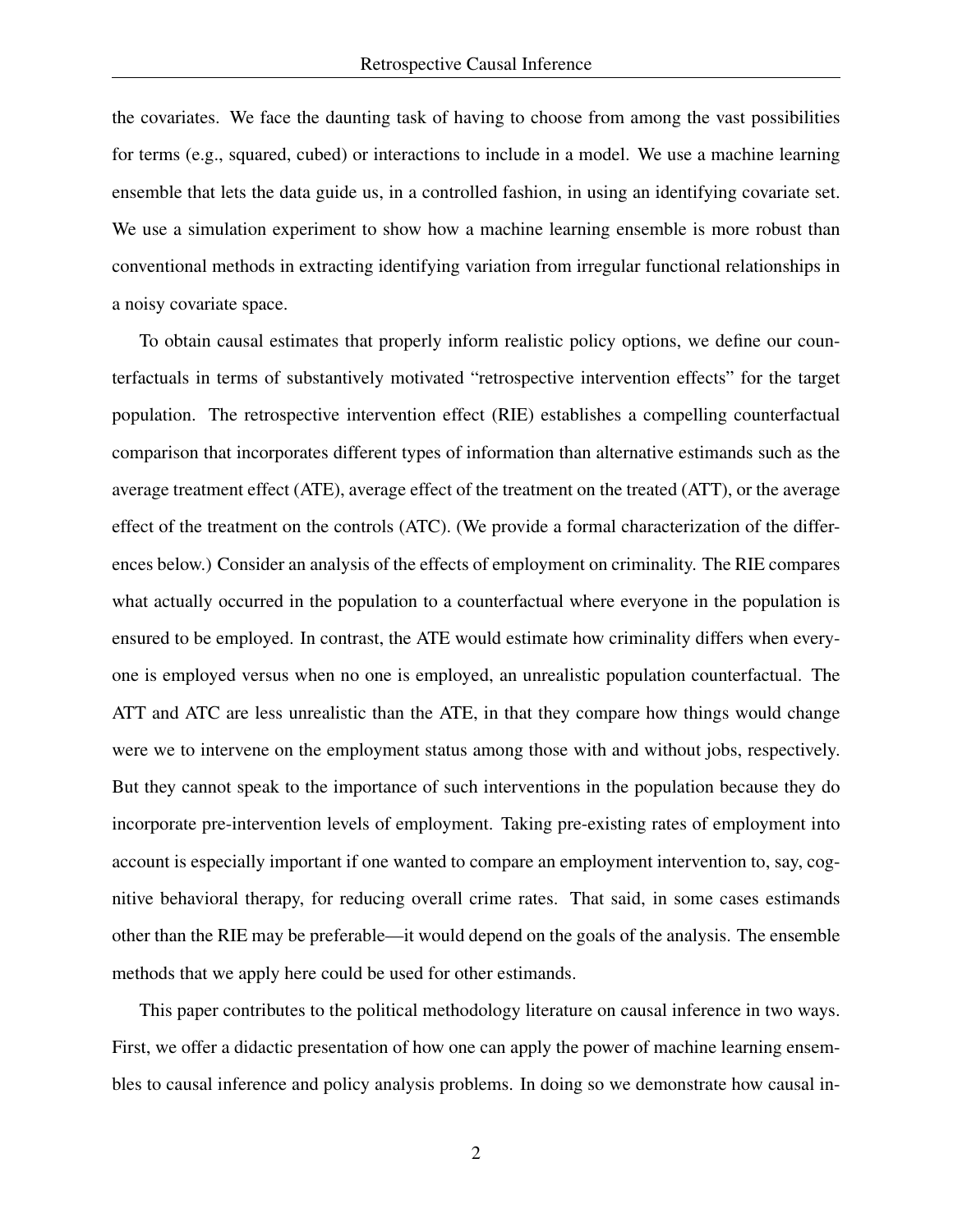the covariates. We face the daunting task of having to choose from among the vast possibilities for terms (e.g., squared, cubed) or interactions to include in a model. We use a machine learning ensemble that lets the data guide us, in a controlled fashion, in using an identifying covariate set. We use a simulation experiment to show how a machine learning ensemble is more robust than conventional methods in extracting identifying variation from irregular functional relationships in a noisy covariate space.

To obtain causal estimates that properly inform realistic policy options, we define our counterfactuals in terms of substantively motivated "retrospective intervention effects" for the target population. The retrospective intervention effect (RIE) establishes a compelling counterfactual comparison that incorporates different types of information than alternative estimands such as the average treatment effect (ATE), average effect of the treatment on the treated (ATT), or the average effect of the treatment on the controls (ATC). (We provide a formal characterization of the differences below.) Consider an analysis of the effects of employment on criminality. The RIE compares what actually occurred in the population to a counterfactual where everyone in the population is ensured to be employed. In contrast, the ATE would estimate how criminality differs when everyone is employed versus when no one is employed, an unrealistic population counterfactual. The ATT and ATC are less unrealistic than the ATE, in that they compare how things would change were we to intervene on the employment status among those with and without jobs, respectively. But they cannot speak to the importance of such interventions in the population because they do incorporate pre-intervention levels of employment. Taking pre-existing rates of employment into account is especially important if one wanted to compare an employment intervention to, say, cognitive behavioral therapy, for reducing overall crime rates. That said, in some cases estimands other than the RIE may be preferable—it would depend on the goals of the analysis. The ensemble methods that we apply here could be used for other estimands.

This paper contributes to the political methodology literature on causal inference in two ways. First, we offer a didactic presentation of how one can apply the power of machine learning ensembles to causal inference and policy analysis problems. In doing so we demonstrate how causal in-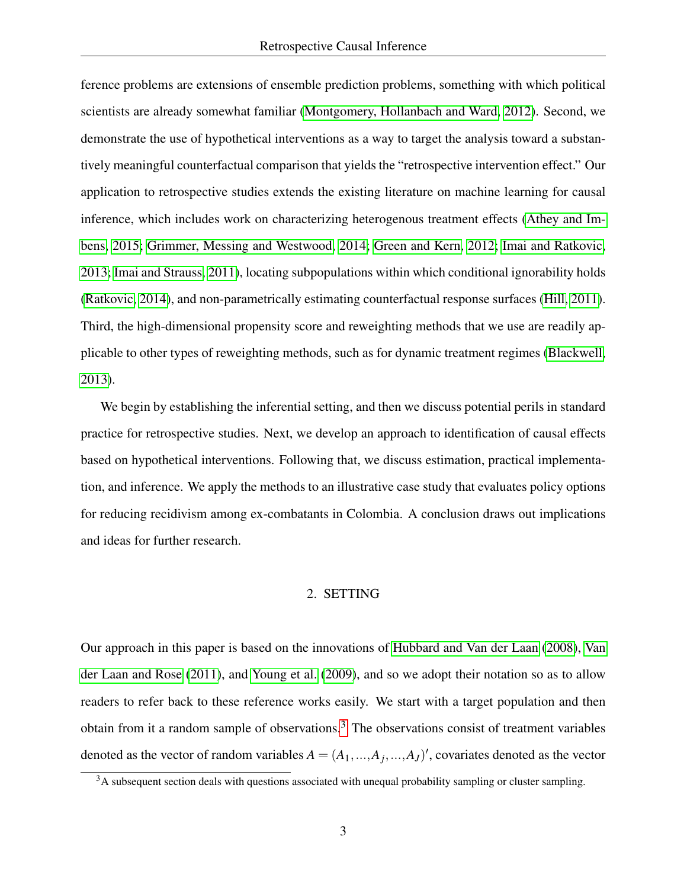ference problems are extensions of ensemble prediction problems, something with which political scientists are already somewhat familiar (Montgomery, Hollanbach and Ward, 2012). Second, we demonstrate the use of hypothetical interventions as a way to target the analysis toward a substantively meaningful counterfactual comparison that yields the "retrospective intervention effect." Our application to retrospective studies extends the existing literature on machine learning for causal inference, which includes work on characterizing heterogenous treatment effects (Athey and Imbens, 2015; Grimmer, Messing and Westwood, 2014; Green and Kern, 2012; Imai and Ratkovic, 2013; Imai and Strauss, 2011), locating subpopulations within which conditional ignorability holds (Ratkovic, 2014), and non-parametrically estimating counterfactual response surfaces (Hill, 2011). Third, the high-dimensional propensity score and reweighting methods that we use are readily applicable to other types of reweighting methods, such as for dynamic treatment regimes (Blackwell, 2013).

We begin by establishing the inferential setting, and then we discuss potential perils in standard practice for retrospective studies. Next, we develop an approach to identification of causal effects based on hypothetical interventions. Following that, we discuss estimation, practical implementation, and inference. We apply the methods to an illustrative case study that evaluates policy options for reducing recidivism among ex-combatants in Colombia. A conclusion draws out implications and ideas for further research.

## 2. SETTING

Our approach in this paper is based on the innovations of Hubbard and Van der Laan (2008), Van der Laan and Rose (2011), and Young et al. (2009), and so we adopt their notation so as to allow readers to refer back to these reference works easily. We start with a target population and then obtain from it a random sample of observations.[3] The observations consist of treatment variables denoted as the vector of random variables $A = (A_1, ..., A_j, ..., A_J)'$, covariates denoted as the vector

[3] A subsequent section deals with questions associated with unequal probability sampling or cluster sampling.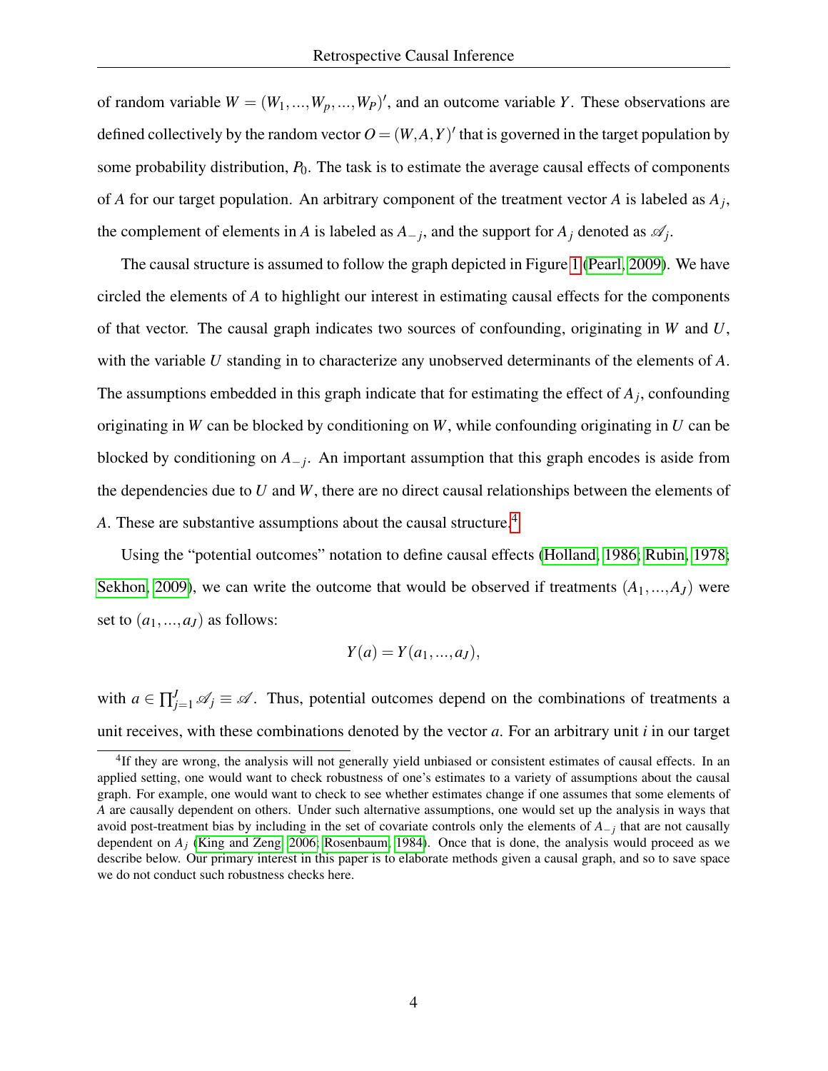of random variable $W = (W_1, ..., W_p, ..., W_P)'$, and an outcome variable $Y$. These observations are defined collectively by the random vector $O = (W, A, Y)'$ that is governed in the target population by some probability distribution, $P_0$. The task is to estimate the average causal effects of components of $A$ for our target population. An arbitrary component of the treatment vector $A$ is labeled as $A_j$, the complement of elements in $A$ is labeled as $A_{-j}$, and the support for $A_j$ denoted as $\mathscr{A}_j$.

The causal structure is assumed to follow the graph depicted in Figure 1 (Pearl, 2009). We have circled the elements of $A$ to highlight our interest in estimating causal effects for the components of that vector. The causal graph indicates two sources of confounding, originating in $W$ and $U$, with the variable $U$ standing in to characterize any unobserved determinants of the elements of $A$. The assumptions embedded in this graph indicate that for estimating the effect of $A_j$, confounding originating in $W$ can be blocked by conditioning on $W$, while confounding originating in $U$ can be blocked by conditioning on $A_{-j}$. An important assumption that this graph encodes is aside from the dependencies due to $U$ and $W$, there are no direct causal relationships between the elements of $A$. These are substantive assumptions about the causal structure.[4]

Using the "potential outcomes" notation to define causal effects (Holland, 1986; Rubin, 1978; Sekhon, 2009), we can write the outcome that would be observed if treatments $(A_1, ..., A_J)$ were set to $(a_1, ..., a_J)$ as follows:

$$Y(a) = Y(a_1, ..., a_J),$$

with $a \in \prod_{j=1}^{J} \mathscr{A}_j \equiv \mathscr{A}$. Thus, potential outcomes depend on the combinations of treatments a unit receives, with these combinations denoted by the vector $a$. For an arbitrary unit $i$ in our target

[4] If they are wrong, the analysis will not generally yield unbiased or consistent estimates of causal effects. In an applied setting, one would want to check robustness of one's estimates to a variety of assumptions about the causal graph. For example, one would want to check to see whether estimates change if one assumes that some elements of $A$ are causally dependent on others. Under such alternative assumptions, one would set up the analysis in ways that avoid post-treatment bias by including in the set of covariate controls only the elements of $A_{-j}$ that are not causally dependent on $A_j$ (King and Zeng, 2006; Rosenbaum, 1984). Once that is done, the analysis would proceed as we describe below. Our primary interest in this paper is to elaborate methods given a causal graph, and so to save space we do not conduct such robustness checks here.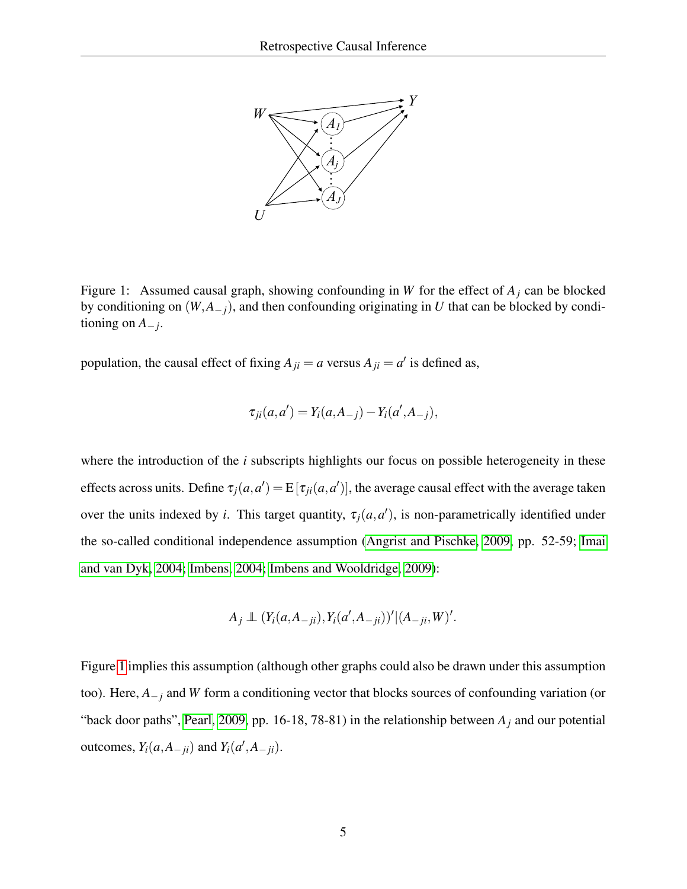Figure 1: Assumed causal graph, showing confounding in $W$ for the effect of $A_j$ can be blocked by conditioning on $(W, A_{-j})$, and then confounding originating in $U$ that can be blocked by conditioning on $A_{-j}$.

population, the causal effect of fixing $A_{ji} = a$ versus $A_{ji} = a'$ is defined as,

$$\tau_{ji}(a,a') = Y_i(a, A_{-j}) - Y_i(a', A_{-j}),$$

where the introduction of the $i$ subscripts highlights our focus on possible heterogeneity in these effects across units. Define $\tau_j(a,a') = \mathrm{E}[\tau_{ji}(a,a')]$, the average causal effect with the average taken over the units indexed by $i$. This target quantity, $\tau_j(a,a')$, is non-parametrically identified under the so-called conditional independence assumption (Angrist and Pischke, 2009, pp. 52-59; Imai and van Dyk, 2004; Imbens, 2004; Imbens and Wooldridge, 2009):

$$A_j \perp\!\!\!\perp (Y_i(a, A_{-ji}), Y_i(a', A_{-ji}))' | (A_{-ji}, W)'.$$

Figure 1 implies this assumption (although other graphs could also be drawn under this assumption too). Here, $A_{-j}$ and $W$ form a conditioning vector that blocks sources of confounding variation (or "back door paths", Pearl, 2009, pp. 16-18, 78-81) in the relationship between $A_j$ and our potential outcomes, $Y_i(a, A_{-ji})$ and $Y_i(a', A_{-ji})$.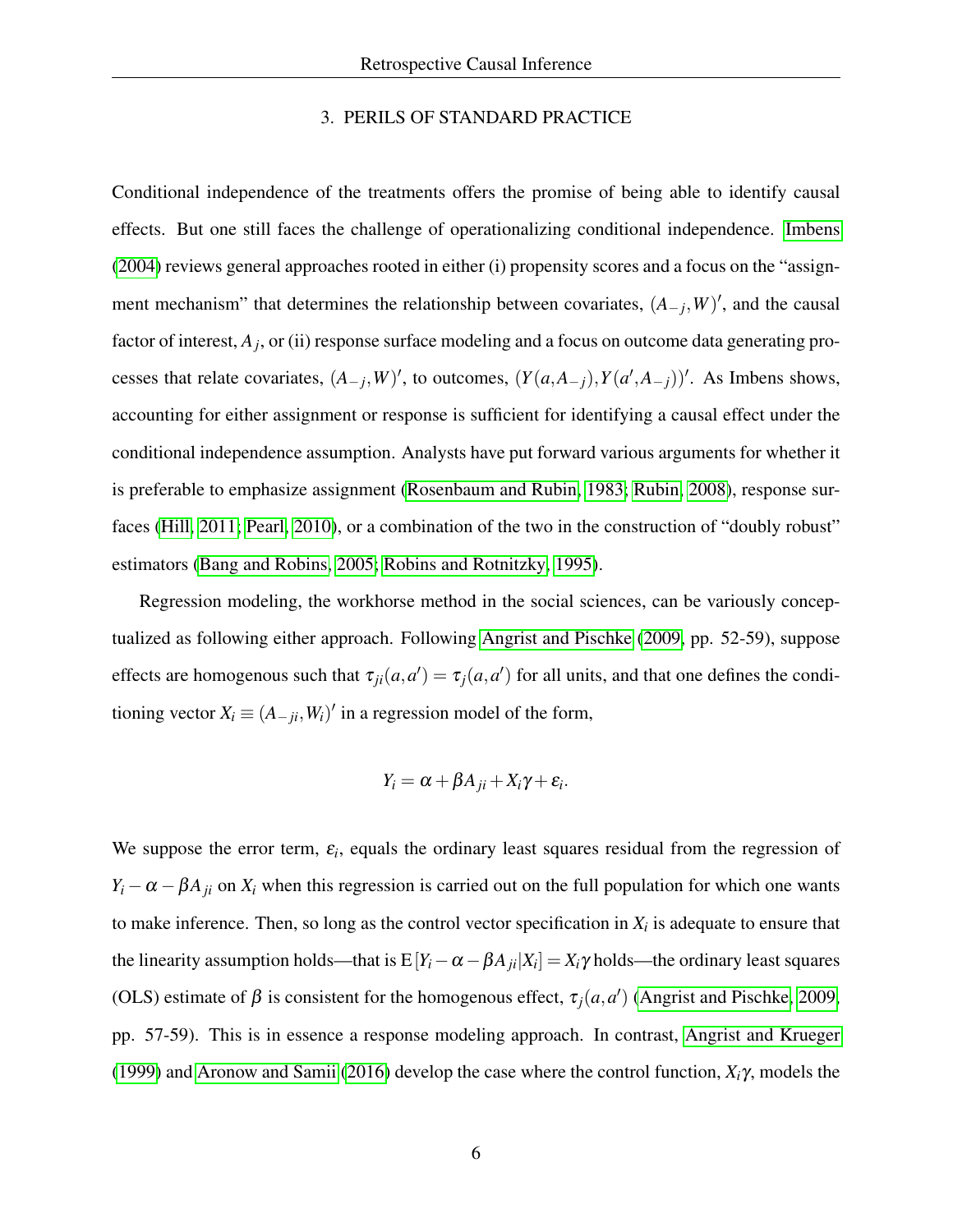## 3. PERILS OF STANDARD PRACTICE

Conditional independence of the treatments offers the promise of being able to identify causal effects. But one still faces the challenge of operationalizing conditional independence. Imbens (2004) reviews general approaches rooted in either (i) propensity scores and a focus on the "assignment mechanism" that determines the relationship between covariates, $(A_{-j}, W)'$, and the causal factor of interest, $A_j$, or (ii) response surface modeling and a focus on outcome data generating processes that relate covariates, $(A_{-j}, W)'$, to outcomes, $(Y(a, A_{-j}), Y(a', A_{-j}))'$. As Imbens shows, accounting for either assignment or response is sufficient for identifying a causal effect under the conditional independence assumption. Analysts have put forward various arguments for whether it is preferable to emphasize assignment (Rosenbaum and Rubin, 1983; Rubin, 2008), response surfaces (Hill, 2011; Pearl, 2010), or a combination of the two in the construction of "doubly robust" estimators (Bang and Robins, 2005; Robins and Rotnitzky, 1995).

Regression modeling, the workhorse method in the social sciences, can be variously conceptualized as following either approach. Following Angrist and Pischke (2009, pp. 52-59), suppose effects are homogenous such that $\tau_{ji}(a, a') = \tau_j(a, a')$ for all units, and that one defines the conditioning vector $X_i \equiv (A_{-ji}, W_i)'$ in a regression model of the form,

$$Y_i = \alpha + \beta A_{ji} + X_i \gamma + \varepsilon_i.$$

We suppose the error term, $\varepsilon_i$, equals the ordinary least squares residual from the regression of $Y_i - \alpha - \beta A_{ji}$ on $X_i$ when this regression is carried out on the full population for which one wants to make inference. Then, so long as the control vector specification in $X_i$ is adequate to ensure that the linearity assumption holds—that is $\mathrm{E}[Y_i - \alpha - \beta A_{ji} | X_i] = X_i \gamma$ holds—the ordinary least squares (OLS) estimate of $\beta$ is consistent for the homogenous effect, $\tau_j(a, a')$ (Angrist and Pischke, 2009, pp. 57-59). This is in essence a response modeling approach. In contrast, Angrist and Krueger (1999) and Aronow and Samii (2016) develop the case where the control function, $X_i \gamma$, models the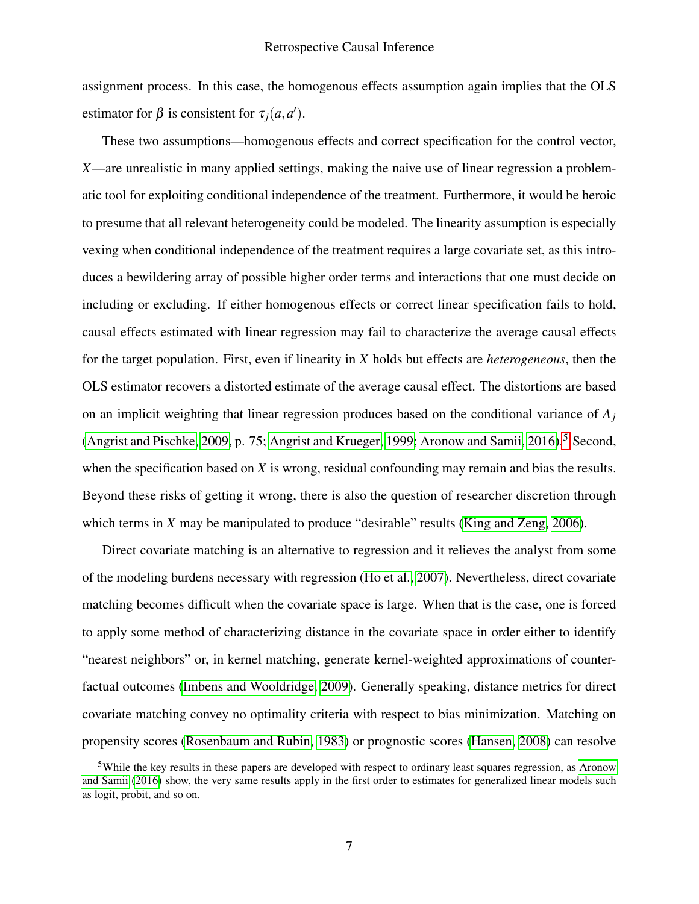assignment process. In this case, the homogenous effects assumption again implies that the OLS estimator for $\beta$ is consistent for $\tau_j(a,a')$.

These two assumptions—homogenous effects and correct specification for the control vector, $X$—are unrealistic in many applied settings, making the naive use of linear regression a problematic tool for exploiting conditional independence of the treatment. Furthermore, it would be heroic to presume that all relevant heterogeneity could be modeled. The linearity assumption is especially vexing when conditional independence of the treatment requires a large covariate set, as this introduces a bewildering array of possible higher order terms and interactions that one must decide on including or excluding. If either homogenous effects or correct linear specification fails to hold, causal effects estimated with linear regression may fail to characterize the average causal effects for the target population. First, even if linearity in $X$ holds but effects are *heterogeneous*, then the OLS estimator recovers a distorted estimate of the average causal effect. The distortions are based on an implicit weighting that linear regression produces based on the conditional variance of $A_j$ (Angrist and Pischke, 2009, p. 75; Angrist and Krueger, 1999; Aronow and Samii, 2016).[5] Second, when the specification based on $X$ is wrong, residual confounding may remain and bias the results. Beyond these risks of getting it wrong, there is also the question of researcher discretion through which terms in $X$ may be manipulated to produce "desirable" results (King and Zeng, 2006).

Direct covariate matching is an alternative to regression and it relieves the analyst from some of the modeling burdens necessary with regression (Ho et al., 2007). Nevertheless, direct covariate matching becomes difficult when the covariate space is large. When that is the case, one is forced to apply some method of characterizing distance in the covariate space in order either to identify "nearest neighbors" or, in kernel matching, generate kernel-weighted approximations of counterfactual outcomes (Imbens and Wooldridge, 2009). Generally speaking, distance metrics for direct covariate matching convey no optimality criteria with respect to bias minimization. Matching on propensity scores (Rosenbaum and Rubin, 1983) or prognostic scores (Hansen, 2008) can resolve

[5] While the key results in these papers are developed with respect to ordinary least squares regression, as Aronow and Samii (2016) show, the very same results apply in the first order to estimates for generalized linear models such as logit, probit, and so on.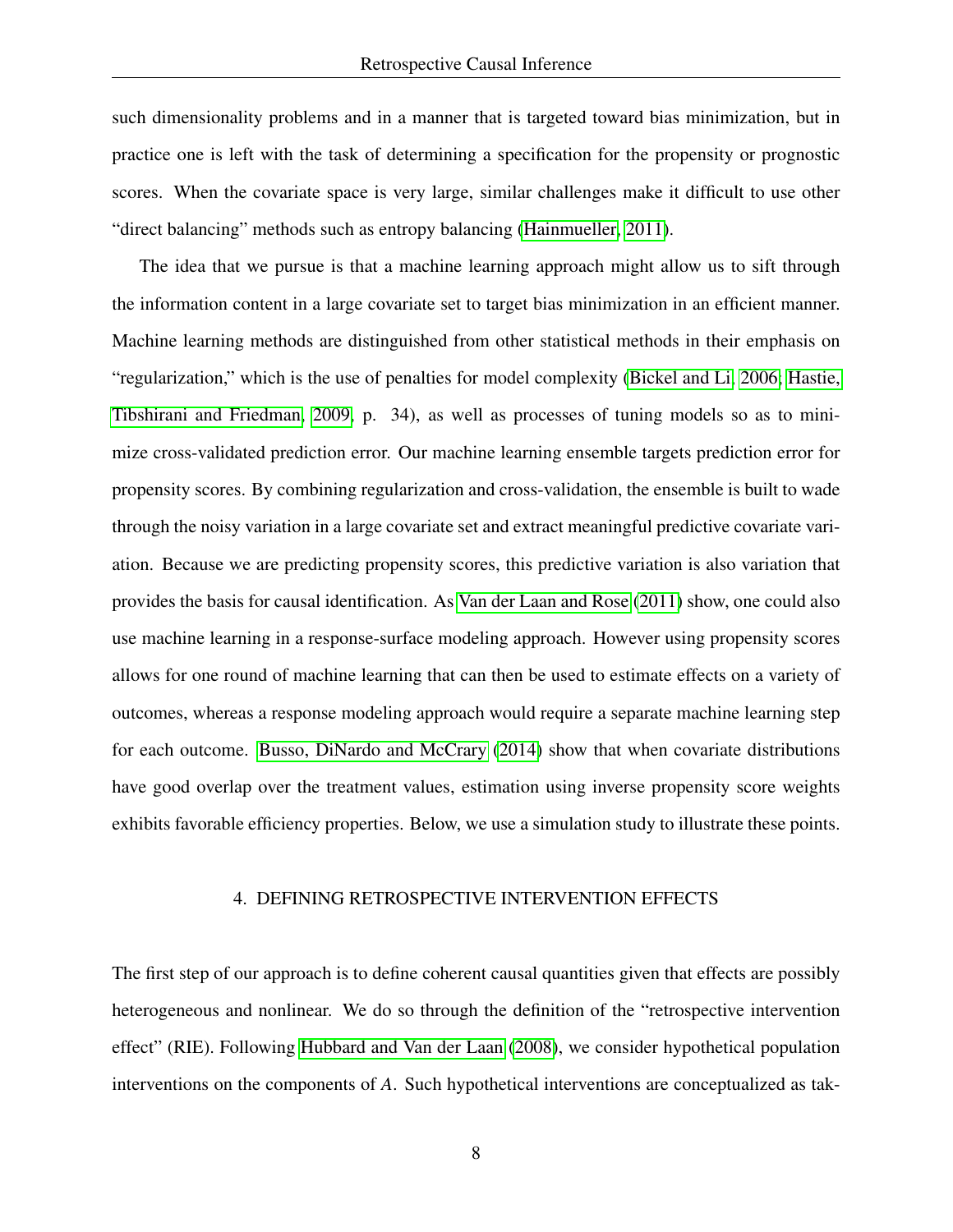such dimensionality problems and in a manner that is targeted toward bias minimization, but in practice one is left with the task of determining a specification for the propensity or prognostic scores. When the covariate space is very large, similar challenges make it difficult to use other "direct balancing" methods such as entropy balancing (Hainmueller, 2011).

The idea that we pursue is that a machine learning approach might allow us to sift through the information content in a large covariate set to target bias minimization in an efficient manner. Machine learning methods are distinguished from other statistical methods in their emphasis on "regularization," which is the use of penalties for model complexity (Bickel and Li, 2006; Hastie, Tibshirani and Friedman, 2009, p. 34), as well as processes of tuning models so as to minimize cross-validated prediction error. Our machine learning ensemble targets prediction error for propensity scores. By combining regularization and cross-validation, the ensemble is built to wade through the noisy variation in a large covariate set and extract meaningful predictive covariate variation. Because we are predicting propensity scores, this predictive variation is also variation that provides the basis for causal identification. As Van der Laan and Rose (2011) show, one could also use machine learning in a response-surface modeling approach. However using propensity scores allows for one round of machine learning that can then be used to estimate effects on a variety of outcomes, whereas a response modeling approach would require a separate machine learning step for each outcome. Busso, DiNardo and McCrary (2014) show that when covariate distributions have good overlap over the treatment values, estimation using inverse propensity score weights exhibits favorable efficiency properties. Below, we use a simulation study to illustrate these points.

## 4. DEFINING RETROSPECTIVE INTERVENTION EFFECTS

The first step of our approach is to define coherent causal quantities given that effects are possibly heterogeneous and nonlinear. We do so through the definition of the "retrospective intervention effect" (RIE). Following Hubbard and Van der Laan (2008), we consider hypothetical population interventions on the components of $A$. Such hypothetical interventions are conceptualized as tak-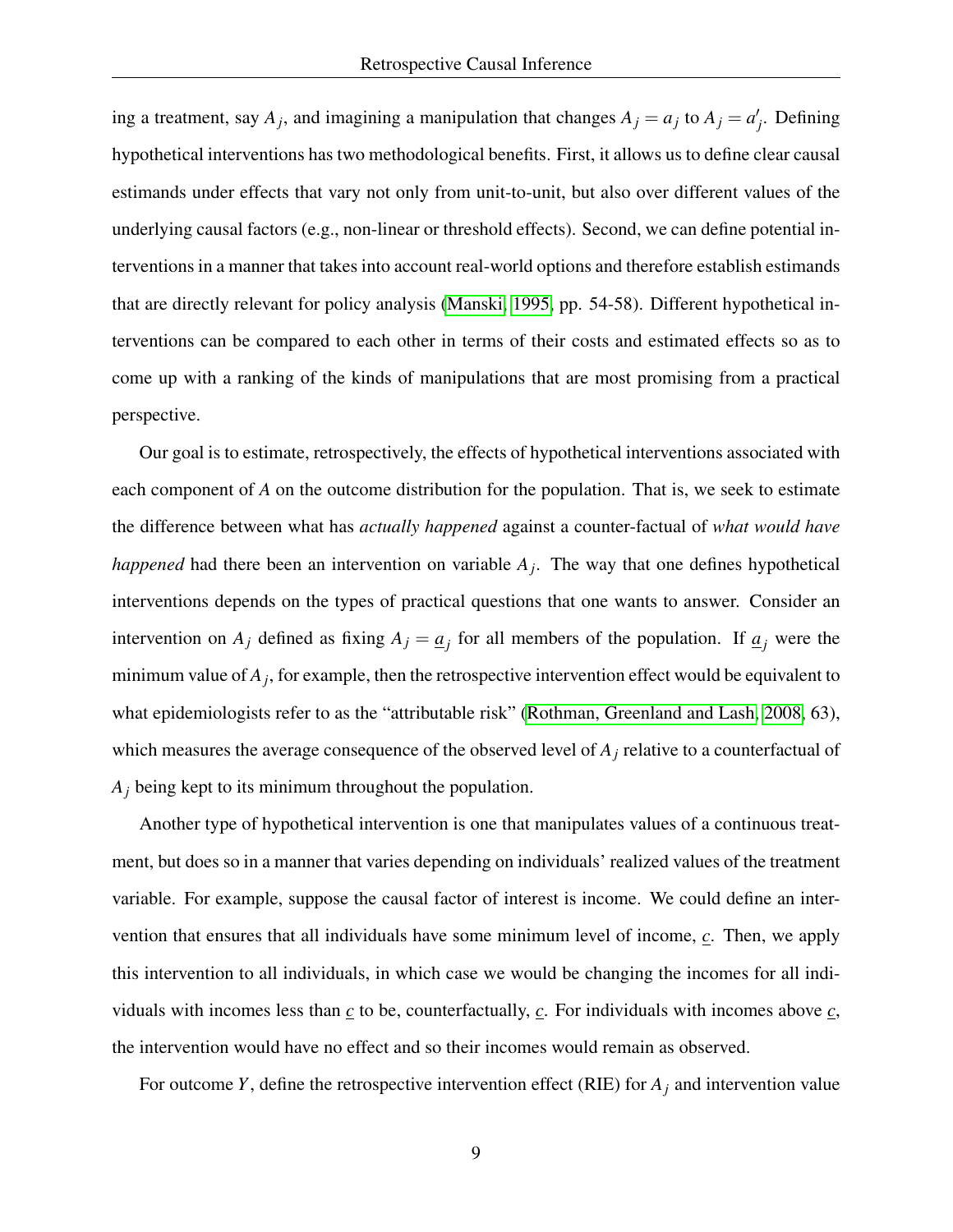ing a treatment, say $A_j$, and imagining a manipulation that changes $A_j = a_j$ to $A_j = a'_j$. Defining hypothetical interventions has two methodological benefits. First, it allows us to define clear causal estimands under effects that vary not only from unit-to-unit, but also over different values of the underlying causal factors (e.g., non-linear or threshold effects). Second, we can define potential interventions in a manner that takes into account real-world options and therefore establish estimands that are directly relevant for policy analysis (Manski, 1995, pp. 54-58). Different hypothetical interventions can be compared to each other in terms of their costs and estimated effects so as to come up with a ranking of the kinds of manipulations that are most promising from a practical perspective.

Our goal is to estimate, retrospectively, the effects of hypothetical interventions associated with each component of $A$ on the outcome distribution for the population. That is, we seek to estimate the difference between what has *actually happened* against a counter-factual of *what would have happened* had there been an intervention on variable $A_j$. The way that one defines hypothetical interventions depends on the types of practical questions that one wants to answer. Consider an intervention on $A_j$ defined as fixing $A_j = \underline{a}_j$ for all members of the population. If $\underline{a}_j$ were the minimum value of $A_j$, for example, then the retrospective intervention effect would be equivalent to what epidemiologists refer to as the "attributable risk" (Rothman, Greenland and Lash, 2008, 63), which measures the average consequence of the observed level of $A_j$ relative to a counterfactual of $A_j$ being kept to its minimum throughout the population.

Another type of hypothetical intervention is one that manipulates values of a continuous treatment, but does so in a manner that varies depending on individuals' realized values of the treatment variable. For example, suppose the causal factor of interest is income. We could define an intervention that ensures that all individuals have some minimum level of income, $\underline{c}$. Then, we apply this intervention to all individuals, in which case we would be changing the incomes for all individuals with incomes less than $\underline{c}$ to be, counterfactually, $\underline{c}$. For individuals with incomes above $\underline{c}$, the intervention would have no effect and so their incomes would remain as observed.

For outcome $Y$, define the retrospective intervention effect (RIE) for $A_j$ and intervention value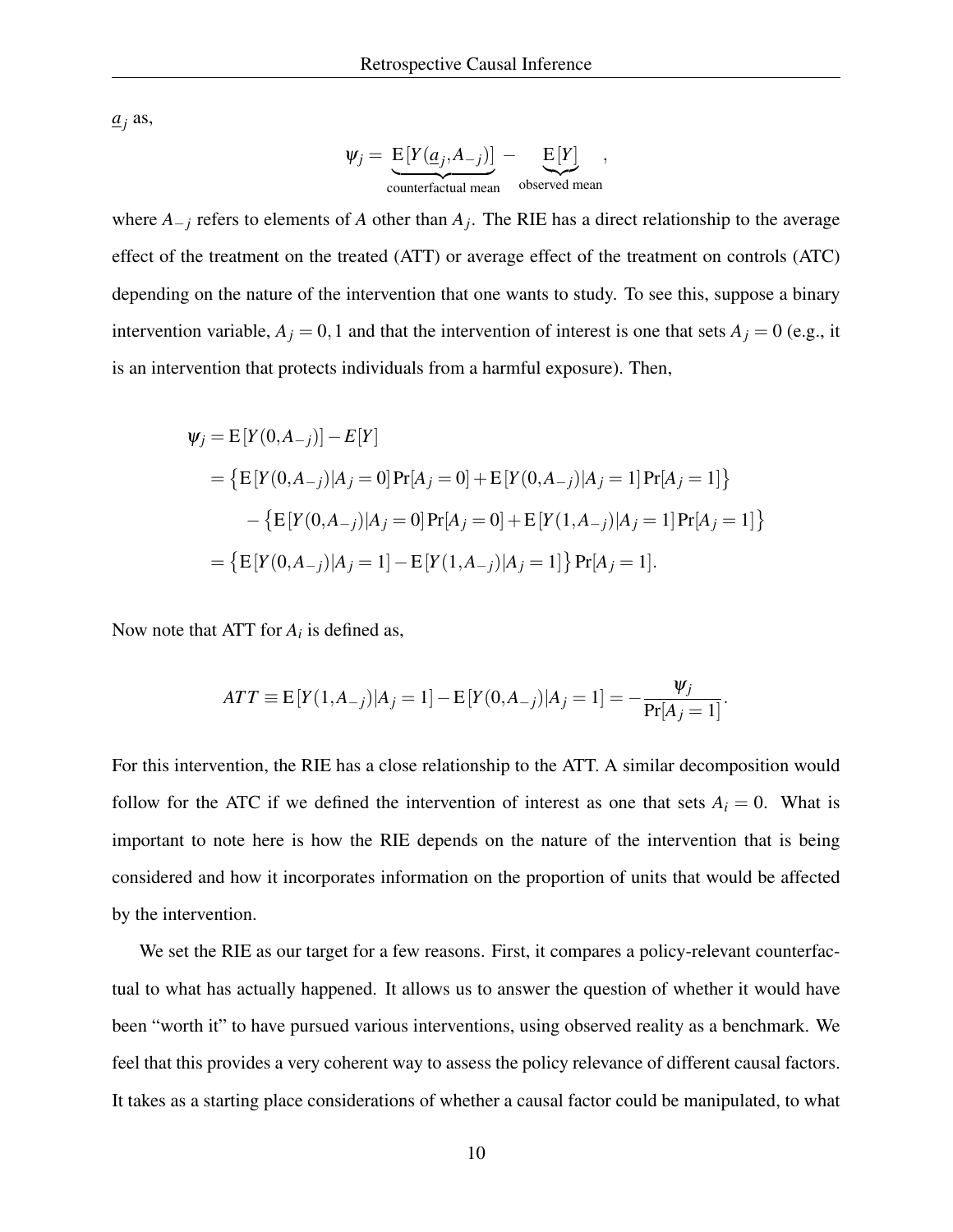$\underline{a}_j$ as,

$$\psi_j = \underbrace{\mathrm{E}[Y(\underline{a}_j, A_{-j})]}_{\text{counterfactual mean}} - \underbrace{\mathrm{E}[Y]}_{\text{observed mean}},$$

where $A_{-j}$ refers to elements of $A$ other than $A_j$. The RIE has a direct relationship to the average effect of the treatment on the treated (ATT) or average effect of the treatment on controls (ATC) depending on the nature of the intervention that one wants to study. To see this, suppose a binary intervention variable, $A_j = 0, 1$ and that the intervention of interest is one that sets $A_j = 0$ (e.g., it is an intervention that protects individuals from a harmful exposure). Then,

$$\begin{aligned}
\psi_j &= \mathrm{E}[Y(0, A_{-j})] - E[Y] \\
&= \left\{\mathrm{E}[Y(0, A_{-j})|A_j = 0]\Pr[A_j = 0] + \mathrm{E}[Y(0, A_{-j})|A_j = 1]\Pr[A_j = 1]\right\} \\
&\quad - \left\{\mathrm{E}[Y(0, A_{-j})|A_j = 0]\Pr[A_j = 0] + \mathrm{E}[Y(1, A_{-j})|A_j = 1]\Pr[A_j = 1]\right\} \\
&= \left\{\mathrm{E}[Y(0, A_{-j})|A_j = 1] - \mathrm{E}[Y(1, A_{-j})|A_j = 1]\right\}\Pr[A_j = 1].
\end{aligned}$$

Now note that ATT for $A_i$ is defined as,

$$ATT \equiv \mathrm{E}[Y(1, A_{-j})|A_j = 1] - \mathrm{E}[Y(0, A_{-j})|A_j = 1] = -\frac{\psi_j}{\Pr[A_j = 1]}.$$

For this intervention, the RIE has a close relationship to the ATT. A similar decomposition would follow for the ATC if we defined the intervention of interest as one that sets $A_i = 0$. What is important to note here is how the RIE depends on the nature of the intervention that is being considered and how it incorporates information on the proportion of units that would be affected by the intervention.

We set the RIE as our target for a few reasons. First, it compares a policy-relevant counterfactual to what has actually happened. It allows us to answer the question of whether it would have been "worth it" to have pursued various interventions, using observed reality as a benchmark. We feel that this provides a very coherent way to assess the policy relevance of different causal factors. It takes as a starting place considerations of whether a causal factor could be manipulated, to what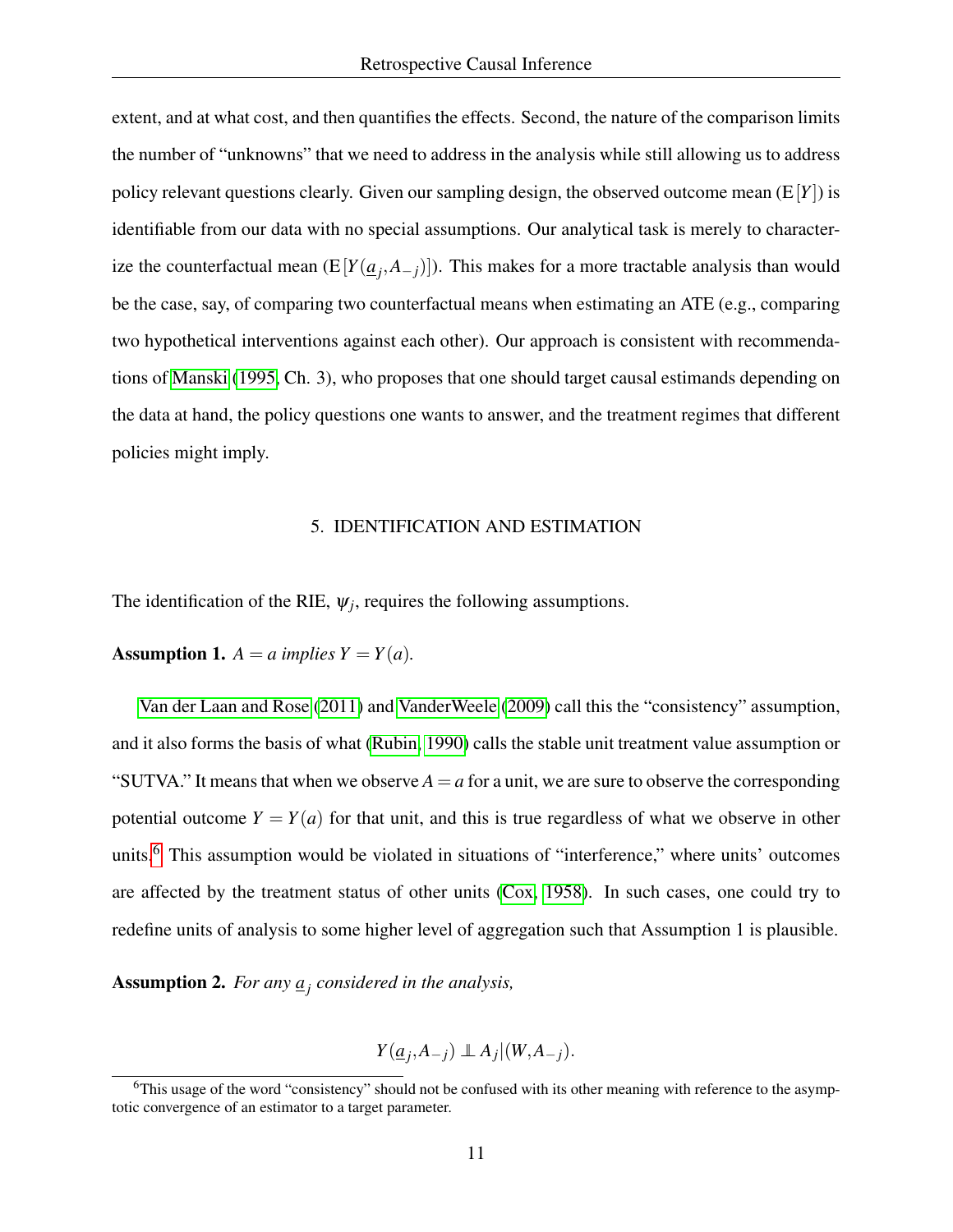extent, and at what cost, and then quantifies the effects. Second, the nature of the comparison limits the number of "unknowns" that we need to address in the analysis while still allowing us to address policy relevant questions clearly. Given our sampling design, the observed outcome mean ($\mathrm{E}[Y]$) is identifiable from our data with no special assumptions. Our analytical task is merely to characterize the counterfactual mean ($\mathrm{E}[Y(\underline{a}_j, A_{-j})]$). This makes for a more tractable analysis than would be the case, say, of comparing two counterfactual means when estimating an ATE (e.g., comparing two hypothetical interventions against each other). Our approach is consistent with recommendations of Manski (1995, Ch. 3), who proposes that one should target causal estimands depending on the data at hand, the policy questions one wants to answer, and the treatment regimes that different policies might imply.

## 5. IDENTIFICATION AND ESTIMATION

The identification of the RIE, $\psi_j$, requires the following assumptions.

**Assumption 1.** *$A = a$ implies $Y = Y(a)$.*

Van der Laan and Rose (2011) and VanderWeele (2009) call this the "consistency" assumption, and it also forms the basis of what (Rubin, 1990) calls the stable unit treatment value assumption or "SUTVA." It means that when we observe $A = a$ for a unit, we are sure to observe the corresponding potential outcome $Y = Y(a)$ for that unit, and this is true regardless of what we observe in other units.[6] This assumption would be violated in situations of "interference," where units' outcomes are affected by the treatment status of other units (Cox, 1958). In such cases, one could try to redefine units of analysis to some higher level of aggregation such that Assumption 1 is plausible.

**Assumption 2.** *For any $\underline{a}_j$ considered in the analysis,*

$$Y(\underline{a}_j, A_{-j}) \perp\!\!\!\perp A_j | (W, A_{-j}).$$

[6] This usage of the word "consistency" should not be confused with its other meaning with reference to the asymptotic convergence of an estimator to a target parameter.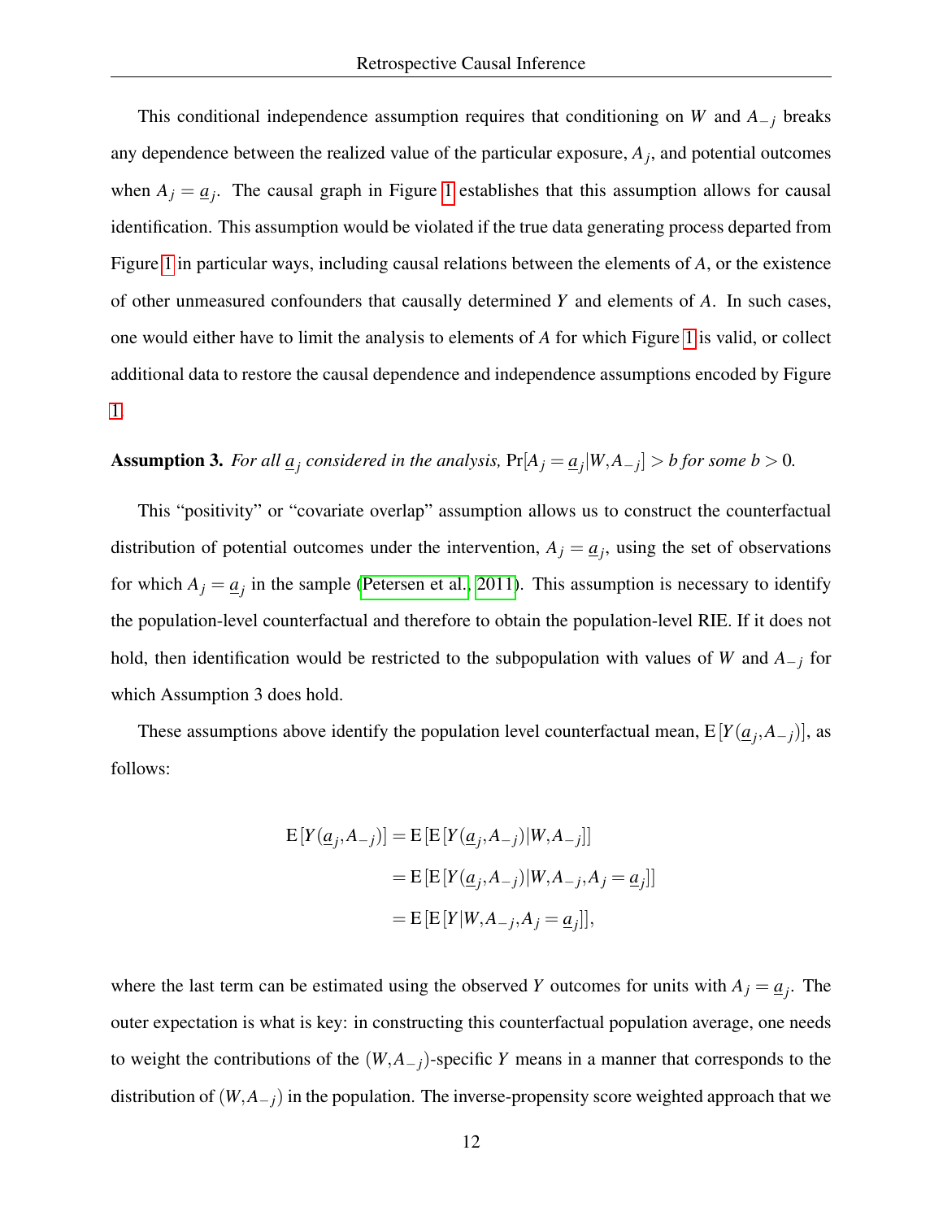This conditional independence assumption requires that conditioning on $W$ and $A_{-j}$ breaks any dependence between the realized value of the particular exposure, $A_j$, and potential outcomes when $A_j = \underline{a}_j$. The causal graph in Figure 1 establishes that this assumption allows for causal identification. This assumption would be violated if the true data generating process departed from Figure 1 in particular ways, including causal relations between the elements of $A$, or the existence of other unmeasured confounders that causally determined $Y$ and elements of $A$. In such cases, one would either have to limit the analysis to elements of $A$ for which Figure 1 is valid, or collect additional data to restore the causal dependence and independence assumptions encoded by Figure 1.

**Assumption 3.** *For all $\underline{a}_j$ considered in the analysis,* $\Pr[A_j = \underline{a}_j | W, A_{-j}] > b$ *for some* $b > 0$*.*

This "positivity" or "covariate overlap" assumption allows us to construct the counterfactual distribution of potential outcomes under the intervention, $A_j = \underline{a}_j$, using the set of observations for which $A_j = \underline{a}_j$ in the sample (Petersen et al., 2011). This assumption is necessary to identify the population-level counterfactual and therefore to obtain the population-level RIE. If it does not hold, then identification would be restricted to the subpopulation with values of $W$ and $A_{-j}$ for which Assumption 3 does hold.

These assumptions above identify the population level counterfactual mean, $\mathrm{E}[Y(\underline{a}_j, A_{-j})]$, as follows:

$$
\begin{aligned}
\mathrm{E}[Y(\underline{a}_j, A_{-j})] &= \mathrm{E}[\mathrm{E}[Y(\underline{a}_j, A_{-j})|W, A_{-j}]] \\
&= \mathrm{E}[\mathrm{E}[Y(\underline{a}_j, A_{-j})|W, A_{-j}, A_j = \underline{a}_j]] \\
&= \mathrm{E}[\mathrm{E}[Y|W, A_{-j}, A_j = \underline{a}_j]],
\end{aligned}
$$

where the last term can be estimated using the observed $Y$ outcomes for units with $A_j = \underline{a}_j$. The outer expectation is what is key: in constructing this counterfactual population average, one needs to weight the contributions of the $(W, A_{-j})$-specific $Y$ means in a manner that corresponds to the distribution of $(W, A_{-j})$ in the population. The inverse-propensity score weighted approach that we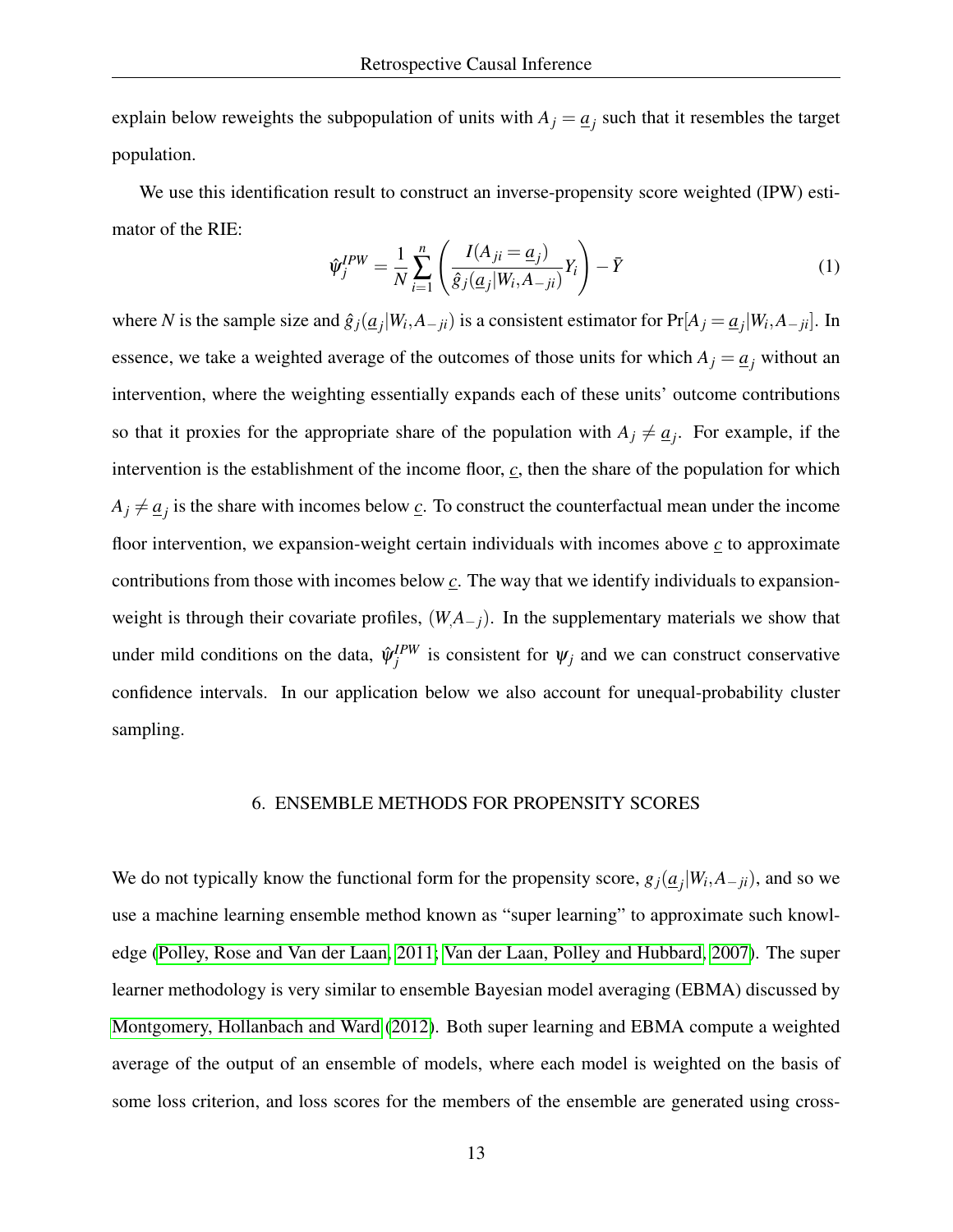explain below reweights the subpopulation of units with $A_j = \underline{a}_j$ such that it resembles the target population.

We use this identification result to construct an inverse-propensity score weighted (IPW) estimator of the RIE:

$$\hat{\psi}_j^{IPW} = \frac{1}{N}\sum_{i=1}^{n}\left(\frac{I(A_{ji} = \underline{a}_j)}{\hat{g}_j(\underline{a}_j|W_i, A_{-ji})}Y_i\right) - \bar{Y} \tag{1}$$

where $N$ is the sample size and $\hat{g}_j(\underline{a}_j|W_i, A_{-ji})$ is a consistent estimator for $\Pr[A_j = \underline{a}_j|W_i, A_{-ji}]$. In essence, we take a weighted average of the outcomes of those units for which $A_j = \underline{a}_j$ without an intervention, where the weighting essentially expands each of these units' outcome contributions so that it proxies for the appropriate share of the population with $A_j \neq \underline{a}_j$. For example, if the intervention is the establishment of the income floor, $\underline{c}$, then the share of the population for which $A_j \neq \underline{a}_j$ is the share with incomes below $\underline{c}$. To construct the counterfactual mean under the income floor intervention, we expansion-weight certain individuals with incomes above $\underline{c}$ to approximate contributions from those with incomes below $\underline{c}$. The way that we identify individuals to expansion-weight is through their covariate profiles, $(W, A_{-j})$. In the supplementary materials we show that under mild conditions on the data, $\hat{\psi}_j^{IPW}$ is consistent for $\psi_j$ and we can construct conservative confidence intervals. In our application below we also account for unequal-probability cluster sampling.

## 6. ENSEMBLE METHODS FOR PROPENSITY SCORES

We do not typically know the functional form for the propensity score, $g_j(\underline{a}_j|W_i, A_{-ji})$, and so we use a machine learning ensemble method known as "super learning" to approximate such knowledge (Polley, Rose and Van der Laan, 2011; Van der Laan, Polley and Hubbard, 2007). The super learner methodology is very similar to ensemble Bayesian model averaging (EBMA) discussed by Montgomery, Hollanbach and Ward (2012). Both super learning and EBMA compute a weighted average of the output of an ensemble of models, where each model is weighted on the basis of some loss criterion, and loss scores for the members of the ensemble are generated using cross-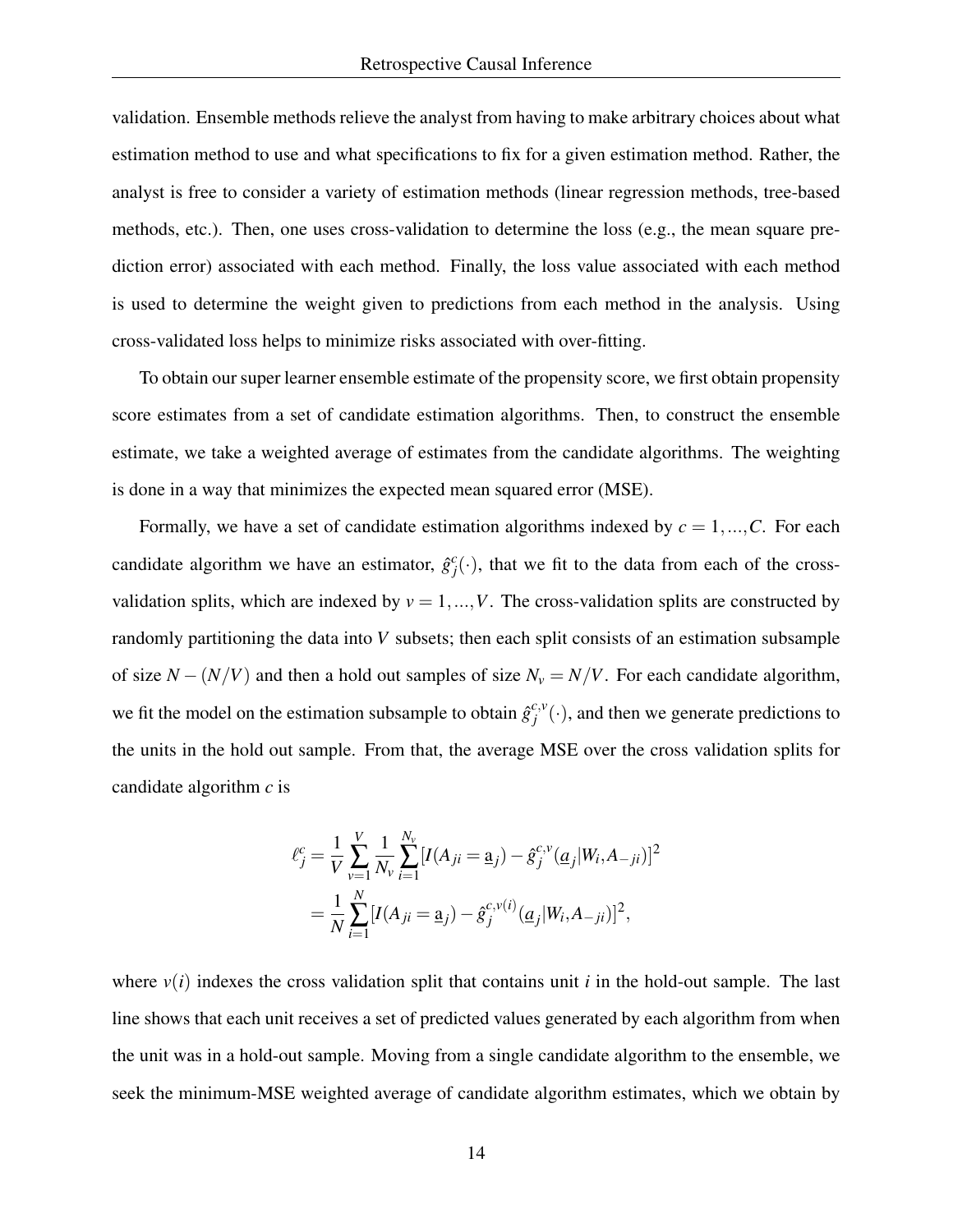validation. Ensemble methods relieve the analyst from having to make arbitrary choices about what estimation method to use and what specifications to fix for a given estimation method. Rather, the analyst is free to consider a variety of estimation methods (linear regression methods, tree-based methods, etc.). Then, one uses cross-validation to determine the loss (e.g., the mean square prediction error) associated with each method. Finally, the loss value associated with each method is used to determine the weight given to predictions from each method in the analysis. Using cross-validated loss helps to minimize risks associated with over-fitting.

To obtain our super learner ensemble estimate of the propensity score, we first obtain propensity score estimates from a set of candidate estimation algorithms. Then, to construct the ensemble estimate, we take a weighted average of estimates from the candidate algorithms. The weighting is done in a way that minimizes the expected mean squared error (MSE).

Formally, we have a set of candidate estimation algorithms indexed by $c = 1,...,C$. For each candidate algorithm we have an estimator, $\hat{g}_j^c(\cdot)$, that we fit to the data from each of the cross-validation splits, which are indexed by $v = 1,...,V$. The cross-validation splits are constructed by randomly partitioning the data into $V$ subsets; then each split consists of an estimation subsample of size $N-(N/V)$ and then a hold out samples of size $N_v = N/V$. For each candidate algorithm, we fit the model on the estimation subsample to obtain $\hat{g}_j^{c,v}(\cdot)$, and then we generate predictions to the units in the hold out sample. From that, the average MSE over the cross validation splits for candidate algorithm $c$ is

$$
\begin{aligned}
\ell_j^c &= \frac{1}{V}\sum_{v=1}^{V}\frac{1}{N_v}\sum_{i=1}^{N_v}[I(A_{ji} = \underline{a}_j) - \hat{g}_j^{c,v}(\underline{a}_j|W_i, A_{-ji})]^2 \\
&= \frac{1}{N}\sum_{i=1}^{N}[I(A_{ji} = \underline{a}_j) - \hat{g}_j^{c,v(i)}(\underline{a}_j|W_i, A_{-ji})]^2,
\end{aligned}
$$

where $v(i)$ indexes the cross validation split that contains unit $i$ in the hold-out sample. The last line shows that each unit receives a set of predicted values generated by each algorithm from when the unit was in a hold-out sample. Moving from a single candidate algorithm to the ensemble, we seek the minimum-MSE weighted average of candidate algorithm estimates, which we obtain by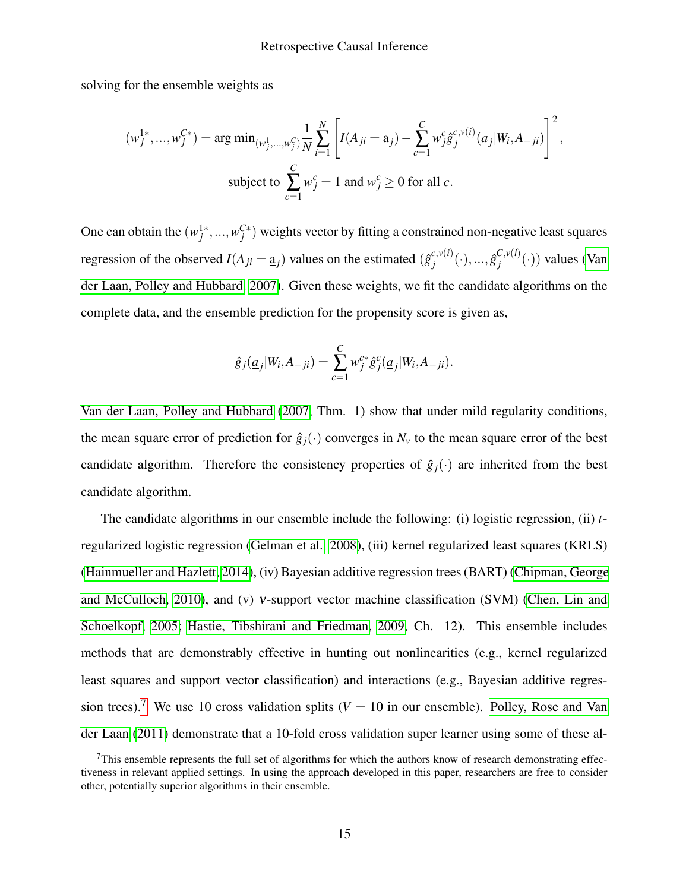solving for the ensemble weights as

$$(w_j^{1*}, ..., w_j^{C*}) = \arg\min_{(w_j^1, ..., w_j^C)} \frac{1}{N} \sum_{i=1}^{N} \left[ I(A_{ji} = \underline{a}_j) - \sum_{c=1}^{C} w_j^c \hat{g}_j^{c,v(i)}(\underline{a}_j | W_i, A_{-ji}) \right]^2,$$

$$\text{subject to } \sum_{c=1}^{C} w_j^c = 1 \text{ and } w_j^c \geq 0 \text{ for all } c.$$

One can obtain the $(w_j^{1*}, ..., w_j^{C*})$ weights vector by fitting a constrained non-negative least squares regression of the observed $I(A_{ji} = \underline{a}_j)$ values on the estimated $(\hat{g}_j^{c,v(i)}(\cdot), ..., \hat{g}_j^{C,v(i)}(\cdot))$ values (Van der Laan, Polley and Hubbard, 2007). Given these weights, we fit the candidate algorithms on the complete data, and the ensemble prediction for the propensity score is given as,

$$\hat{g}_j(\underline{a}_j | W_i, A_{-ji}) = \sum_{c=1}^{C} w_j^{c*} \hat{g}_j^c(\underline{a}_j | W_i, A_{-ji}).$$

Van der Laan, Polley and Hubbard (2007, Thm. 1) show that under mild regularity conditions, the mean square error of prediction for $\hat{g}_j(\cdot)$ converges in $N_v$ to the mean square error of the best candidate algorithm. Therefore the consistency properties of $\hat{g}_j(\cdot)$ are inherited from the best candidate algorithm.

The candidate algorithms in our ensemble include the following: (i) logistic regression, (ii) $t$-regularized logistic regression (Gelman et al., 2008), (iii) kernel regularized least squares (KRLS) (Hainmueller and Hazlett, 2014), (iv) Bayesian additive regression trees (BART) (Chipman, George and McCulloch, 2010), and (v) $\nu$-support vector machine classification (SVM) (Chen, Lin and Schoelkopf, 2005; Hastie, Tibshirani and Friedman, 2009, Ch. 12). This ensemble includes methods that are demonstrably effective in hunting out nonlinearities (e.g., kernel regularized least squares and support vector classification) and interactions (e.g., Bayesian additive regression trees).[7] We use 10 cross validation splits ($V = 10$ in our ensemble). Polley, Rose and Van der Laan (2011) demonstrate that a 10-fold cross validation super learner using some of these al-

[7]This ensemble represents the full set of algorithms for which the authors know of research demonstrating effectiveness in relevant applied settings. In using the approach developed in this paper, researchers are free to consider other, potentially superior algorithms in their ensemble.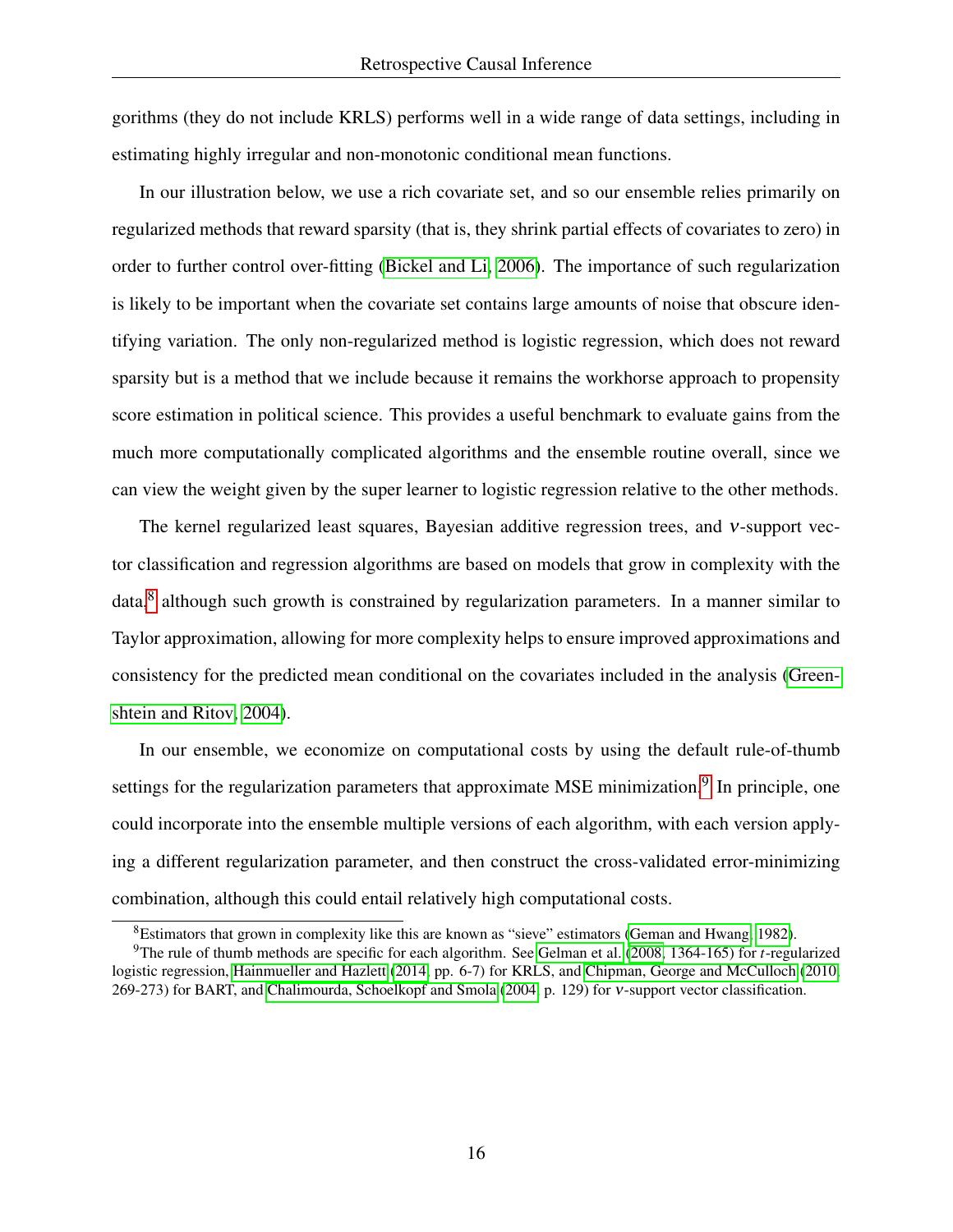gorithms (they do not include KRLS) performs well in a wide range of data settings, including in estimating highly irregular and non-monotonic conditional mean functions.

In our illustration below, we use a rich covariate set, and so our ensemble relies primarily on regularized methods that reward sparsity (that is, they shrink partial effects of covariates to zero) in order to further control over-fitting (Bickel and Li, 2006). The importance of such regularization is likely to be important when the covariate set contains large amounts of noise that obscure identifying variation. The only non-regularized method is logistic regression, which does not reward sparsity but is a method that we include because it remains the workhorse approach to propensity score estimation in political science. This provides a useful benchmark to evaluate gains from the much more computationally complicated algorithms and the ensemble routine overall, since we can view the weight given by the super learner to logistic regression relative to the other methods.

The kernel regularized least squares, Bayesian additive regression trees, and $\nu$-support vector classification and regression algorithms are based on models that grow in complexity with the data,[8] although such growth is constrained by regularization parameters. In a manner similar to Taylor approximation, allowing for more complexity helps to ensure improved approximations and consistency for the predicted mean conditional on the covariates included in the analysis (Greenshtein and Ritov, 2004).

In our ensemble, we economize on computational costs by using the default rule-of-thumb settings for the regularization parameters that approximate MSE minimization.[9] In principle, one could incorporate into the ensemble multiple versions of each algorithm, with each version applying a different regularization parameter, and then construct the cross-validated error-minimizing combination, although this could entail relatively high computational costs.

[8] Estimators that grown in complexity like this are known as "sieve" estimators (Geman and Hwang, 1982).

[9] The rule of thumb methods are specific for each algorithm. See Gelman et al. (2008, 1364-165) for $t$-regularized logistic regression, Hainmueller and Hazlett (2014, pp. 6-7) for KRLS, and Chipman, George and McCulloch (2010, 269-273) for BART, and Chalimourda, Schoelkopf and Smola (2004, p. 129) for $\nu$-support vector classification.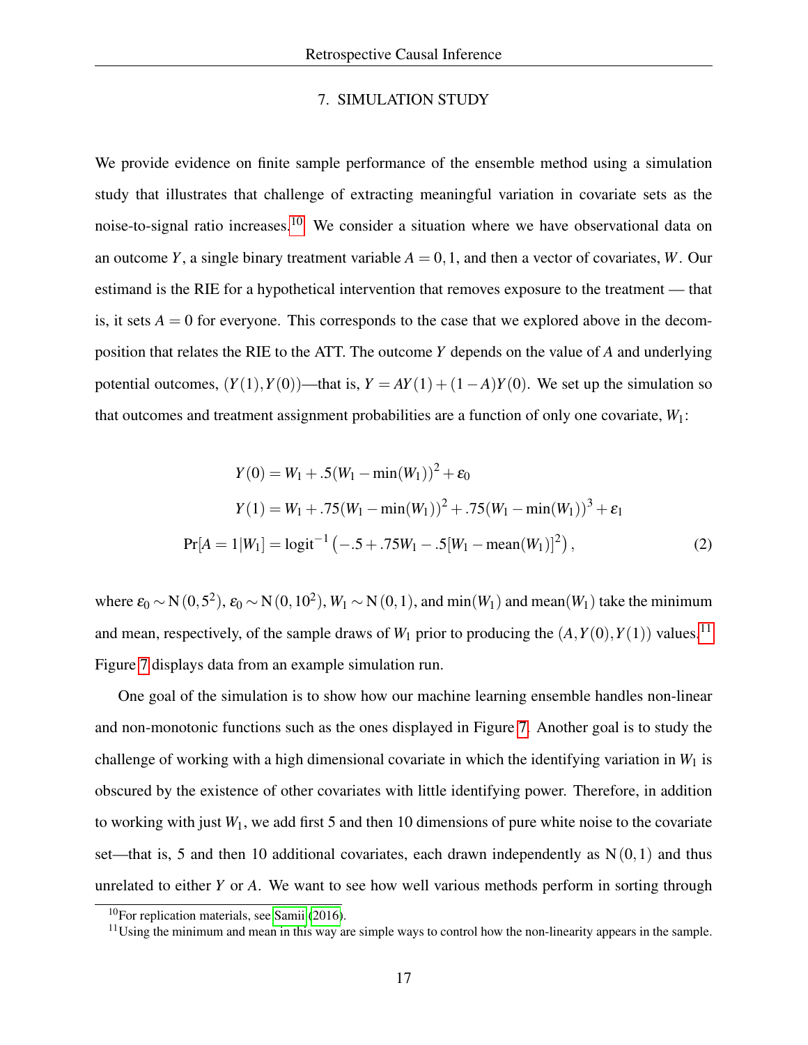## 7. SIMULATION STUDY

We provide evidence on finite sample performance of the ensemble method using a simulation study that illustrates that challenge of extracting meaningful variation in covariate sets as the noise-to-signal ratio increases.[10] We consider a situation where we have observational data on an outcome $Y$, a single binary treatment variable $A = 0, 1$, and then a vector of covariates, $W$. Our estimand is the RIE for a hypothetical intervention that removes exposure to the treatment — that is, it sets $A = 0$ for everyone. This corresponds to the case that we explored above in the decomposition that relates the RIE to the ATT. The outcome $Y$ depends on the value of $A$ and underlying potential outcomes, $(Y(1), Y(0))$—that is, $Y = AY(1) + (1 - A)Y(0)$. We set up the simulation so that outcomes and treatment assignment probabilities are a function of only one covariate, $W_1$:

$$
\begin{aligned}
Y(0) &= W_1 + .5(W_1 - \min(W_1))^2 + \varepsilon_0 \\
Y(1) &= W_1 + .75(W_1 - \min(W_1))^2 + .75(W_1 - \min(W_1))^3 + \varepsilon_1 \\
\Pr[A = 1|W_1] &= \text{logit}^{-1}\left(-.5 + .75W_1 - .5[W_1 - \text{mean}(W_1)]^2\right), \qquad (2)
\end{aligned}
$$

where $\varepsilon_0 \sim \text{N}(0, 5^2)$, $\varepsilon_0 \sim \text{N}(0, 10^2)$, $W_1 \sim \text{N}(0, 1)$, and $\min(W_1)$ and $\text{mean}(W_1)$ take the minimum and mean, respectively, of the sample draws of $W_1$ prior to producing the $(A, Y(0), Y(1))$ values.[11] Figure 7 displays data from an example simulation run.

One goal of the simulation is to show how our machine learning ensemble handles non-linear and non-monotonic functions such as the ones displayed in Figure 7. Another goal is to study the challenge of working with a high dimensional covariate in which the identifying variation in $W_1$ is obscured by the existence of other covariates with little identifying power. Therefore, in addition to working with just $W_1$, we add first 5 and then 10 dimensions of pure white noise to the covariate set—that is, 5 and then 10 additional covariates, each drawn independently as $\text{N}(0, 1)$ and thus unrelated to either $Y$ or $A$. We want to see how well various methods perform in sorting through

[10] For replication materials, see Samii (2016).

[11] Using the minimum and mean in this way are simple ways to control how the non-linearity appears in the sample.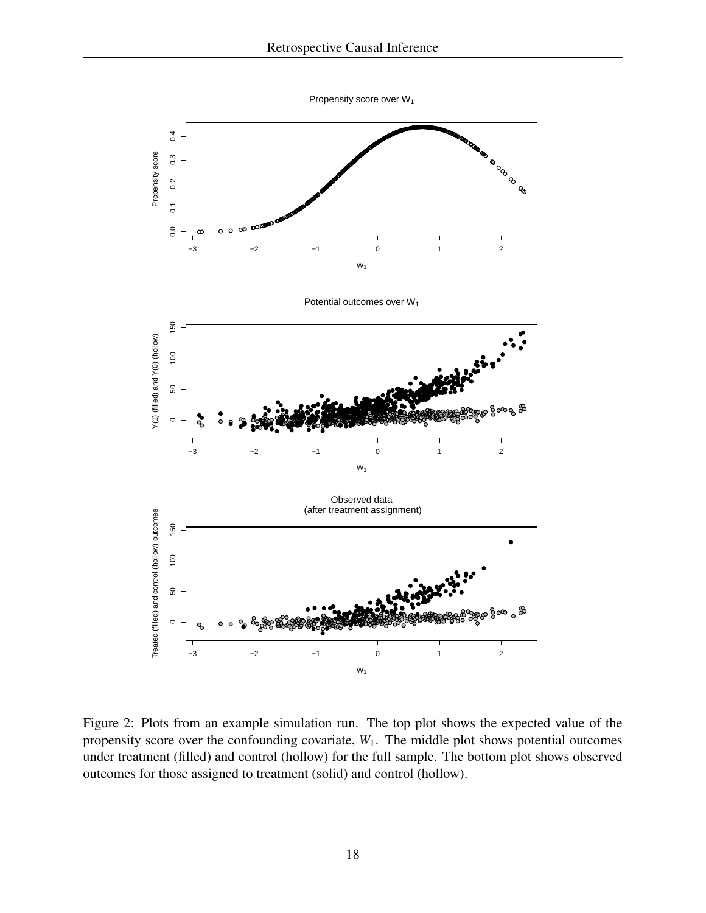Figure 2: Plots from an example simulation run. The top plot shows the expected value of the propensity score over the confounding covariate, $W_1$. The middle plot shows potential outcomes under treatment (filled) and control (hollow) for the full sample. The bottom plot shows observed outcomes for those assigned to treatment (solid) and control (hollow).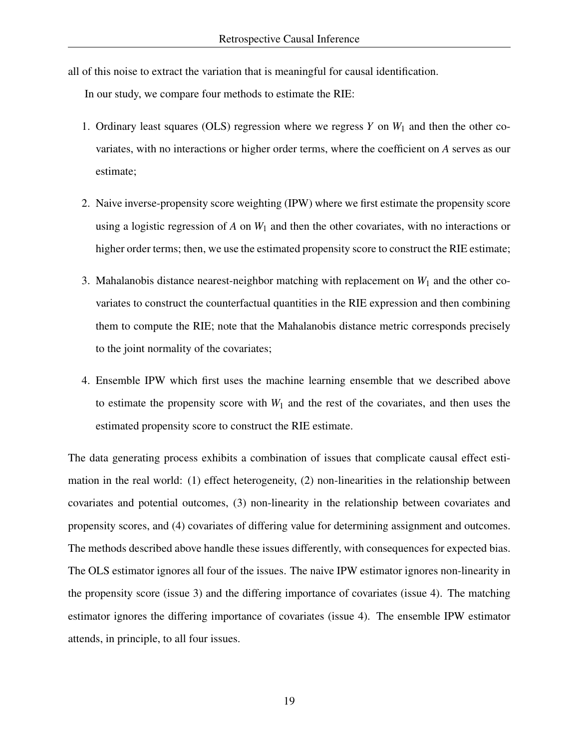all of this noise to extract the variation that is meaningful for causal identification.

In our study, we compare four methods to estimate the RIE:

1. Ordinary least squares (OLS) regression where we regress $Y$ on $W_1$ and then the other covariates, with no interactions or higher order terms, where the coefficient on $A$ serves as our estimate;

2. Naive inverse-propensity score weighting (IPW) where we first estimate the propensity score using a logistic regression of $A$ on $W_1$ and then the other covariates, with no interactions or higher order terms; then, we use the estimated propensity score to construct the RIE estimate;

3. Mahalanobis distance nearest-neighbor matching with replacement on $W_1$ and the other covariates to construct the counterfactual quantities in the RIE expression and then combining them to compute the RIE; note that the Mahalanobis distance metric corresponds precisely to the joint normality of the covariates;

4. Ensemble IPW which first uses the machine learning ensemble that we described above to estimate the propensity score with $W_1$ and the rest of the covariates, and then uses the estimated propensity score to construct the RIE estimate.

The data generating process exhibits a combination of issues that complicate causal effect estimation in the real world: (1) effect heterogeneity, (2) non-linearities in the relationship between covariates and potential outcomes, (3) non-linearity in the relationship between covariates and propensity scores, and (4) covariates of differing value for determining assignment and outcomes. The methods described above handle these issues differently, with consequences for expected bias. The OLS estimator ignores all four of the issues. The naive IPW estimator ignores non-linearity in the propensity score (issue 3) and the differing importance of covariates (issue 4). The matching estimator ignores the differing importance of covariates (issue 4). The ensemble IPW estimator attends, in principle, to all four issues.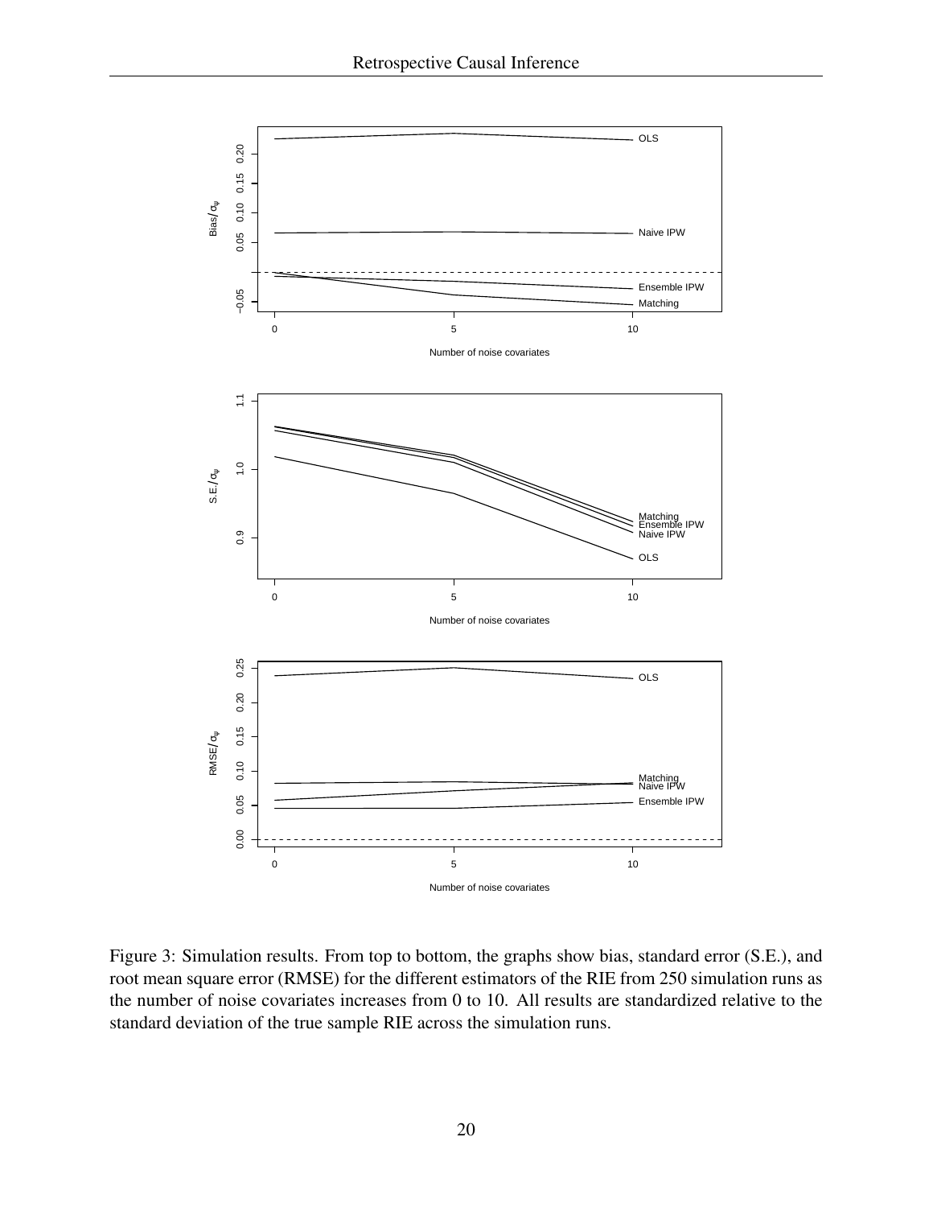Figure 3: Simulation results. From top to bottom, the graphs show bias, standard error (S.E.), and root mean square error (RMSE) for the different estimators of the RIE from 250 simulation runs as the number of noise covariates increases from 0 to 10. All results are standardized relative to the standard deviation of the true sample RIE across the simulation runs.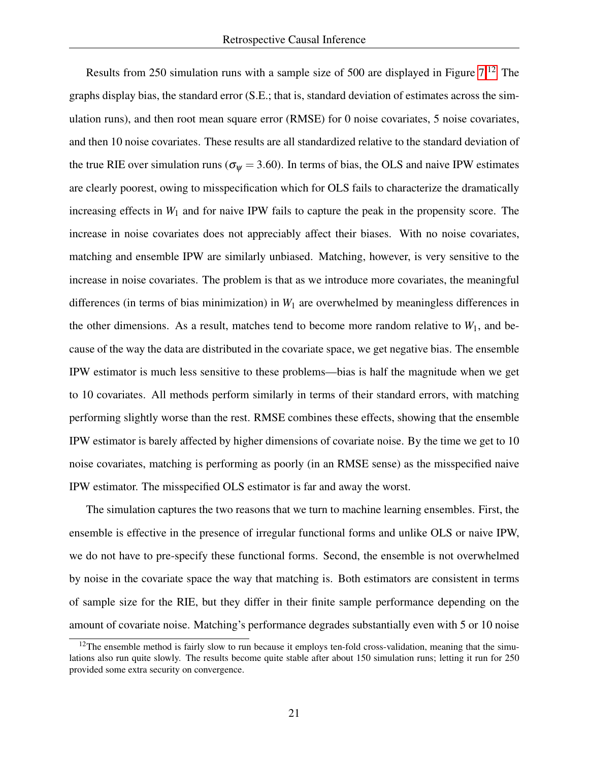Results from 250 simulation runs with a sample size of 500 are displayed in Figure 7.[12] The graphs display bias, the standard error (S.E.; that is, standard deviation of estimates across the simulation runs), and then root mean square error (RMSE) for 0 noise covariates, 5 noise covariates, and then 10 noise covariates. These results are all standardized relative to the standard deviation of the true RIE over simulation runs ($\sigma_{\psi} = 3.60$). In terms of bias, the OLS and naive IPW estimates are clearly poorest, owing to misspecification which for OLS fails to characterize the dramatically increasing effects in $W_1$ and for naive IPW fails to capture the peak in the propensity score. The increase in noise covariates does not appreciably affect their biases. With no noise covariates, matching and ensemble IPW are similarly unbiased. Matching, however, is very sensitive to the increase in noise covariates. The problem is that as we introduce more covariates, the meaningful differences (in terms of bias minimization) in $W_1$ are overwhelmed by meaningless differences in the other dimensions. As a result, matches tend to become more random relative to $W_1$, and because of the way the data are distributed in the covariate space, we get negative bias. The ensemble IPW estimator is much less sensitive to these problems—bias is half the magnitude when we get to 10 covariates. All methods perform similarly in terms of their standard errors, with matching performing slightly worse than the rest. RMSE combines these effects, showing that the ensemble IPW estimator is barely affected by higher dimensions of covariate noise. By the time we get to 10 noise covariates, matching is performing as poorly (in an RMSE sense) as the misspecified naive IPW estimator. The misspecified OLS estimator is far and away the worst.

The simulation captures the two reasons that we turn to machine learning ensembles. First, the ensemble is effective in the presence of irregular functional forms and unlike OLS or naive IPW, we do not have to pre-specify these functional forms. Second, the ensemble is not overwhelmed by noise in the covariate space the way that matching is. Both estimators are consistent in terms of sample size for the RIE, but they differ in their finite sample performance depending on the amount of covariate noise. Matching's performance degrades substantially even with 5 or 10 noise

[12] The ensemble method is fairly slow to run because it employs ten-fold cross-validation, meaning that the simulations also run quite slowly. The results become quite stable after about 150 simulation runs; letting it run for 250 provided some extra security on convergence.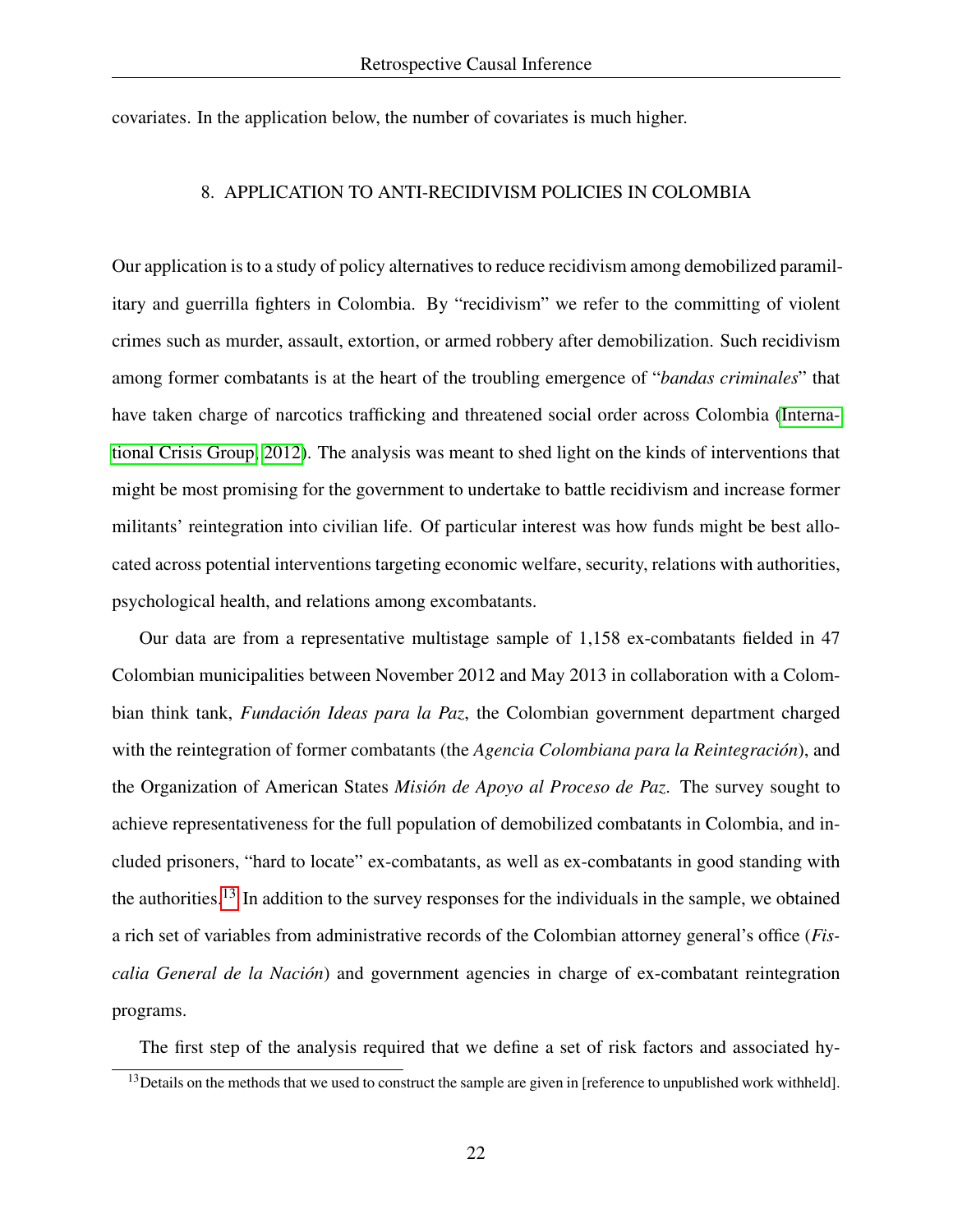covariates. In the application below, the number of covariates is much higher.

## 8. APPLICATION TO ANTI-RECIDIVISM POLICIES IN COLOMBIA

Our application is to a study of policy alternatives to reduce recidivism among demobilized paramilitary and guerrilla fighters in Colombia. By "recidivism" we refer to the committing of violent crimes such as murder, assault, extortion, or armed robbery after demobilization. Such recidivism among former combatants is at the heart of the troubling emergence of "*bandas criminales*" that have taken charge of narcotics trafficking and threatened social order across Colombia (International Crisis Group, 2012). The analysis was meant to shed light on the kinds of interventions that might be most promising for the government to undertake to battle recidivism and increase former militants' reintegration into civilian life. Of particular interest was how funds might be best allocated across potential interventions targeting economic welfare, security, relations with authorities, psychological health, and relations among excombatants.

Our data are from a representative multistage sample of 1,158 ex-combatants fielded in 47 Colombian municipalities between November 2012 and May 2013 in collaboration with a Colombian think tank, *Fundación Ideas para la Paz*, the Colombian government department charged with the reintegration of former combatants (the *Agencia Colombiana para la Reintegración*), and the Organization of American States *Misión de Apoyo al Proceso de Paz*. The survey sought to achieve representativeness for the full population of demobilized combatants in Colombia, and included prisoners, "hard to locate" ex-combatants, as well as ex-combatants in good standing with the authorities.[13] In addition to the survey responses for the individuals in the sample, we obtained a rich set of variables from administrative records of the Colombian attorney general's office (*Fiscalia General de la Nación*) and government agencies in charge of ex-combatant reintegration programs.

The first step of the analysis required that we define a set of risk factors and associated hy-

[13] Details on the methods that we used to construct the sample are given in [reference to unpublished work withheld].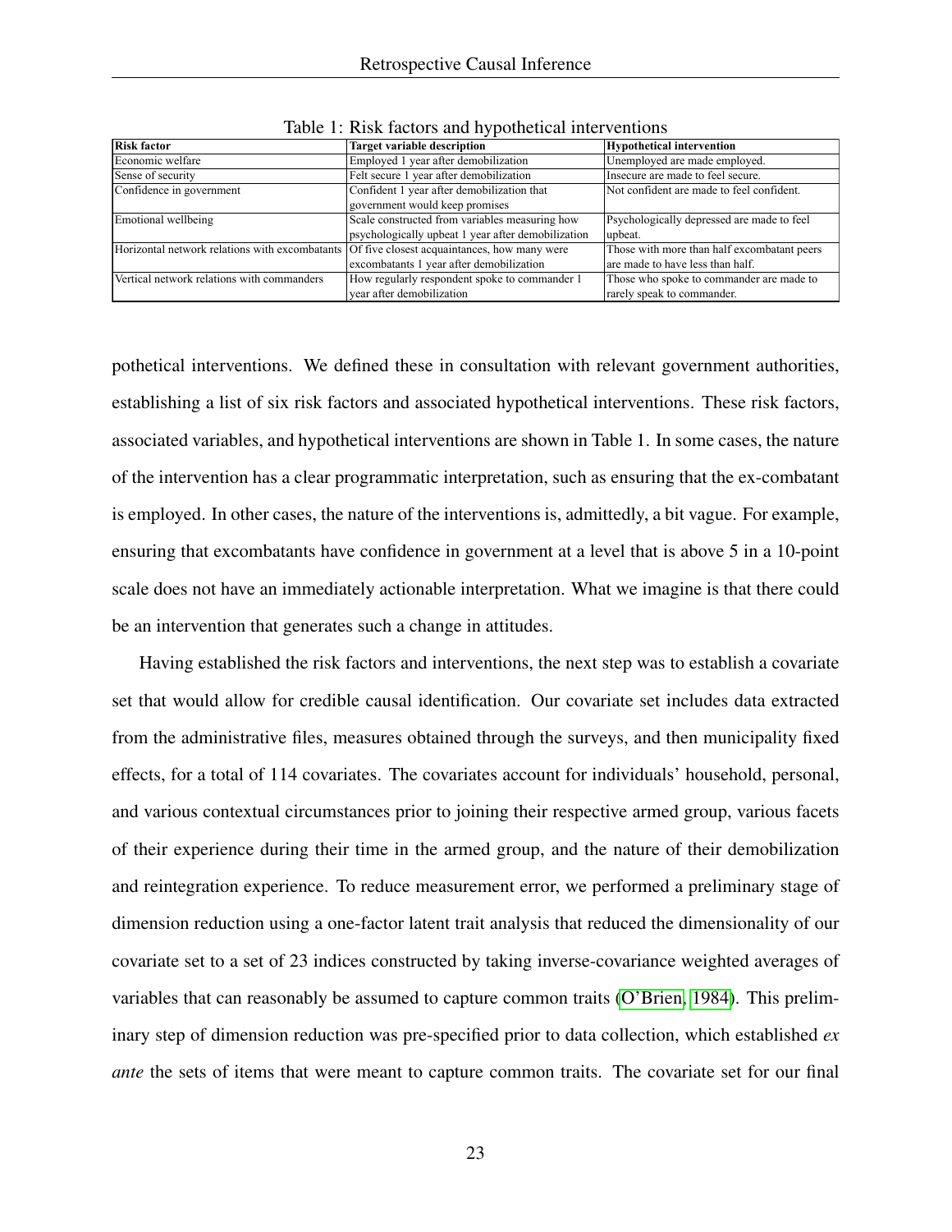Table 1: Risk factors and hypothetical interventions

| Risk factor | Target variable description | Hypothetical intervention |
|---|---|---|
| Economic welfare | Employed 1 year after demobilization | Unemployed are made employed. |
| Sense of security | Felt secure 1 year after demobilization | Insecure are made to feel secure. |
| Confidence in government | Confident 1 year after demobilization that government would keep promises | Not confident are made to feel confident. |
| Emotional wellbeing | Scale constructed from variables measuring how psychologically upbeat 1 year after demobilization | Psychologically depressed are made to feel upbeat. |
| Horizontal network relations with excombatants | Of five closest acquaintances, how many were excombatants 1 year after demobilization | Those with more than half excombatant peers are made to have less than half. |
| Vertical network relations with commanders | How regularly respondent spoke to commander 1 year after demobilization | Those who spoke to commander are made to rarely speak to commander. |

pothetical interventions. We defined these in consultation with relevant government authorities, establishing a list of six risk factors and associated hypothetical interventions. These risk factors, associated variables, and hypothetical interventions are shown in Table 1. In some cases, the nature of the intervention has a clear programmatic interpretation, such as ensuring that the ex-combatant is employed. In other cases, the nature of the interventions is, admittedly, a bit vague. For example, ensuring that excombatants have confidence in government at a level that is above 5 in a 10-point scale does not have an immediately actionable interpretation. What we imagine is that there could be an intervention that generates such a change in attitudes.

Having established the risk factors and interventions, the next step was to establish a covariate set that would allow for credible causal identification. Our covariate set includes data extracted from the administrative files, measures obtained through the surveys, and then municipality fixed effects, for a total of 114 covariates. The covariates account for individuals' household, personal, and various contextual circumstances prior to joining their respective armed group, various facets of their experience during their time in the armed group, and the nature of their demobilization and reintegration experience. To reduce measurement error, we performed a preliminary stage of dimension reduction using a one-factor latent trait analysis that reduced the dimensionality of our covariate set to a set of 23 indices constructed by taking inverse-covariance weighted averages of variables that can reasonably be assumed to capture common traits (O'Brien, 1984). This preliminary step of dimension reduction was pre-specified prior to data collection, which established *ex ante* the sets of items that were meant to capture common traits. The covariate set for our final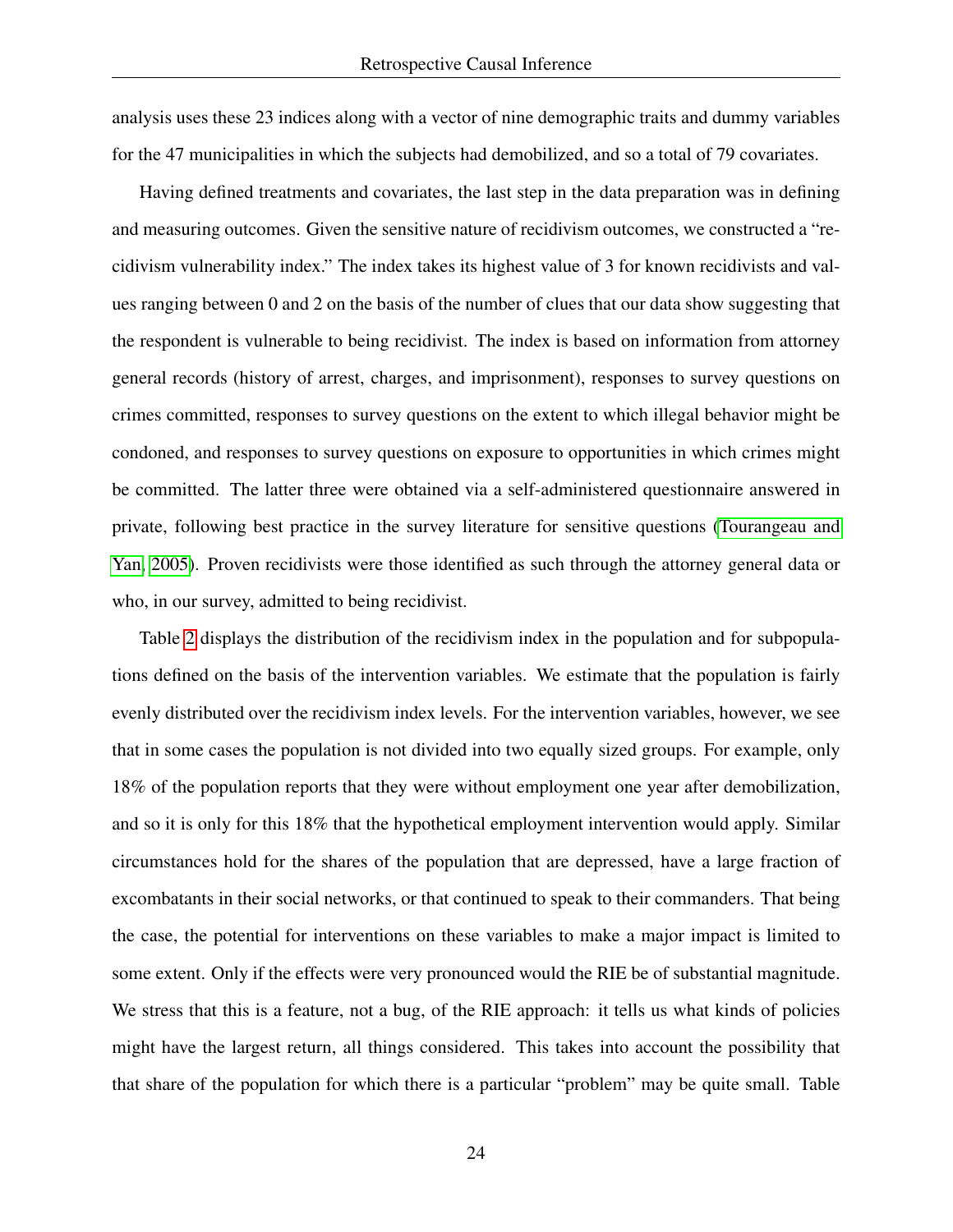analysis uses these 23 indices along with a vector of nine demographic traits and dummy variables for the 47 municipalities in which the subjects had demobilized, and so a total of 79 covariates.

Having defined treatments and covariates, the last step in the data preparation was in defining and measuring outcomes. Given the sensitive nature of recidivism outcomes, we constructed a "recidivism vulnerability index." The index takes its highest value of 3 for known recidivists and values ranging between 0 and 2 on the basis of the number of clues that our data show suggesting that the respondent is vulnerable to being recidivist. The index is based on information from attorney general records (history of arrest, charges, and imprisonment), responses to survey questions on crimes committed, responses to survey questions on the extent to which illegal behavior might be condoned, and responses to survey questions on exposure to opportunities in which crimes might be committed. The latter three were obtained via a self-administered questionnaire answered in private, following best practice in the survey literature for sensitive questions (Tourangeau and Yan, 2005). Proven recidivists were those identified as such through the attorney general data or who, in our survey, admitted to being recidivist.

Table 2 displays the distribution of the recidivism index in the population and for subpopulations defined on the basis of the intervention variables. We estimate that the population is fairly evenly distributed over the recidivism index levels. For the intervention variables, however, we see that in some cases the population is not divided into two equally sized groups. For example, only 18% of the population reports that they were without employment one year after demobilization, and so it is only for this 18% that the hypothetical employment intervention would apply. Similar circumstances hold for the shares of the population that are depressed, have a large fraction of excombatants in their social networks, or that continued to speak to their commanders. That being the case, the potential for interventions on these variables to make a major impact is limited to some extent. Only if the effects were very pronounced would the RIE be of substantial magnitude. We stress that this is a feature, not a bug, of the RIE approach: it tells us what kinds of policies might have the largest return, all things considered. This takes into account the possibility that that share of the population for which there is a particular "problem" may be quite small. Table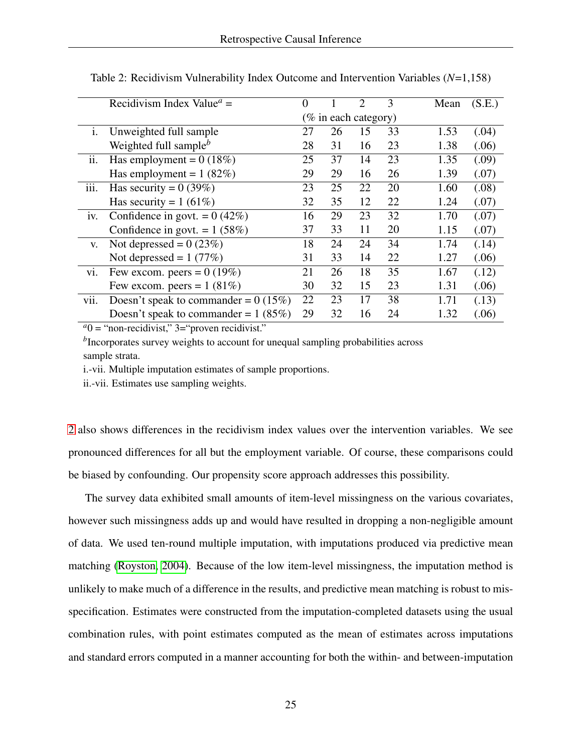Table 2: Recidivism Vulnerability Index Outcome and Intervention Variables ($N$=1,158)

| | Recidivism Index Value[a] = | 0 | 1 | 2 | 3 | Mean | (S.E.) |
|---|---|---|---|---|---|---|---|
| | | (% in each category) | | | | | |
| i. | Unweighted full sample | 27 | 26 | 15 | 33 | 1.53 | (.04) |
| | Weighted full sample[b] | 28 | 31 | 16 | 23 | 1.38 | (.06) |
| ii. | Has employment = 0 (18%) | 25 | 37 | 14 | 23 | 1.35 | (.09) |
| | Has employment = 1 (82%) | 29 | 29 | 16 | 26 | 1.39 | (.07) |
| iii. | Has security = 0 (39%) | 23 | 25 | 22 | 20 | 1.60 | (.08) |
| | Has security = 1 (61%) | 32 | 35 | 12 | 22 | 1.24 | (.07) |
| iv. | Confidence in govt. = 0 (42%) | 16 | 29 | 23 | 32 | 1.70 | (.07) |
| | Confidence in govt. = 1 (58%) | 37 | 33 | 11 | 20 | 1.15 | (.07) |
| v. | Not depressed = 0 (23%) | 18 | 24 | 24 | 34 | 1.74 | (.14) |
| | Not depressed = 1 (77%) | 31 | 33 | 14 | 22 | 1.27 | (.06) |
| vi. | Few excom. peers = 0 (19%) | 21 | 26 | 18 | 35 | 1.67 | (.12) |
| | Few excom. peers = 1 (81%) | 30 | 32 | 15 | 23 | 1.31 | (.06) |
| vii. | Doesn't speak to commander = 0 (15%) | 22 | 23 | 17 | 38 | 1.71 | (.13) |
| | Doesn't speak to commander = 1 (85%) | 29 | 32 | 16 | 24 | 1.32 | (.06) |

[a]0 = "non-recidivist," 3="proven recidivist."

[b]Incorporates survey weights to account for unequal sampling probabilities across sample strata.

i.-vii. Multiple imputation estimates of sample proportions.

ii.-vii. Estimates use sampling weights.

2 also shows differences in the recidivism index values over the intervention variables. We see pronounced differences for all but the employment variable. Of course, these comparisons could be biased by confounding. Our propensity score approach addresses this possibility.

The survey data exhibited small amounts of item-level missingness on the various covariates, however such missingness adds up and would have resulted in dropping a non-negligible amount of data. We used ten-round multiple imputation, with imputations produced via predictive mean matching (Royston, 2004). Because of the low item-level missingness, the imputation method is unlikely to make much of a difference in the results, and predictive mean matching is robust to misspecification. Estimates were constructed from the imputation-completed datasets using the usual combination rules, with point estimates computed as the mean of estimates across imputations and standard errors computed in a manner accounting for both the within- and between-imputation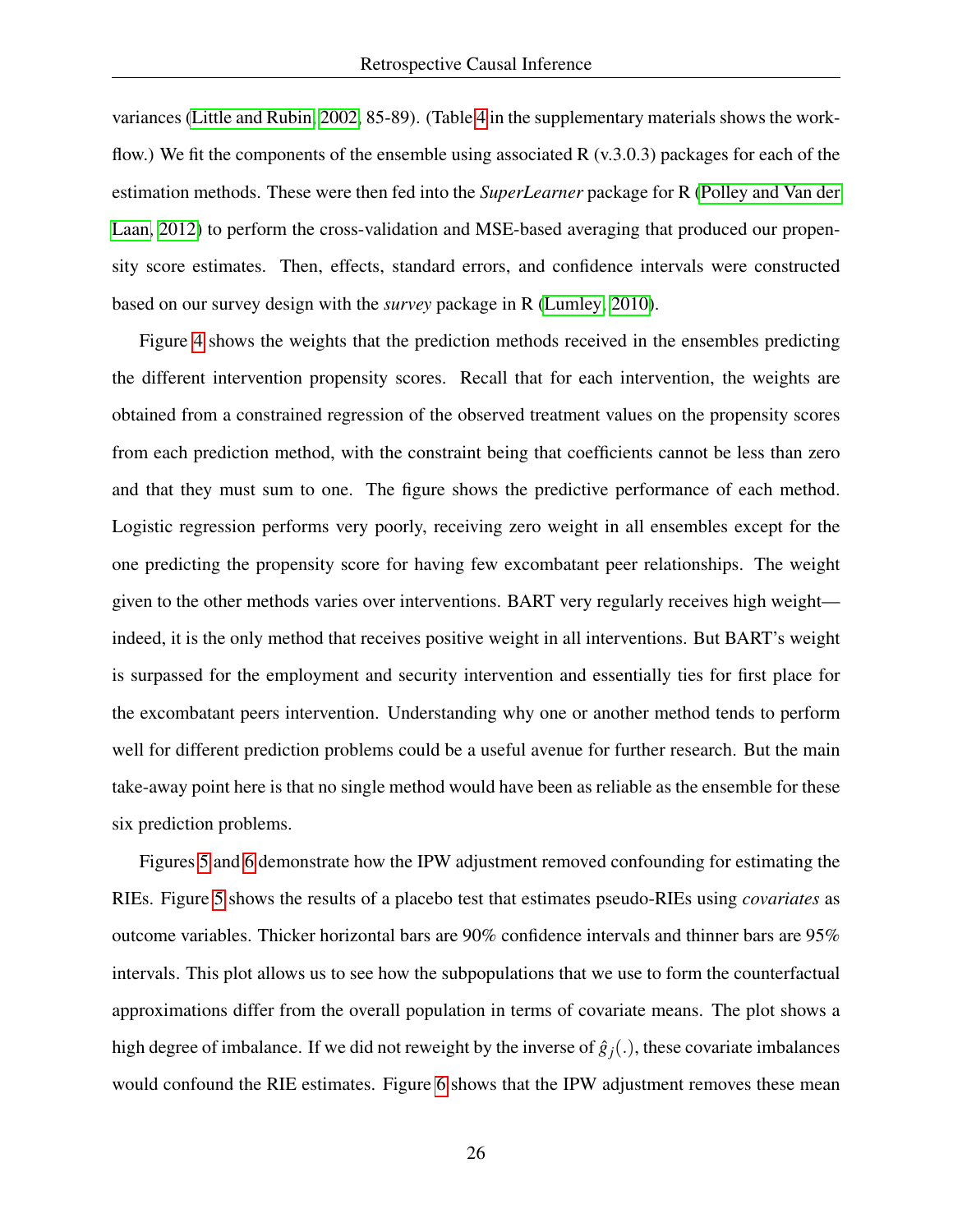variances (Little and Rubin, 2002, 85-89). (Table 4 in the supplementary materials shows the workflow.) We fit the components of the ensemble using associated R (v.3.0.3) packages for each of the estimation methods. These were then fed into the *SuperLearner* package for R (Polley and Van der Laan, 2012) to perform the cross-validation and MSE-based averaging that produced our propensity score estimates. Then, effects, standard errors, and confidence intervals were constructed based on our survey design with the *survey* package in R (Lumley, 2010).

Figure 4 shows the weights that the prediction methods received in the ensembles predicting the different intervention propensity scores. Recall that for each intervention, the weights are obtained from a constrained regression of the observed treatment values on the propensity scores from each prediction method, with the constraint being that coefficients cannot be less than zero and that they must sum to one. The figure shows the predictive performance of each method. Logistic regression performs very poorly, receiving zero weight in all ensembles except for the one predicting the propensity score for having few excombatant peer relationships. The weight given to the other methods varies over interventions. BART very regularly receives high weight—indeed, it is the only method that receives positive weight in all interventions. But BART's weight is surpassed for the employment and security intervention and essentially ties for first place for the excombatant peers intervention. Understanding why one or another method tends to perform well for different prediction problems could be a useful avenue for further research. But the main take-away point here is that no single method would have been as reliable as the ensemble for these six prediction problems.

Figures 5 and 6 demonstrate how the IPW adjustment removed confounding for estimating the RIEs. Figure 5 shows the results of a placebo test that estimates pseudo-RIEs using *covariates* as outcome variables. Thicker horizontal bars are 90% confidence intervals and thinner bars are 95% intervals. This plot allows us to see how the subpopulations that we use to form the counterfactual approximations differ from the overall population in terms of covariate means. The plot shows a high degree of imbalance. If we did not reweight by the inverse of $\hat{g}_j(.)$, these covariate imbalances would confound the RIE estimates. Figure 6 shows that the IPW adjustment removes these mean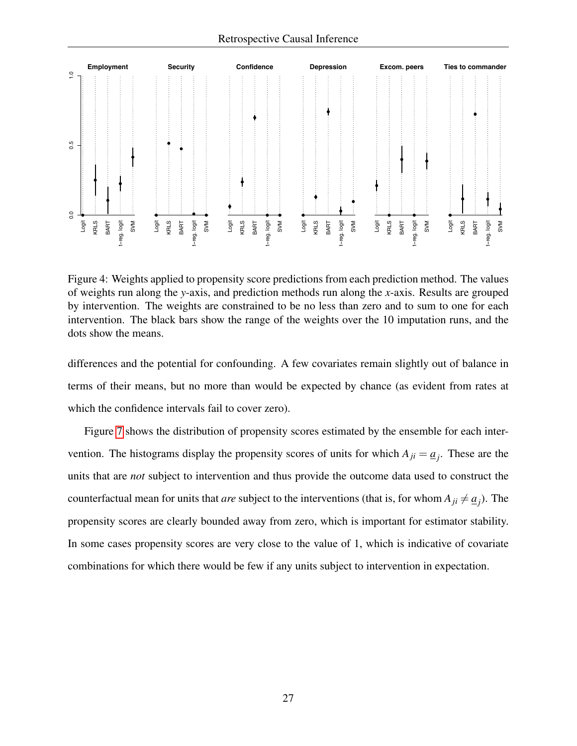Figure 4: Weights applied to propensity score predictions from each prediction method. The values of weights run along the *y*-axis, and prediction methods run along the *x*-axis. Results are grouped by intervention. The weights are constrained to be no less than zero and to sum to one for each intervention. The black bars show the range of the weights over the 10 imputation runs, and the dots show the means.

differences and the potential for confounding. A few covariates remain slightly out of balance in terms of their means, but no more than would be expected by chance (as evident from rates at which the confidence intervals fail to cover zero).

Figure 7 shows the distribution of propensity scores estimated by the ensemble for each intervention. The histograms display the propensity scores of units for which $A_{ji} = \underline{a}_j$. These are the units that are *not* subject to intervention and thus provide the outcome data used to construct the counterfactual mean for units that *are* subject to the interventions (that is, for whom $A_{ji} \neq \underline{a}_j$). The propensity scores are clearly bounded away from zero, which is important for estimator stability. In some cases propensity scores are very close to the value of 1, which is indicative of covariate combinations for which there would be few if any units subject to intervention in expectation.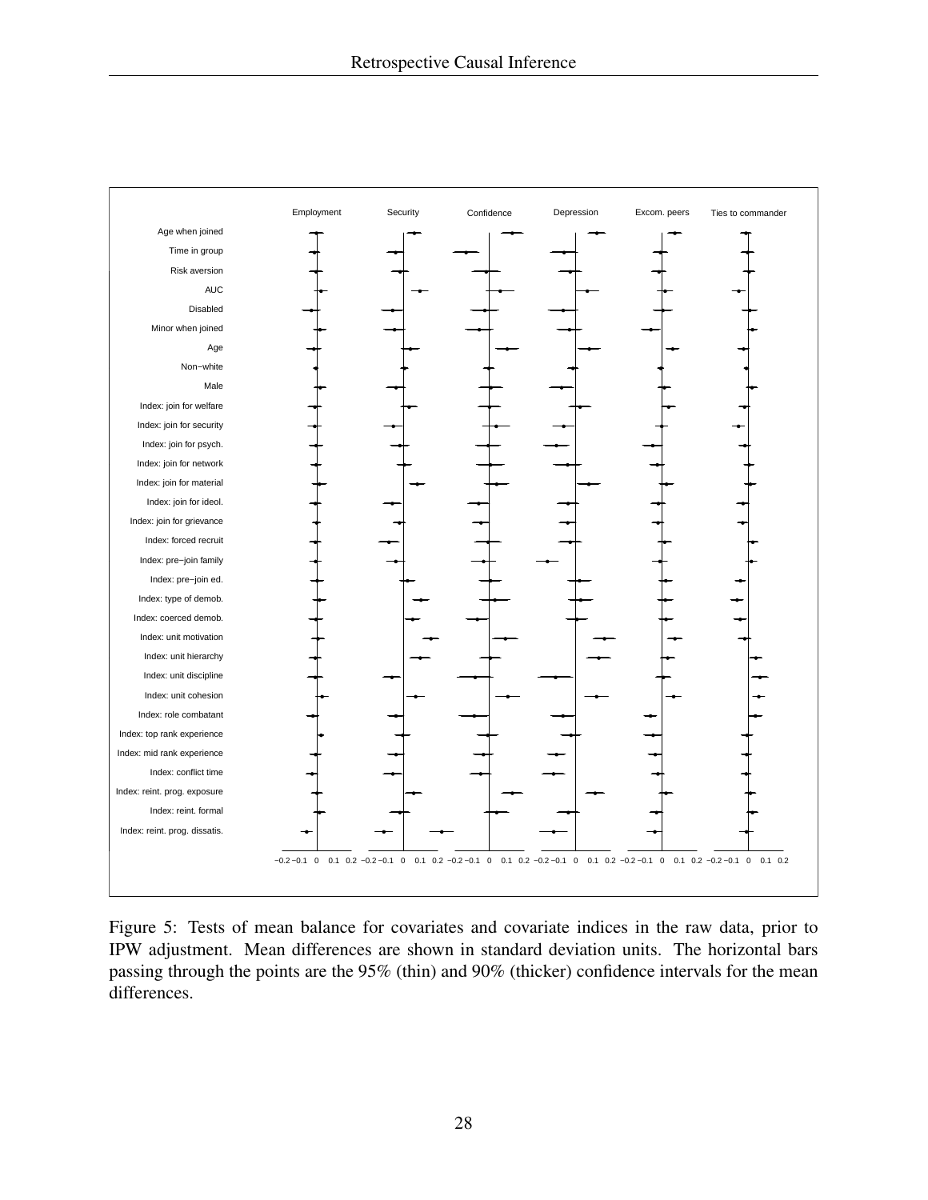Figure 5: Tests of mean balance for covariates and covariate indices in the raw data, prior to IPW adjustment. Mean differences are shown in standard deviation units. The horizontal bars passing through the points are the 95% (thin) and 90% (thicker) confidence intervals for the mean differences.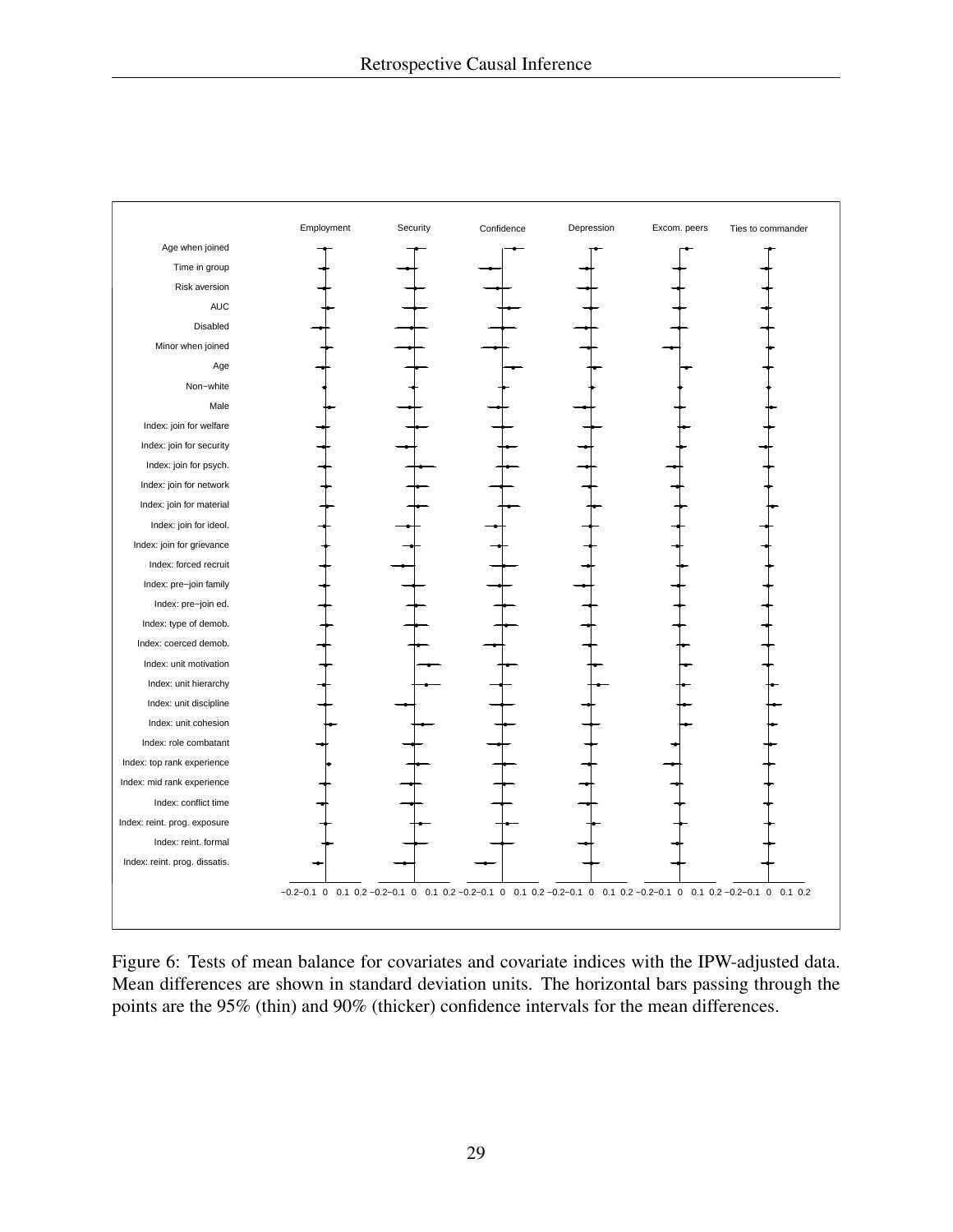Figure 6: Tests of mean balance for covariates and covariate indices with the IPW-adjusted data. Mean differences are shown in standard deviation units. The horizontal bars passing through the points are the 95% (thin) and 90% (thicker) confidence intervals for the mean differences.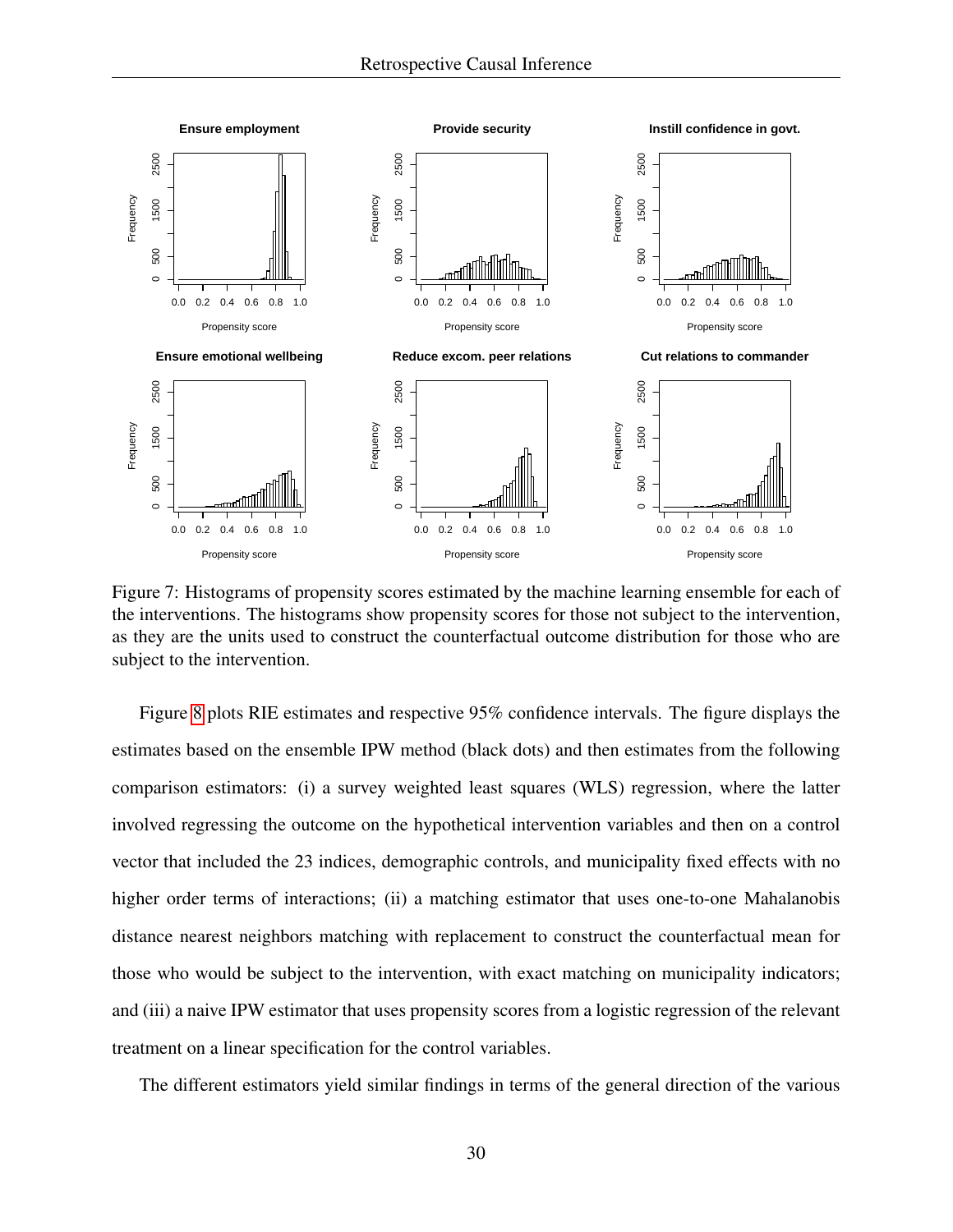Figure 7: Histograms of propensity scores estimated by the machine learning ensemble for each of the interventions. The histograms show propensity scores for those not subject to the intervention, as they are the units used to construct the counterfactual outcome distribution for those who are subject to the intervention.

Figure 8 plots RIE estimates and respective 95% confidence intervals. The figure displays the estimates based on the ensemble IPW method (black dots) and then estimates from the following comparison estimators: (i) a survey weighted least squares (WLS) regression, where the latter involved regressing the outcome on the hypothetical intervention variables and then on a control vector that included the 23 indices, demographic controls, and municipality fixed effects with no higher order terms of interactions; (ii) a matching estimator that uses one-to-one Mahalanobis distance nearest neighbors matching with replacement to construct the counterfactual mean for those who would be subject to the intervention, with exact matching on municipality indicators; and (iii) a naive IPW estimator that uses propensity scores from a logistic regression of the relevant treatment on a linear specification for the control variables.

The different estimators yield similar findings in terms of the general direction of the various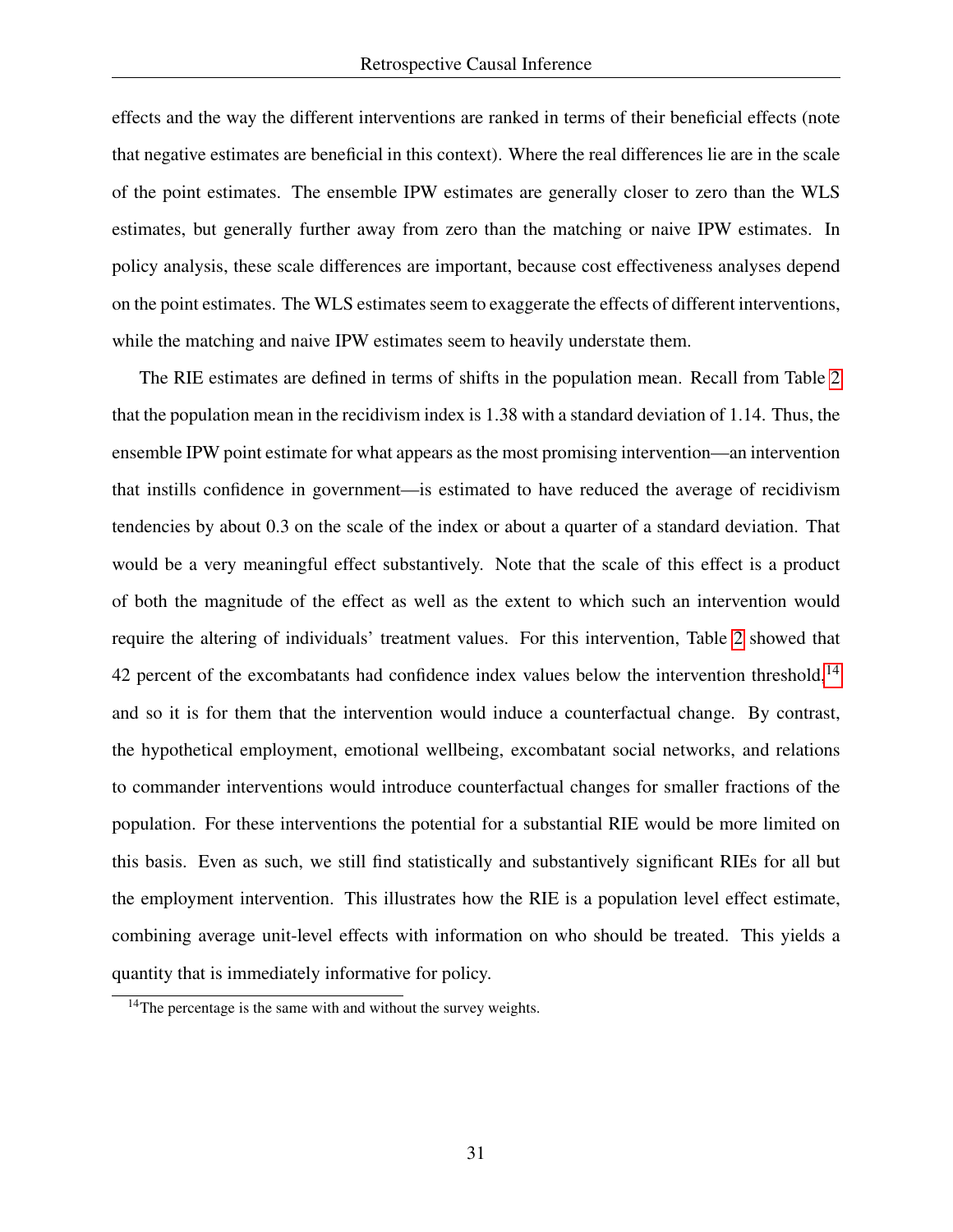effects and the way the different interventions are ranked in terms of their beneficial effects (note that negative estimates are beneficial in this context). Where the real differences lie are in the scale of the point estimates. The ensemble IPW estimates are generally closer to zero than the WLS estimates, but generally further away from zero than the matching or naive IPW estimates. In policy analysis, these scale differences are important, because cost effectiveness analyses depend on the point estimates. The WLS estimates seem to exaggerate the effects of different interventions, while the matching and naive IPW estimates seem to heavily understate them.

The RIE estimates are defined in terms of shifts in the population mean. Recall from Table 2 that the population mean in the recidivism index is 1.38 with a standard deviation of 1.14. Thus, the ensemble IPW point estimate for what appears as the most promising intervention—an intervention that instills confidence in government—is estimated to have reduced the average of recidivism tendencies by about 0.3 on the scale of the index or about a quarter of a standard deviation. That would be a very meaningful effect substantively. Note that the scale of this effect is a product of both the magnitude of the effect as well as the extent to which such an intervention would require the altering of individuals' treatment values. For this intervention, Table 2 showed that 42 percent of the excombatants had confidence index values below the intervention threshold,[14] and so it is for them that the intervention would induce a counterfactual change. By contrast, the hypothetical employment, emotional wellbeing, excombatant social networks, and relations to commander interventions would introduce counterfactual changes for smaller fractions of the population. For these interventions the potential for a substantial RIE would be more limited on this basis. Even as such, we still find statistically and substantively significant RIEs for all but the employment intervention. This illustrates how the RIE is a population level effect estimate, combining average unit-level effects with information on who should be treated. This yields a quantity that is immediately informative for policy.

[14] The percentage is the same with and without the survey weights.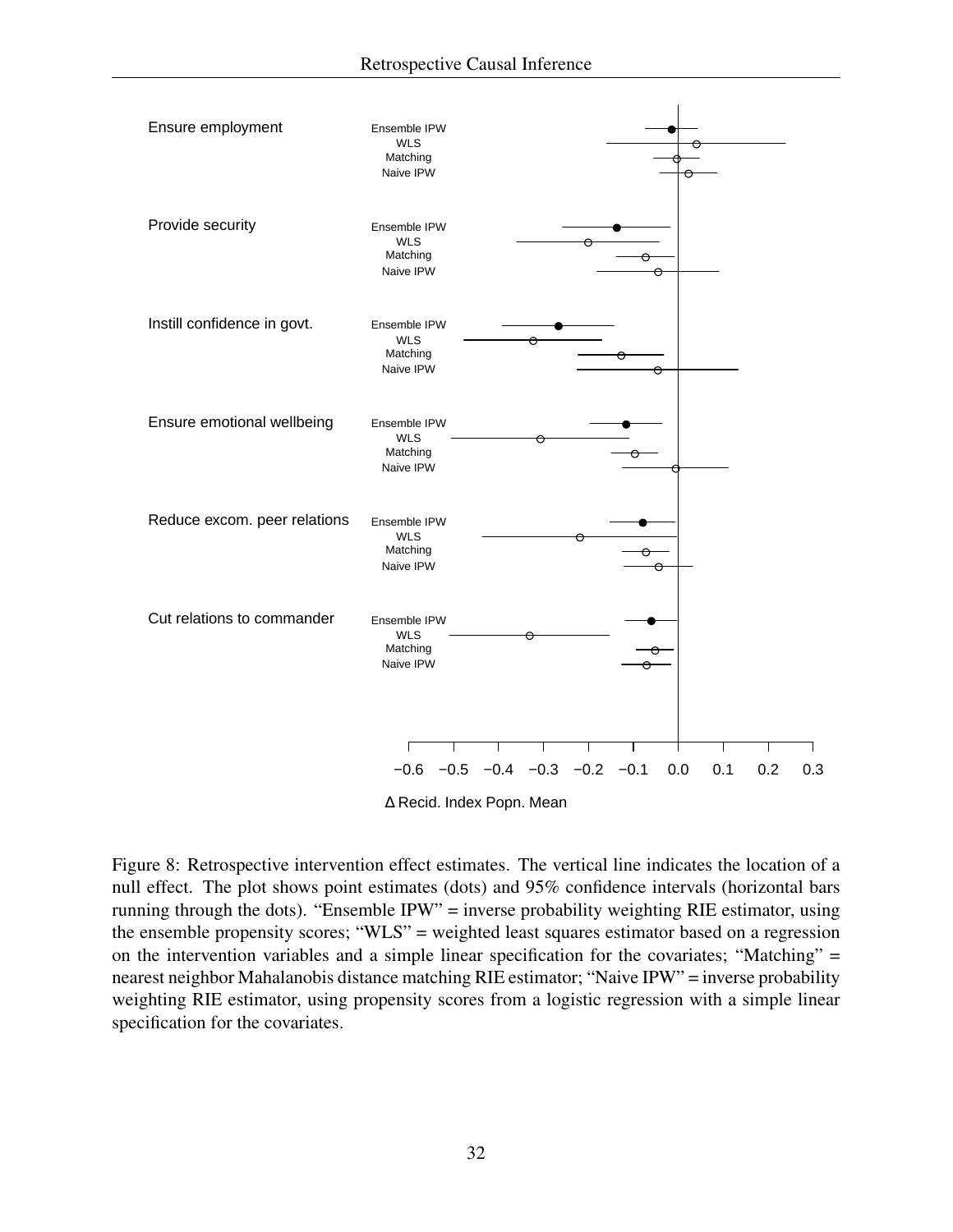Figure 8: Retrospective intervention effect estimates. The vertical line indicates the location of a null effect. The plot shows point estimates (dots) and 95% confidence intervals (horizontal bars running through the dots). "Ensemble IPW" = inverse probability weighting RIE estimator, using the ensemble propensity scores; "WLS" = weighted least squares estimator based on a regression on the intervention variables and a simple linear specification for the covariates; "Matching" = nearest neighbor Mahalanobis distance matching RIE estimator; "Naive IPW" = inverse probability weighting RIE estimator, using propensity scores from a logistic regression with a simple linear specification for the covariates.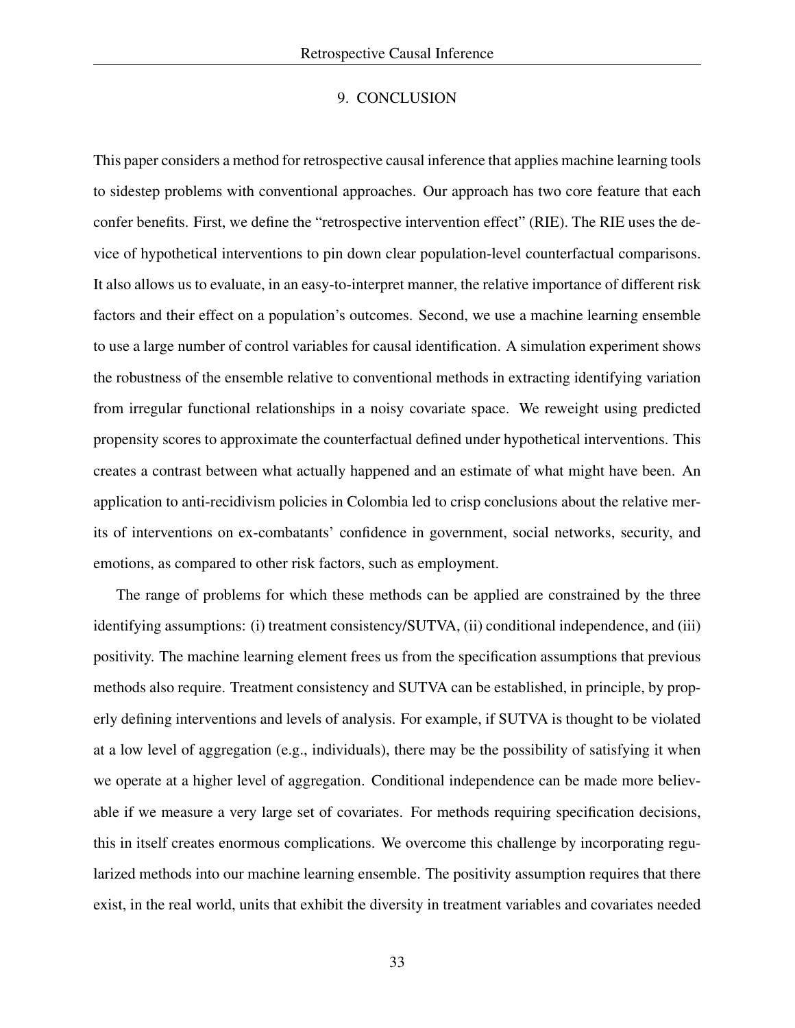## 9. CONCLUSION

This paper considers a method for retrospective causal inference that applies machine learning tools to sidestep problems with conventional approaches. Our approach has two core feature that each confer benefits. First, we define the "retrospective intervention effect" (RIE). The RIE uses the device of hypothetical interventions to pin down clear population-level counterfactual comparisons. It also allows us to evaluate, in an easy-to-interpret manner, the relative importance of different risk factors and their effect on a population's outcomes. Second, we use a machine learning ensemble to use a large number of control variables for causal identification. A simulation experiment shows the robustness of the ensemble relative to conventional methods in extracting identifying variation from irregular functional relationships in a noisy covariate space. We reweight using predicted propensity scores to approximate the counterfactual defined under hypothetical interventions. This creates a contrast between what actually happened and an estimate of what might have been. An application to anti-recidivism policies in Colombia led to crisp conclusions about the relative merits of interventions on ex-combatants' confidence in government, social networks, security, and emotions, as compared to other risk factors, such as employment.

The range of problems for which these methods can be applied are constrained by the three identifying assumptions: (i) treatment consistency/SUTVA, (ii) conditional independence, and (iii) positivity. The machine learning element frees us from the specification assumptions that previous methods also require. Treatment consistency and SUTVA can be established, in principle, by properly defining interventions and levels of analysis. For example, if SUTVA is thought to be violated at a low level of aggregation (e.g., individuals), there may be the possibility of satisfying it when we operate at a higher level of aggregation. Conditional independence can be made more believable if we measure a very large set of covariates. For methods requiring specification decisions, this in itself creates enormous complications. We overcome this challenge by incorporating regularized methods into our machine learning ensemble. The positivity assumption requires that there exist, in the real world, units that exhibit the diversity in treatment variables and covariates needed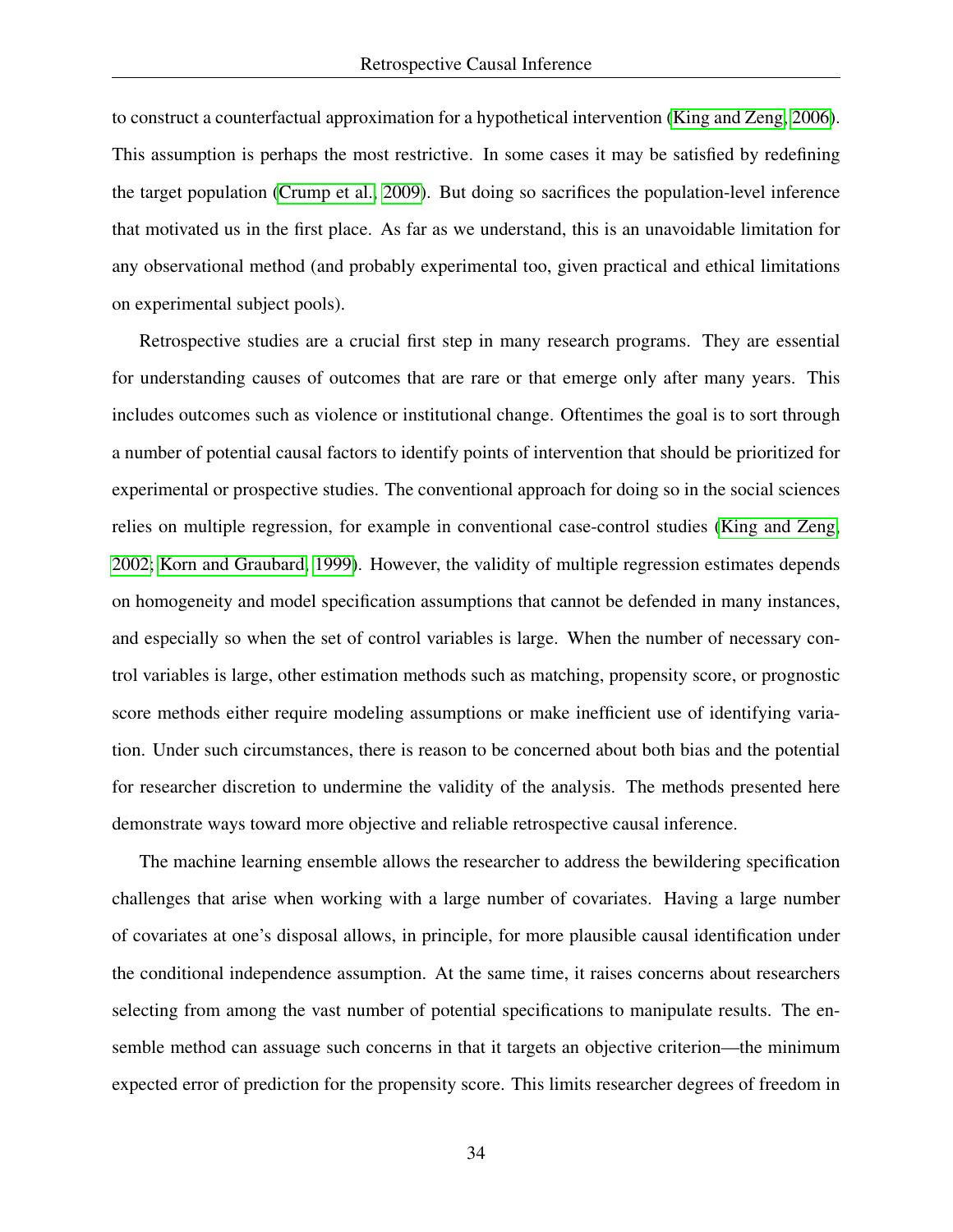to construct a counterfactual approximation for a hypothetical intervention (King and Zeng, 2006). This assumption is perhaps the most restrictive. In some cases it may be satisfied by redefining the target population (Crump et al., 2009). But doing so sacrifices the population-level inference that motivated us in the first place. As far as we understand, this is an unavoidable limitation for any observational method (and probably experimental too, given practical and ethical limitations on experimental subject pools).

Retrospective studies are a crucial first step in many research programs. They are essential for understanding causes of outcomes that are rare or that emerge only after many years. This includes outcomes such as violence or institutional change. Oftentimes the goal is to sort through a number of potential causal factors to identify points of intervention that should be prioritized for experimental or prospective studies. The conventional approach for doing so in the social sciences relies on multiple regression, for example in conventional case-control studies (King and Zeng, 2002; Korn and Graubard, 1999). However, the validity of multiple regression estimates depends on homogeneity and model specification assumptions that cannot be defended in many instances, and especially so when the set of control variables is large. When the number of necessary control variables is large, other estimation methods such as matching, propensity score, or prognostic score methods either require modeling assumptions or make inefficient use of identifying variation. Under such circumstances, there is reason to be concerned about both bias and the potential for researcher discretion to undermine the validity of the analysis. The methods presented here demonstrate ways toward more objective and reliable retrospective causal inference.

The machine learning ensemble allows the researcher to address the bewildering specification challenges that arise when working with a large number of covariates. Having a large number of covariates at one's disposal allows, in principle, for more plausible causal identification under the conditional independence assumption. At the same time, it raises concerns about researchers selecting from among the vast number of potential specifications to manipulate results. The ensemble method can assuage such concerns in that it targets an objective criterion—the minimum expected error of prediction for the propensity score. This limits researcher degrees of freedom in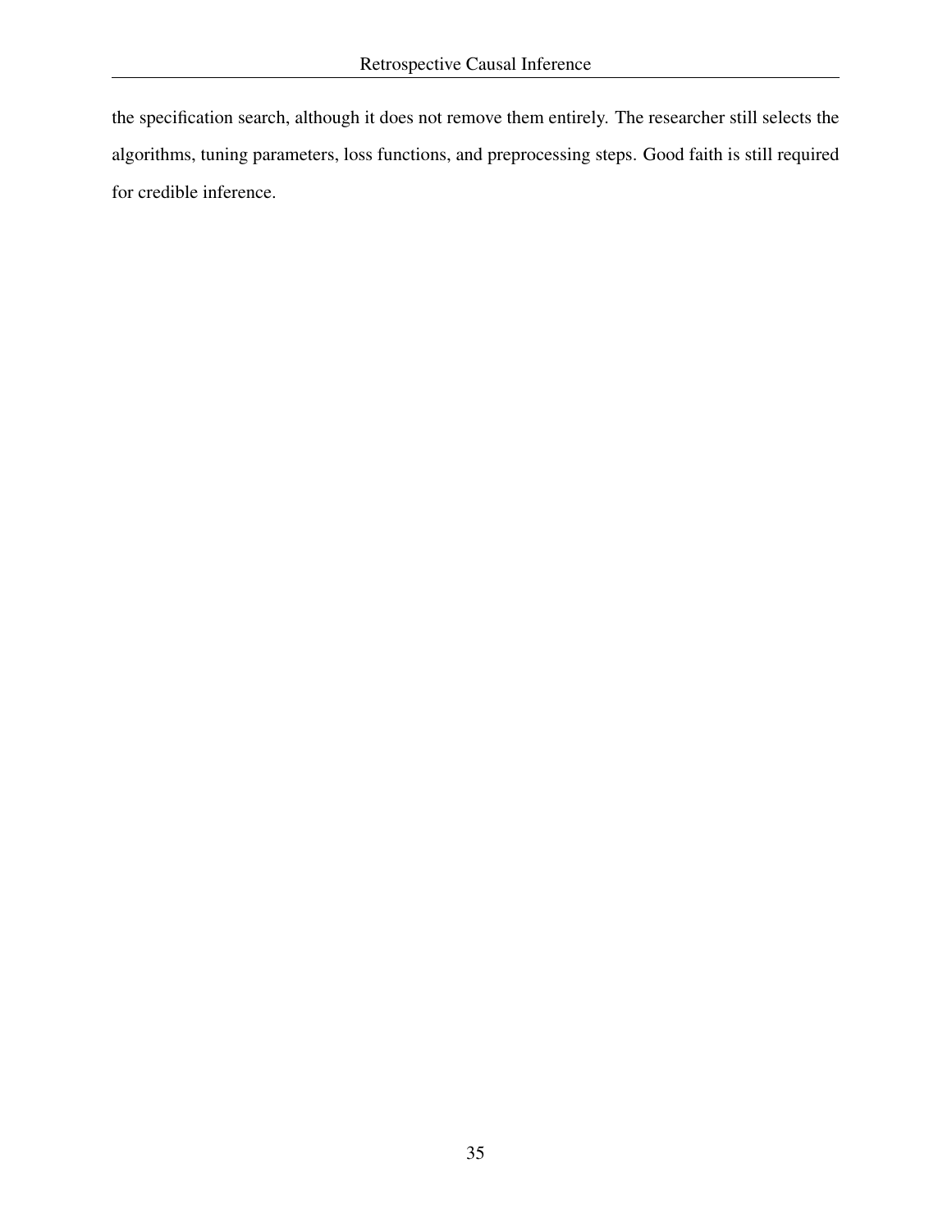the specification search, although it does not remove them entirely. The researcher still selects the algorithms, tuning parameters, loss functions, and preprocessing steps. Good faith is still required for credible inference.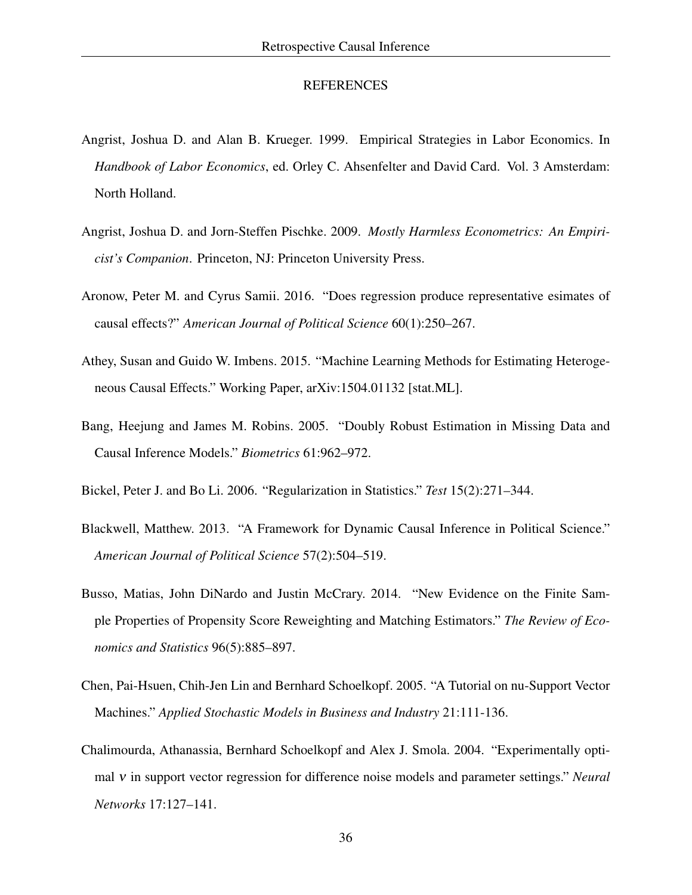## REFERENCES

Angrist, Joshua D. and Alan B. Krueger. 1999. Empirical Strategies in Labor Economics. In *Handbook of Labor Economics*, ed. Orley C. Ahsenfelter and David Card. Vol. 3 Amsterdam: North Holland.

Angrist, Joshua D. and Jorn-Steffen Pischke. 2009. *Mostly Harmless Econometrics: An Empiricist's Companion*. Princeton, NJ: Princeton University Press.

Aronow, Peter M. and Cyrus Samii. 2016. "Does regression produce representative esimates of causal effects?" *American Journal of Political Science* 60(1):250–267.

Athey, Susan and Guido W. Imbens. 2015. "Machine Learning Methods for Estimating Heterogeneous Causal Effects." Working Paper, arXiv:1504.01132 [stat.ML].

Bang, Heejung and James M. Robins. 2005. "Doubly Robust Estimation in Missing Data and Causal Inference Models." *Biometrics* 61:962–972.

Bickel, Peter J. and Bo Li. 2006. "Regularization in Statistics." *Test* 15(2):271–344.

Blackwell, Matthew. 2013. "A Framework for Dynamic Causal Inference in Political Science." *American Journal of Political Science* 57(2):504–519.

Busso, Matias, John DiNardo and Justin McCrary. 2014. "New Evidence on the Finite Sample Properties of Propensity Score Reweighting and Matching Estimators." *The Review of Economics and Statistics* 96(5):885–897.

Chen, Pai-Hsuen, Chih-Jen Lin and Bernhard Schoelkopf. 2005. "A Tutorial on nu-Support Vector Machines." *Applied Stochastic Models in Business and Industry* 21:111-136.

Chalimourda, Athanassia, Bernhard Schoelkopf and Alex J. Smola. 2004. "Experimentally optimal $\nu$ in support vector regression for difference noise models and parameter settings." *Neural Networks* 17:127–141.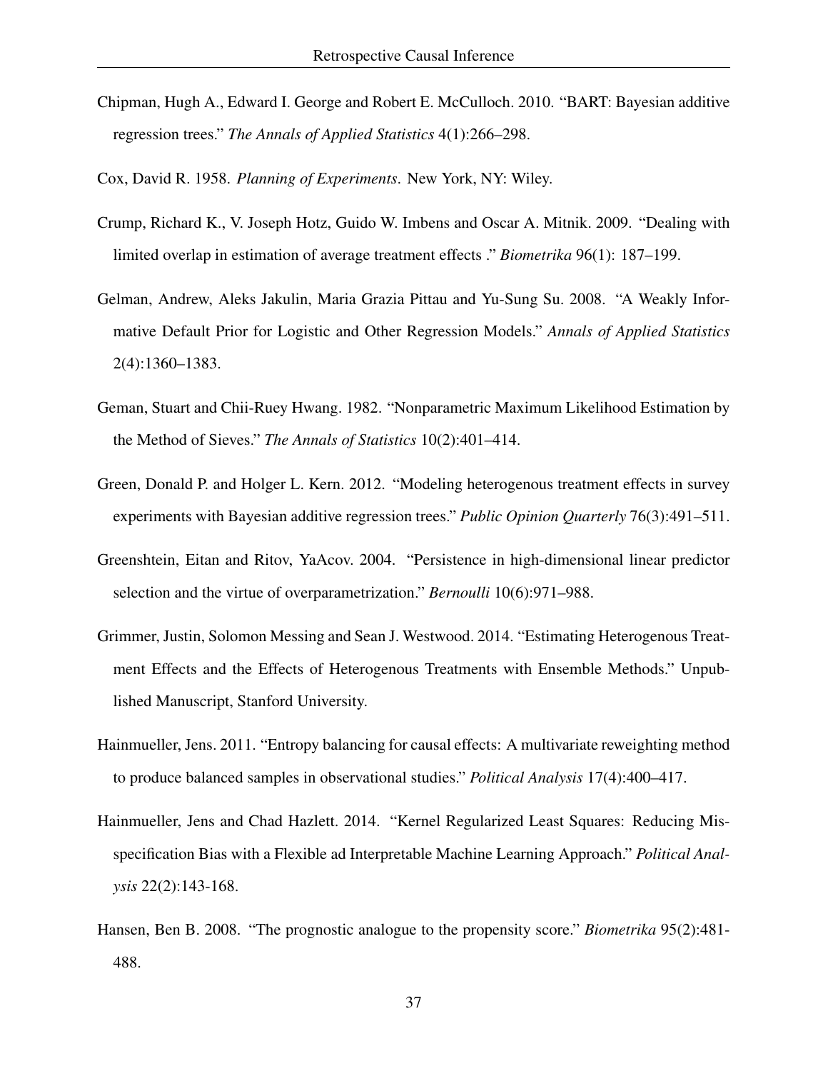Chipman, Hugh A., Edward I. George and Robert E. McCulloch. 2010. "BART: Bayesian additive regression trees." *The Annals of Applied Statistics* 4(1):266–298.

Cox, David R. 1958. *Planning of Experiments*. New York, NY: Wiley.

Crump, Richard K., V. Joseph Hotz, Guido W. Imbens and Oscar A. Mitnik. 2009. "Dealing with limited overlap in estimation of average treatment effects ." *Biometrika* 96(1): 187–199.

Gelman, Andrew, Aleks Jakulin, Maria Grazia Pittau and Yu-Sung Su. 2008. "A Weakly Informative Default Prior for Logistic and Other Regression Models." *Annals of Applied Statistics* 2(4):1360–1383.

Geman, Stuart and Chii-Ruey Hwang. 1982. "Nonparametric Maximum Likelihood Estimation by the Method of Sieves." *The Annals of Statistics* 10(2):401–414.

Green, Donald P. and Holger L. Kern. 2012. "Modeling heterogenous treatment effects in survey experiments with Bayesian additive regression trees." *Public Opinion Quarterly* 76(3):491–511.

Greenshtein, Eitan and Ritov, YaAcov. 2004. "Persistence in high-dimensional linear predictor selection and the virtue of overparametrization." *Bernoulli* 10(6):971–988.

Grimmer, Justin, Solomon Messing and Sean J. Westwood. 2014. "Estimating Heterogenous Treatment Effects and the Effects of Heterogenous Treatments with Ensemble Methods." Unpublished Manuscript, Stanford University.

Hainmueller, Jens. 2011. "Entropy balancing for causal effects: A multivariate reweighting method to produce balanced samples in observational studies." *Political Analysis* 17(4):400–417.

Hainmueller, Jens and Chad Hazlett. 2014. "Kernel Regularized Least Squares: Reducing Misspecification Bias with a Flexible ad Interpretable Machine Learning Approach." *Political Analysis* 22(2):143-168.

Hansen, Ben B. 2008. "The prognostic analogue to the propensity score." *Biometrika* 95(2):481-488.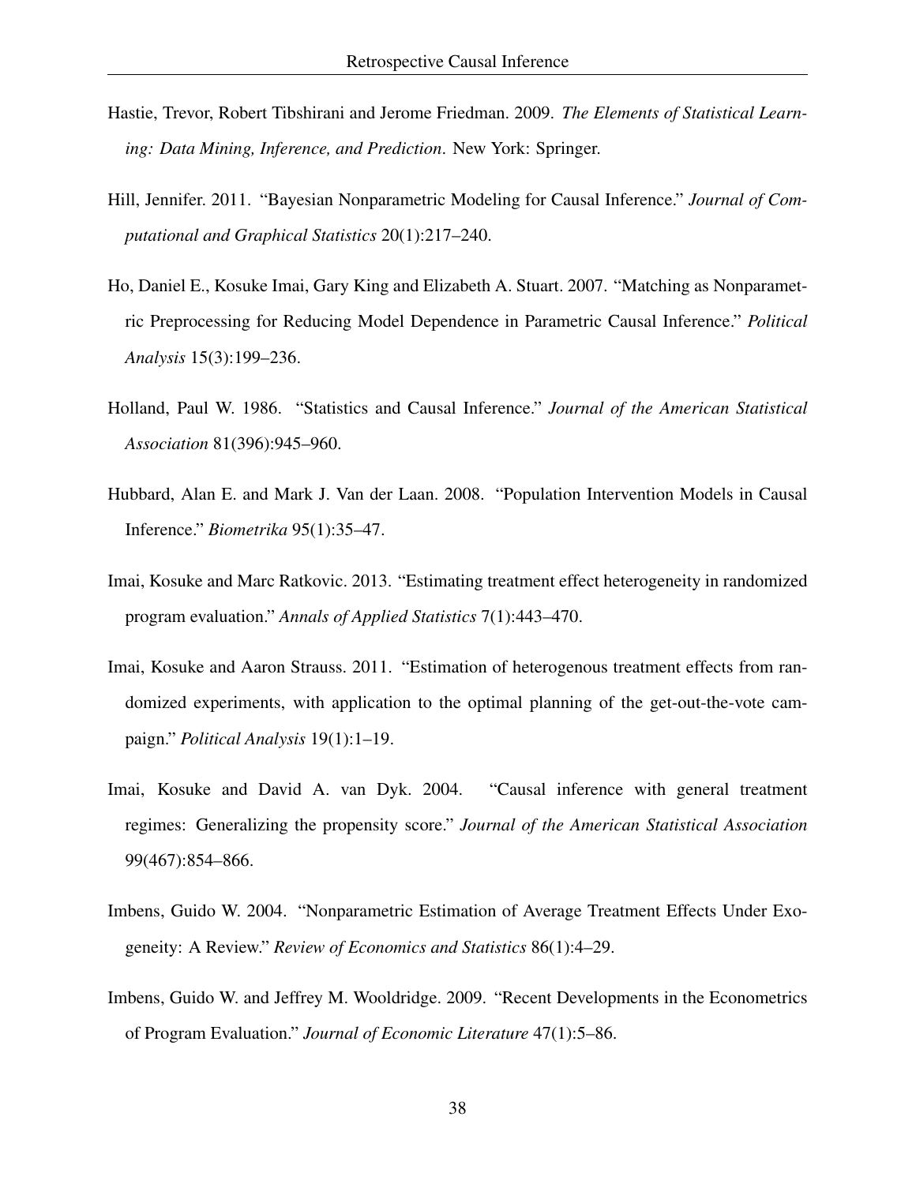Hastie, Trevor, Robert Tibshirani and Jerome Friedman. 2009. *The Elements of Statistical Learning: Data Mining, Inference, and Prediction*. New York: Springer.

Hill, Jennifer. 2011. "Bayesian Nonparametric Modeling for Causal Inference." *Journal of Computational and Graphical Statistics* 20(1):217–240.

Ho, Daniel E., Kosuke Imai, Gary King and Elizabeth A. Stuart. 2007. "Matching as Nonparametric Preprocessing for Reducing Model Dependence in Parametric Causal Inference." *Political Analysis* 15(3):199–236.

Holland, Paul W. 1986. "Statistics and Causal Inference." *Journal of the American Statistical Association* 81(396):945–960.

Hubbard, Alan E. and Mark J. Van der Laan. 2008. "Population Intervention Models in Causal Inference." *Biometrika* 95(1):35–47.

Imai, Kosuke and Marc Ratkovic. 2013. "Estimating treatment effect heterogeneity in randomized program evaluation." *Annals of Applied Statistics* 7(1):443–470.

Imai, Kosuke and Aaron Strauss. 2011. "Estimation of heterogenous treatment effects from randomized experiments, with application to the optimal planning of the get-out-the-vote campaign." *Political Analysis* 19(1):1–19.

Imai, Kosuke and David A. van Dyk. 2004. "Causal inference with general treatment regimes: Generalizing the propensity score." *Journal of the American Statistical Association* 99(467):854–866.

Imbens, Guido W. 2004. "Nonparametric Estimation of Average Treatment Effects Under Exogeneity: A Review." *Review of Economics and Statistics* 86(1):4–29.

Imbens, Guido W. and Jeffrey M. Wooldridge. 2009. "Recent Developments in the Econometrics of Program Evaluation." *Journal of Economic Literature* 47(1):5–86.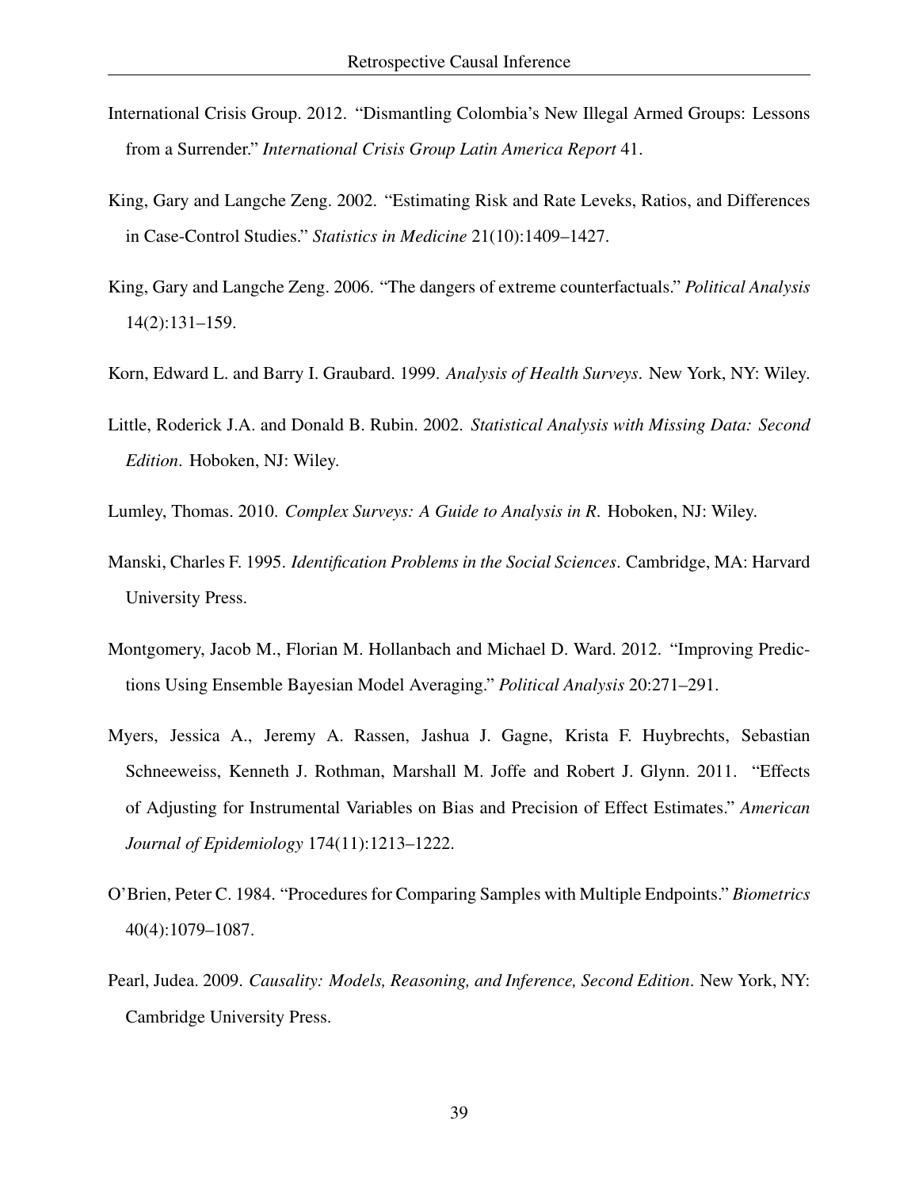International Crisis Group. 2012. "Dismantling Colombia's New Illegal Armed Groups: Lessons from a Surrender." *International Crisis Group Latin America Report* 41.

King, Gary and Langche Zeng. 2002. "Estimating Risk and Rate Leveks, Ratios, and Differences in Case-Control Studies." *Statistics in Medicine* 21(10):1409–1427.

King, Gary and Langche Zeng. 2006. "The dangers of extreme counterfactuals." *Political Analysis* 14(2):131–159.

Korn, Edward L. and Barry I. Graubard. 1999. *Analysis of Health Surveys*. New York, NY: Wiley.

Little, Roderick J.A. and Donald B. Rubin. 2002. *Statistical Analysis with Missing Data: Second Edition*. Hoboken, NJ: Wiley.

Lumley, Thomas. 2010. *Complex Surveys: A Guide to Analysis in R*. Hoboken, NJ: Wiley.

Manski, Charles F. 1995. *Identification Problems in the Social Sciences*. Cambridge, MA: Harvard University Press.

Montgomery, Jacob M., Florian M. Hollanbach and Michael D. Ward. 2012. "Improving Predictions Using Ensemble Bayesian Model Averaging." *Political Analysis* 20:271–291.

Myers, Jessica A., Jeremy A. Rassen, Jashua J. Gagne, Krista F. Huybrechts, Sebastian Schneeweiss, Kenneth J. Rothman, Marshall M. Joffe and Robert J. Glynn. 2011. "Effects of Adjusting for Instrumental Variables on Bias and Precision of Effect Estimates." *American Journal of Epidemiology* 174(11):1213–1222.

O'Brien, Peter C. 1984. "Procedures for Comparing Samples with Multiple Endpoints." *Biometrics* 40(4):1079–1087.

Pearl, Judea. 2009. *Causality: Models, Reasoning, and Inference, Second Edition*. New York, NY: Cambridge University Press.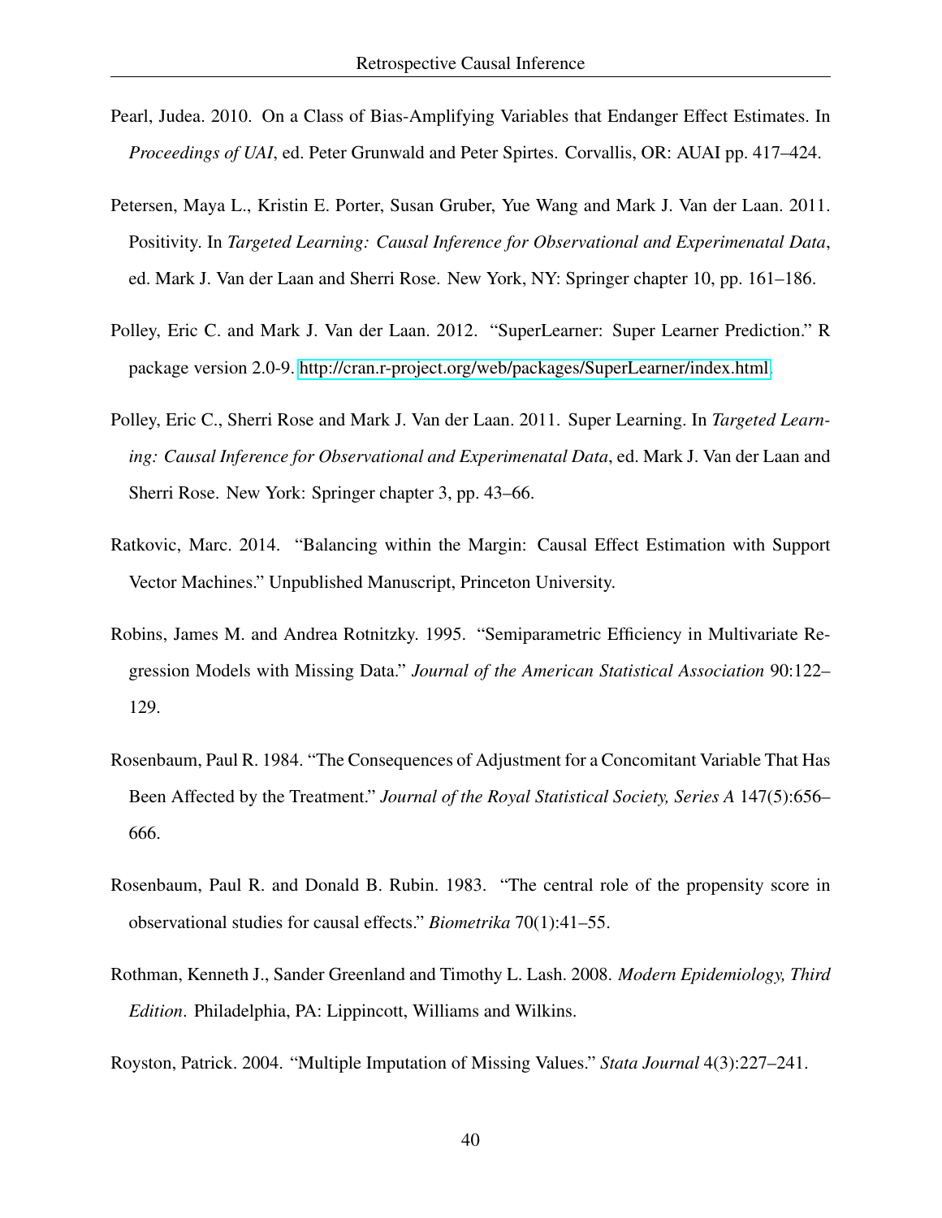Pearl, Judea. 2010. On a Class of Bias-Amplifying Variables that Endanger Effect Estimates. In *Proceedings of UAI*, ed. Peter Grunwald and Peter Spirtes. Corvallis, OR: AUAI pp. 417–424.

Petersen, Maya L., Kristin E. Porter, Susan Gruber, Yue Wang and Mark J. Van der Laan. 2011. Positivity. In *Targeted Learning: Causal Inference for Observational and Experimenatal Data*, ed. Mark J. Van der Laan and Sherri Rose. New York, NY: Springer chapter 10, pp. 161–186.

Polley, Eric C. and Mark J. Van der Laan. 2012. "SuperLearner: Super Learner Prediction." R package version 2.0-9. http://cran.r-project.org/web/packages/SuperLearner/index.html.

Polley, Eric C., Sherri Rose and Mark J. Van der Laan. 2011. Super Learning. In *Targeted Learning: Causal Inference for Observational and Experimenatal Data*, ed. Mark J. Van der Laan and Sherri Rose. New York: Springer chapter 3, pp. 43–66.

Ratkovic, Marc. 2014. "Balancing within the Margin: Causal Effect Estimation with Support Vector Machines." Unpublished Manuscript, Princeton University.

Robins, James M. and Andrea Rotnitzky. 1995. "Semiparametric Efficiency in Multivariate Regression Models with Missing Data." *Journal of the American Statistical Association* 90:122–129.

Rosenbaum, Paul R. 1984. "The Consequences of Adjustment for a Concomitant Variable That Has Been Affected by the Treatment." *Journal of the Royal Statistical Society, Series A* 147(5):656–666.

Rosenbaum, Paul R. and Donald B. Rubin. 1983. "The central role of the propensity score in observational studies for causal effects." *Biometrika* 70(1):41–55.

Rothman, Kenneth J., Sander Greenland and Timothy L. Lash. 2008. *Modern Epidemiology, Third Edition*. Philadelphia, PA: Lippincott, Williams and Wilkins.

Royston, Patrick. 2004. "Multiple Imputation of Missing Values." *Stata Journal* 4(3):227–241.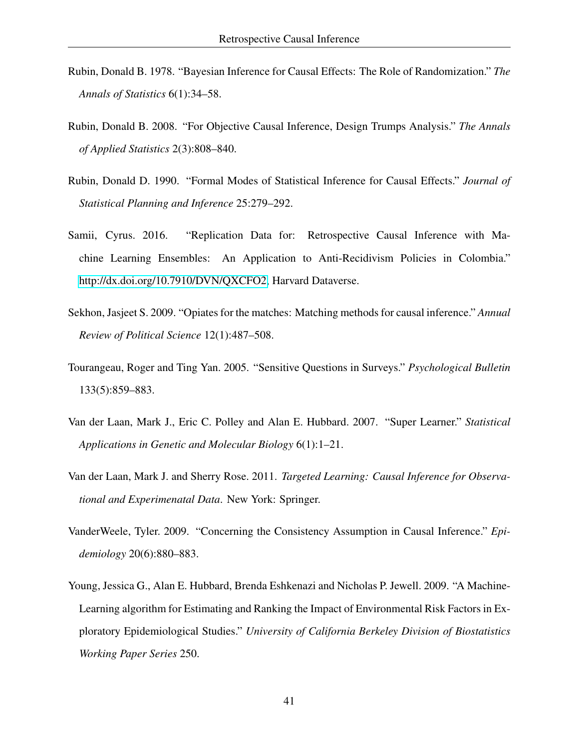Rubin, Donald B. 1978. "Bayesian Inference for Causal Effects: The Role of Randomization." *The Annals of Statistics* 6(1):34–58.

Rubin, Donald B. 2008. "For Objective Causal Inference, Design Trumps Analysis." *The Annals of Applied Statistics* 2(3):808–840.

Rubin, Donald D. 1990. "Formal Modes of Statistical Inference for Causal Effects." *Journal of Statistical Planning and Inference* 25:279–292.

Samii, Cyrus. 2016. "Replication Data for: Retrospective Causal Inference with Machine Learning Ensembles: An Application to Anti-Recidivism Policies in Colombia." http://dx.doi.org/10.7910/DVN/QXCFO2, Harvard Dataverse.

Sekhon, Jasjeet S. 2009. "Opiates for the matches: Matching methods for causal inference." *Annual Review of Political Science* 12(1):487–508.

Tourangeau, Roger and Ting Yan. 2005. "Sensitive Questions in Surveys." *Psychological Bulletin* 133(5):859–883.

Van der Laan, Mark J., Eric C. Polley and Alan E. Hubbard. 2007. "Super Learner." *Statistical Applications in Genetic and Molecular Biology* 6(1):1–21.

Van der Laan, Mark J. and Sherry Rose. 2011. *Targeted Learning: Causal Inference for Observational and Experimenatal Data*. New York: Springer.

VanderWeele, Tyler. 2009. "Concerning the Consistency Assumption in Causal Inference." *Epidemiology* 20(6):880–883.

Young, Jessica G., Alan E. Hubbard, Brenda Eshkenazi and Nicholas P. Jewell. 2009. "A Machine-Learning algorithm for Estimating and Ranking the Impact of Environmental Risk Factors in Exploratory Epidemiological Studies." *University of California Berkeley Division of Biostatistics Working Paper Series* 250.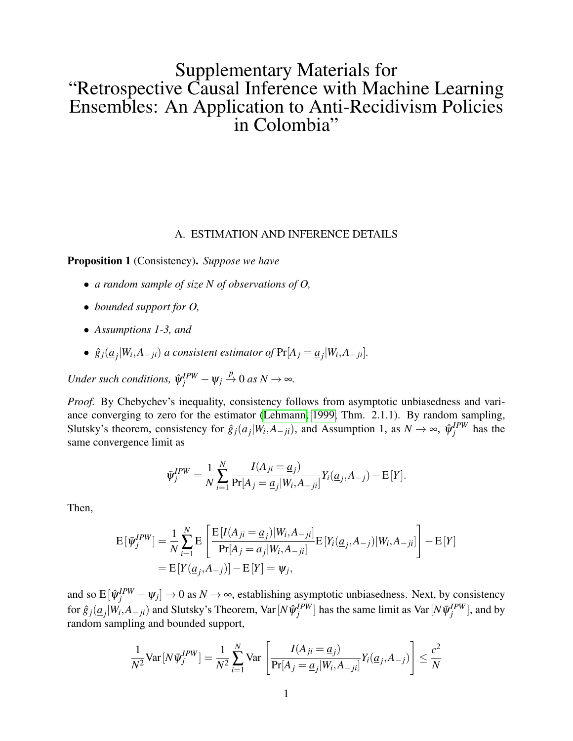# Supplementary Materials for "Retrospective Causal Inference with Machine Learning Ensembles: An Application to Anti-Recidivism Policies in Colombia"

## A. ESTIMATION AND INFERENCE DETAILS

**Proposition 1** (Consistency)**.** *Suppose we have*

- *a random sample of size N of observations of O,*
- *bounded support for O,*
- *Assumptions 1-3, and*
- *$\hat{g}_j(\underline{a}_j|W_i,A_{-ji})$ a consistent estimator of $\Pr[A_j = \underline{a}_j|W_i,A_{-ji}]$.*

*Under such conditions, $\hat{\psi}_j^{IPW} - \psi_j \xrightarrow{p} 0$ as $N \to \infty$.*

*Proof.* By Chebychev's inequality, consistency follows from asymptotic unbiasedness and variance converging to zero for the estimator (Lehmann, 1999, Thm. 2.1.1). By random sampling, Slutsky's theorem, consistency for $\hat{g}_j(\underline{a}_j|W_i,A_{-ji})$, and Assumption 1, as $N \to \infty$, $\hat{\psi}_j^{IPW}$ has the same convergence limit as

$$\bar{\psi}_j^{IPW} = \frac{1}{N}\sum_{i=1}^{N} \frac{I(A_{ji} = \underline{a}_j)}{\Pr[A_j = \underline{a}_j|W_i,A_{-ji}]} Y_i(\underline{a}_j,A_{-j}) - \mathrm{E}[Y].$$

Then,

$$\begin{aligned}
\mathrm{E}[\bar{\psi}_j^{IPW}] &= \frac{1}{N}\sum_{i=1}^{N} \mathrm{E}\left[\frac{\mathrm{E}[I(A_{ji} = \underline{a}_j)|W_i,A_{-ji}]}{\Pr[A_j = \underline{a}_j|W_i,A_{-ji}]} \mathrm{E}[Y_i(\underline{a}_j,A_{-j})|W_i,A_{-ji}]\right] - \mathrm{E}[Y] \\
&= \mathrm{E}[Y(\underline{a}_j,A_{-j})] - \mathrm{E}[Y] = \psi_j,
\end{aligned}$$

and so $\mathrm{E}[\hat{\psi}_j^{IPW} - \psi_j] \to 0$ as $N \to \infty$, establishing asymptotic unbiasedness. Next, by consistency for $\hat{g}_j(\underline{a}_j|W_i,A_{-ji})$ and Slutsky's Theorem, $\mathrm{Var}[N\hat{\psi}_j^{IPW}]$ has the same limit as $\mathrm{Var}[N\bar{\psi}_j^{IPW}]$, and by random sampling and bounded support,

$$\frac{1}{N^2}\mathrm{Var}[N\bar{\psi}_j^{IPW}] = \frac{1}{N^2}\sum_{i=1}^{N} \mathrm{Var}\left[\frac{I(A_{ji} = \underline{a}_j)}{\Pr[A_j = \underline{a}_j|W_i,A_{-ji}]} Y_i(\underline{a}_j,A_{-j})\right] \leq \frac{c^2}{N}$$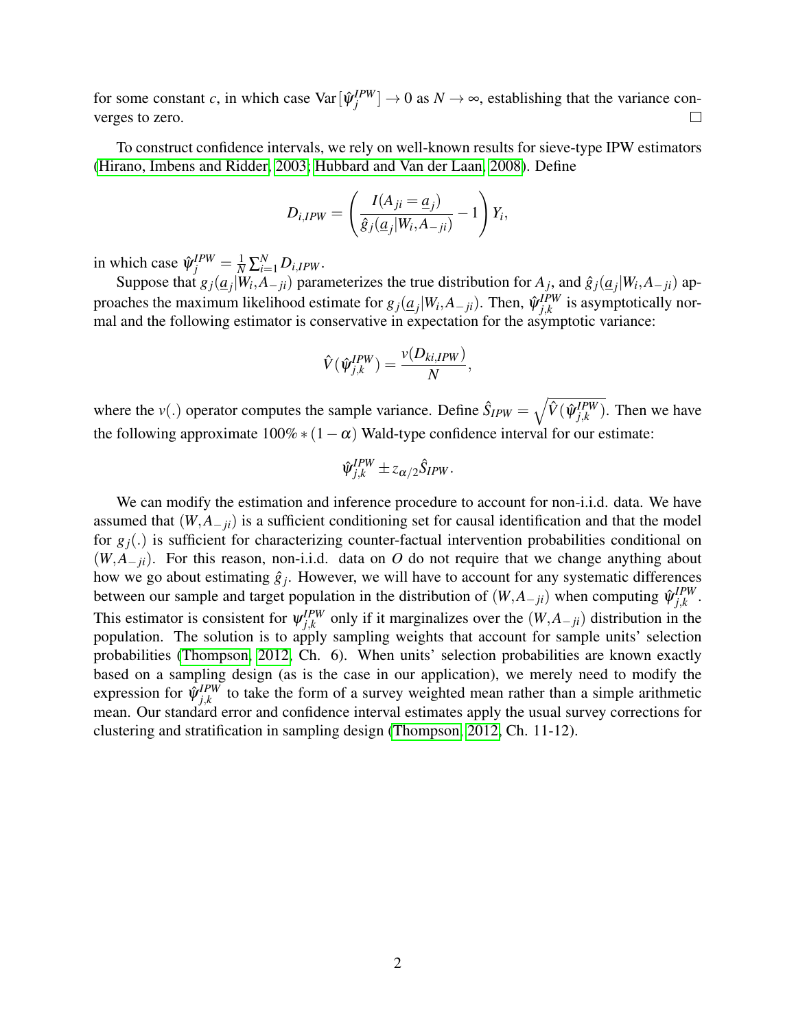for some constant $c$, in which case $\text{Var}[\hat{\psi}_j^{IPW}] \to 0$ as $N \to \infty$, establishing that the variance converges to zero. $\square$

To construct confidence intervals, we rely on well-known results for sieve-type IPW estimators (Hirano, Imbens and Ridder, 2003; Hubbard and Van der Laan, 2008). Define

$$D_{i,IPW} = \left( \frac{I(A_{ji} = \underline{a}_j)}{\hat{g}_j(\underline{a}_j | W_i, A_{-ji})} - 1 \right) Y_i,$$

in which case $\hat{\psi}_j^{IPW} = \frac{1}{N} \sum_{i=1}^{N} D_{i,IPW}$.

Suppose that $g_j(\underline{a}_j | W_i, A_{-ji})$ parameterizes the true distribution for $A_j$, and $\hat{g}_j(\underline{a}_j | W_i, A_{-ji})$ approaches the maximum likelihood estimate for $g_j(\underline{a}_j | W_i, A_{-ji})$. Then, $\hat{\psi}_{j,k}^{IPW}$ is asymptotically normal and the following estimator is conservative in expectation for the asymptotic variance:

$$\hat{V}(\hat{\psi}_{j,k}^{IPW}) = \frac{v(D_{ki,IPW})}{N},$$

where the $v(.)$ operator computes the sample variance. Define $\hat{S}_{IPW} = \sqrt{\hat{V}(\hat{\psi}_{j,k}^{IPW})}$. Then we have the following approximate $100\% * (1 - \alpha)$ Wald-type confidence interval for our estimate:

$$\hat{\psi}_{j,k}^{IPW} \pm z_{\alpha/2} \hat{S}_{IPW}.$$

We can modify the estimation and inference procedure to account for non-i.i.d. data. We have assumed that $(W, A_{-ji})$ is a sufficient conditioning set for causal identification and that the model for $g_j(.)$ is sufficient for characterizing counter-factual intervention probabilities conditional on $(W, A_{-ji})$. For this reason, non-i.i.d. data on $O$ do not require that we change anything about how we go about estimating $\hat{g}_j$. However, we will have to account for any systematic differences between our sample and target population in the distribution of $(W, A_{-ji})$ when computing $\hat{\psi}_{j,k}^{IPW}$. This estimator is consistent for $\psi_{j,k}^{IPW}$ only if it marginalizes over the $(W, A_{-ji})$ distribution in the population. The solution is to apply sampling weights that account for sample units' selection probabilities (Thompson, 2012, Ch. 6). When units' selection probabilities are known exactly based on a sampling design (as is the case in our application), we merely need to modify the expression for $\hat{\psi}_{j,k}^{IPW}$ to take the form of a survey weighted mean rather than a simple arithmetic mean. Our standard error and confidence interval estimates apply the usual survey corrections for clustering and stratification in sampling design (Thompson, 2012, Ch. 11-12).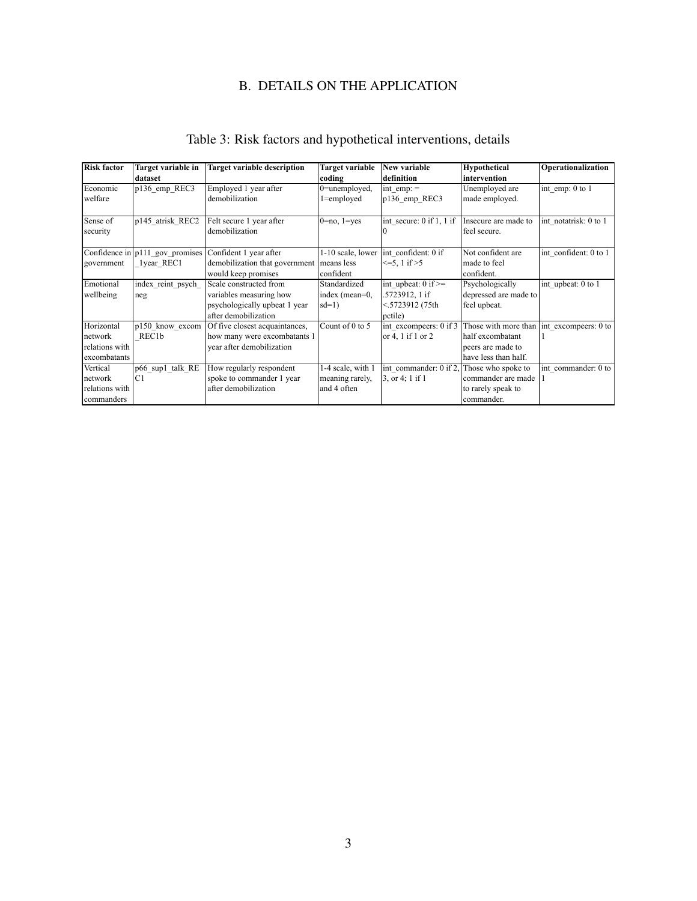# B. DETAILS ON THE APPLICATION

Table 3: Risk factors and hypothetical interventions, details

| **Risk factor** | **Target variable in dataset** | **Target variable description** | **Target variable coding** | **New variable definition** | **Hypothetical intervention** | **Operationalization** |
|---|---|---|---|---|---|---|
| Economic welfare | p136_emp_REC3 | Employed 1 year after demobilization | 0=unemployed, 1=employed | int_emp: = p136_emp_REC3 | Unemployed are made employed. | int_emp: 0 to 1 |
| Sense of security | p145_atrisk_REC2 | Felt secure 1 year after demobilization | 0=no, 1=yes | int_secure: 0 if 1, 1 if 0 | Insecure are made to feel secure. | int_notatrisk: 0 to 1 |
| Confidence in government | p111_gov_promises_1year_REC1 | Confident 1 year after demobilization that government would keep promises | 1-10 scale, lower means less confident | int_confident: 0 if <=5, 1 if >5 | Not confident are made to feel confident. | int_confident: 0 to 1 |
| Emotional wellbeing | index_reint_psych_neg | Scale constructed from variables measuring how psychologically upbeat 1 year after demobilization | Standardized index (mean=0, sd=1) | int_upbeat: 0 if >= .5723912, 1 if <.5723912 (75th pctile) | Psychologically depressed are made to feel upbeat. | int_upbeat: 0 to 1 |
| Horizontal network relations with excombatants | p150_know_excom_REC1b | Of five closest acquaintances, how many were excombatants 1 year after demobilization | Count of 0 to 5 | int_excompeers: 0 if 3 or 4, 1 if 1 or 2 | Those with more than half excombatant peers are made to have less than half. | int_excompeers: 0 to 1 |
| Vertical network relations with commanders | p66_sup1_talk_REC1 | How regularly respondent spoke to commander 1 year after demobilization | 1-4 scale, with 1 meaning rarely, and 4 often | int_commander: 0 if 2, 3, or 4; 1 if 1 | Those who spoke to commander are made to rarely speak to commander. | int_commander: 0 to 1 |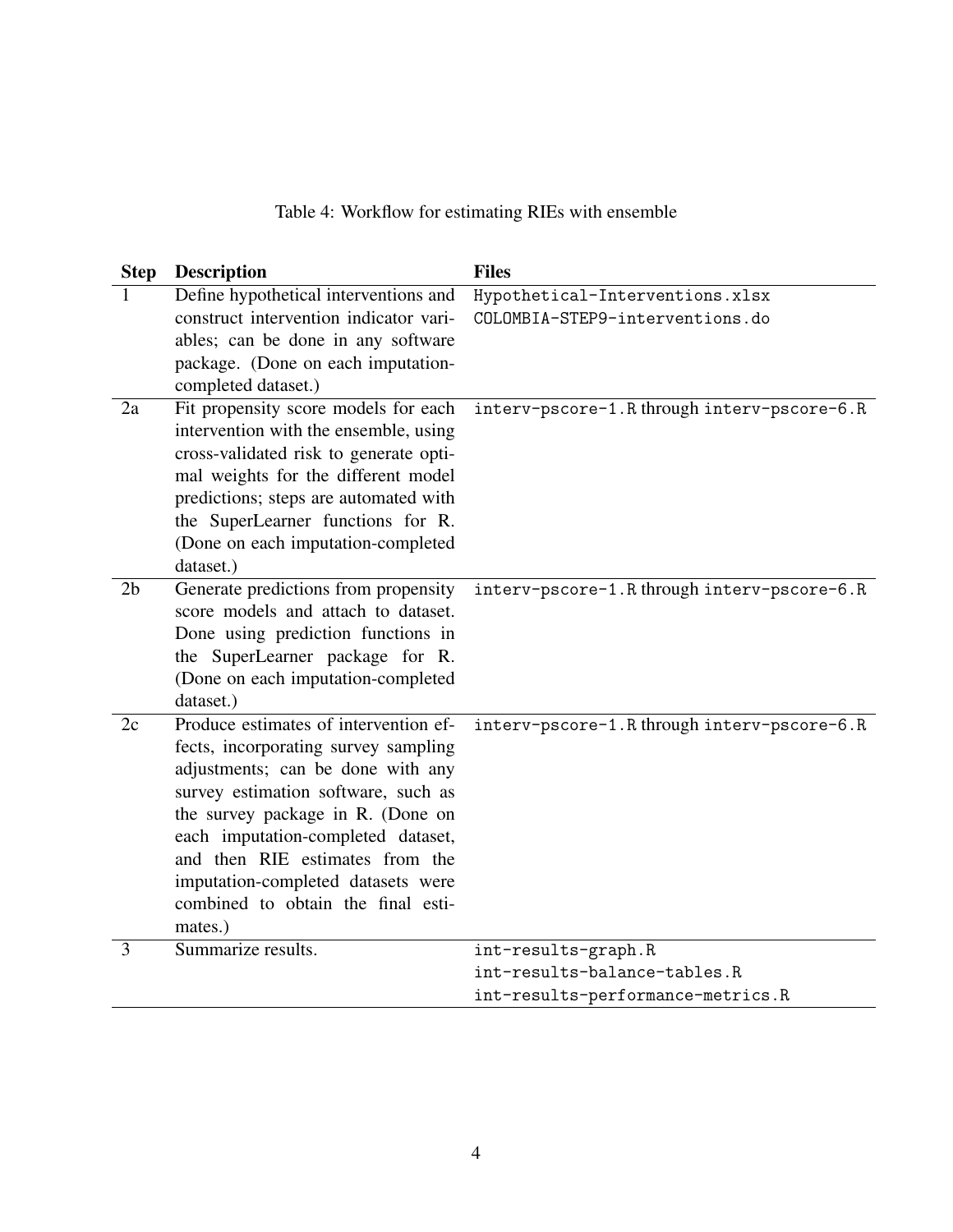Table 4: Workflow for estimating RIEs with ensemble

| Step | Description | Files |
|---|---|---|
| 1 | Define hypothetical interventions and construct intervention indicator variables; can be done in any software package. (Done on each imputation-completed dataset.) | `Hypothetical-Interventions.xlsx` `COLOMBIA-STEP9-interventions.do` |
| 2a | Fit propensity score models for each intervention with the ensemble, using cross-validated risk to generate optimal weights for the different model predictions; steps are automated with the SuperLearner functions for R. (Done on each imputation-completed dataset.) | `interv-pscore-1.R` through `interv-pscore-6.R` |
| 2b | Generate predictions from propensity score models and attach to dataset. Done using prediction functions in the SuperLearner package for R. (Done on each imputation-completed dataset.) | `interv-pscore-1.R` through `interv-pscore-6.R` |
| 2c | Produce estimates of intervention effects, incorporating survey sampling adjustments; can be done with any survey estimation software, such as the survey package in R. (Done on each imputation-completed dataset, and then RIE estimates from the imputation-completed datasets were combined to obtain the final estimates.) | `interv-pscore-1.R` through `interv-pscore-6.R` |
| 3 | Summarize results. | `int-results-graph.R` `int-results-balance-tables.R` `int-results-performance-metrics.R` |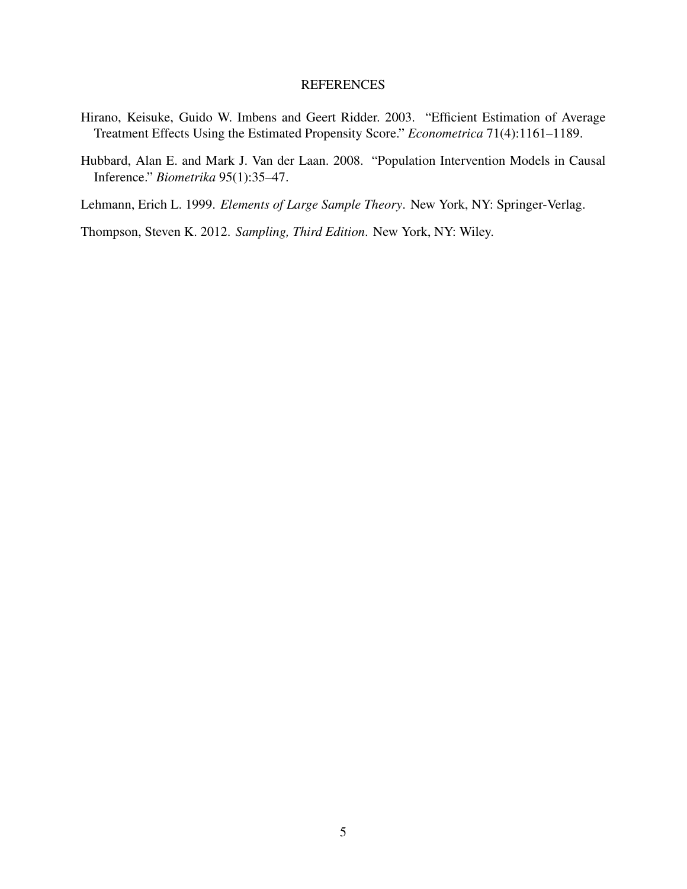## REFERENCES

Hirano, Keisuke, Guido W. Imbens and Geert Ridder. 2003. "Efficient Estimation of Average Treatment Effects Using the Estimated Propensity Score." *Econometrica* 71(4):1161–1189.

Hubbard, Alan E. and Mark J. Van der Laan. 2008. "Population Intervention Models in Causal Inference." *Biometrika* 95(1):35–47.

Lehmann, Erich L. 1999. *Elements of Large Sample Theory*. New York, NY: Springer-Verlag.

Thompson, Steven K. 2012. *Sampling, Third Edition*. New York, NY: Wiley.